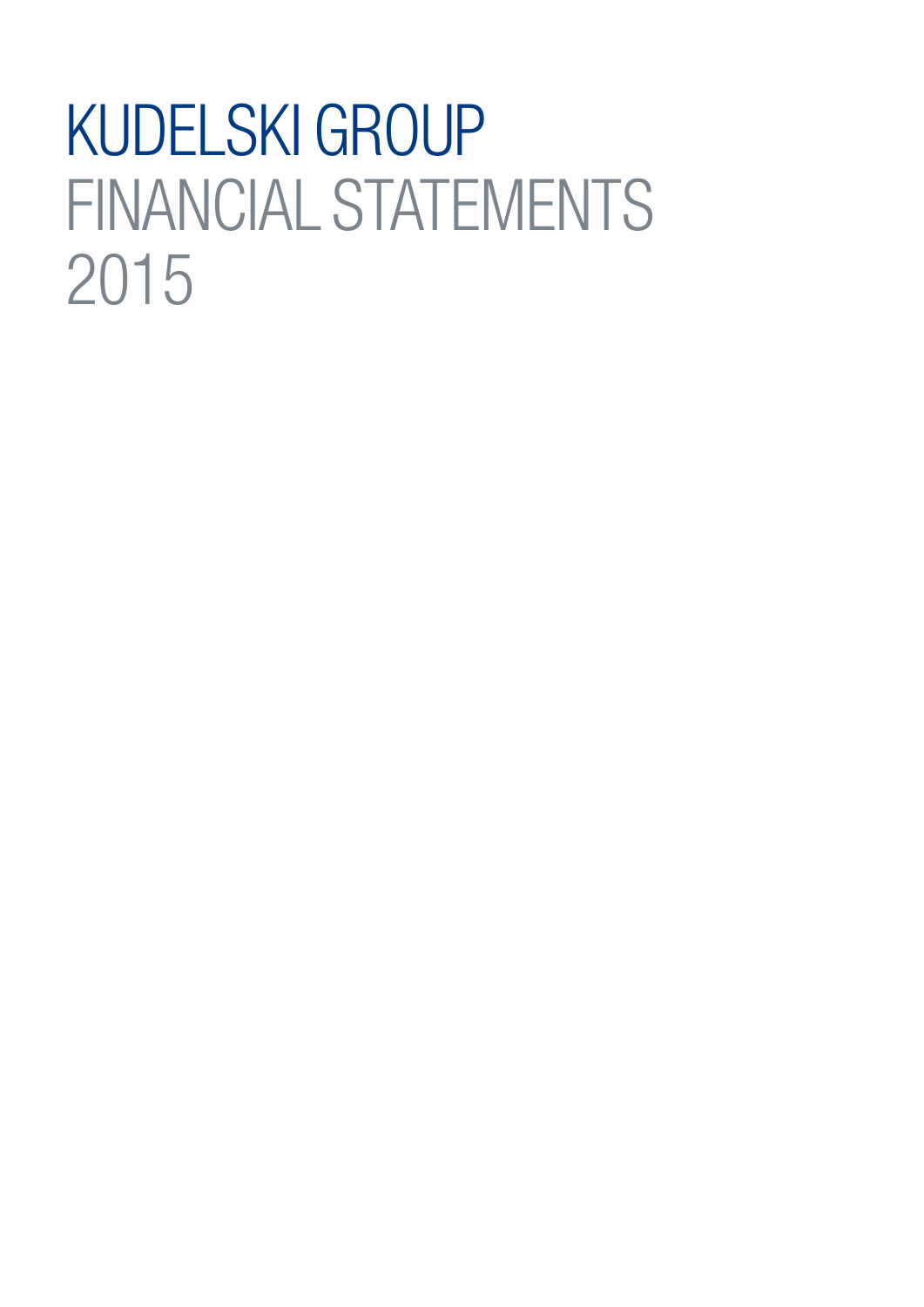# KUDELSKI GROUP
# FINANCIAL STATEMENTS
# 2015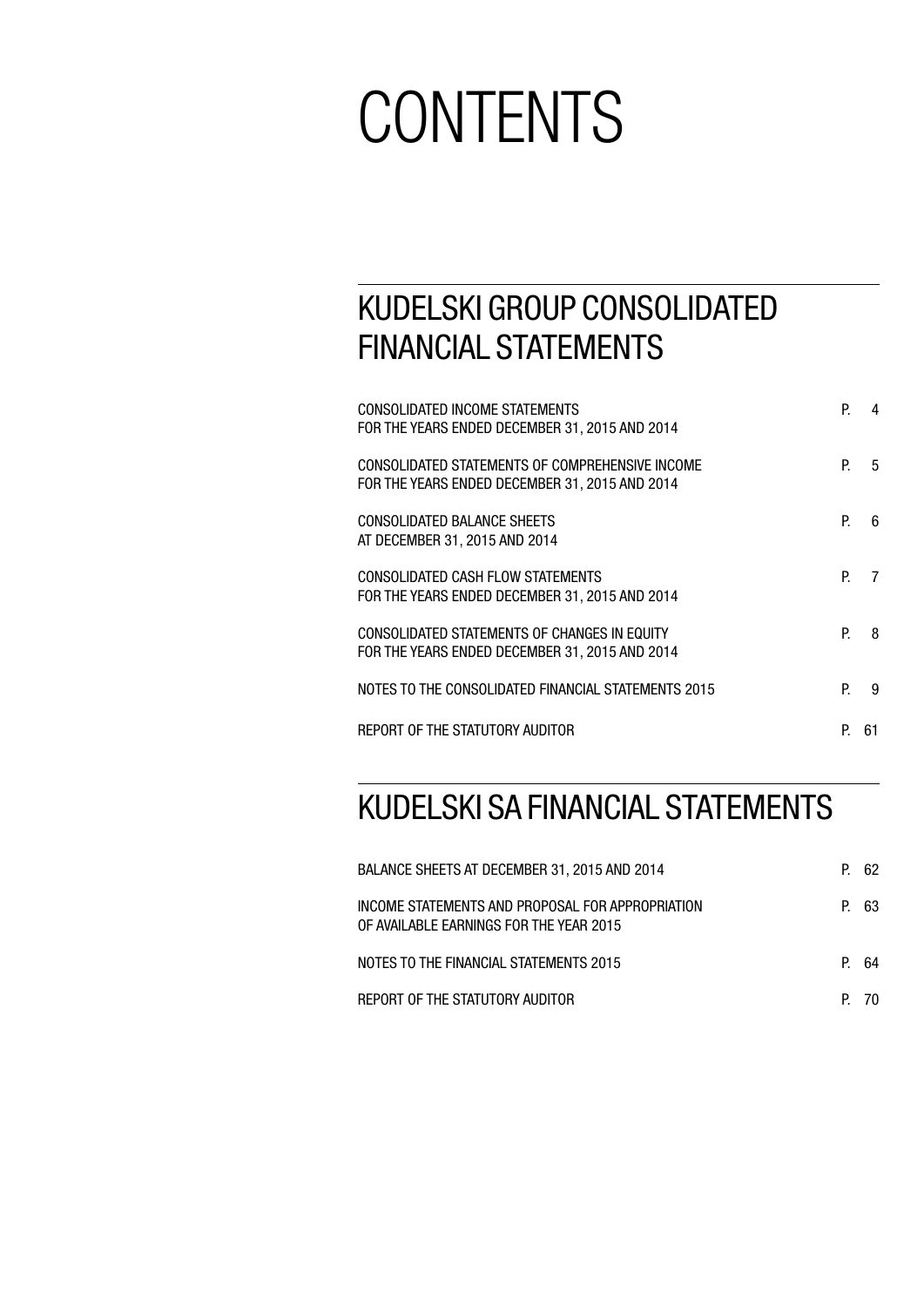# CONTENTS

## KUDELSKI GROUP CONSOLIDATED FINANCIAL STATEMENTS

| | |
|---|---|
| CONSOLIDATED INCOME STATEMENTS<br>FOR THE YEARS ENDED DECEMBER 31, 2015 AND 2014 | P. 4 |
| CONSOLIDATED STATEMENTS OF COMPREHENSIVE INCOME<br>FOR THE YEARS ENDED DECEMBER 31, 2015 AND 2014 | P. 5 |
| CONSOLIDATED BALANCE SHEETS<br>AT DECEMBER 31, 2015 AND 2014 | P. 6 |
| CONSOLIDATED CASH FLOW STATEMENTS<br>FOR THE YEARS ENDED DECEMBER 31, 2015 AND 2014 | P. 7 |
| CONSOLIDATED STATEMENTS OF CHANGES IN EQUITY<br>FOR THE YEARS ENDED DECEMBER 31, 2015 AND 2014 | P. 8 |
| NOTES TO THE CONSOLIDATED FINANCIAL STATEMENTS 2015 | P. 9 |
| REPORT OF THE STATUTORY AUDITOR | P. 61 |

## KUDELSKI SA FINANCIAL STATEMENTS

| | |
|---|---|
| BALANCE SHEETS AT DECEMBER 31, 2015 AND 2014 | P. 62 |
| INCOME STATEMENTS AND PROPOSAL FOR APPROPRIATION<br>OF AVAILABLE EARNINGS FOR THE YEAR 2015 | P. 63 |
| NOTES TO THE FINANCIAL STATEMENTS 2015 | P. 64 |
| REPORT OF THE STATUTORY AUDITOR | P. 70 |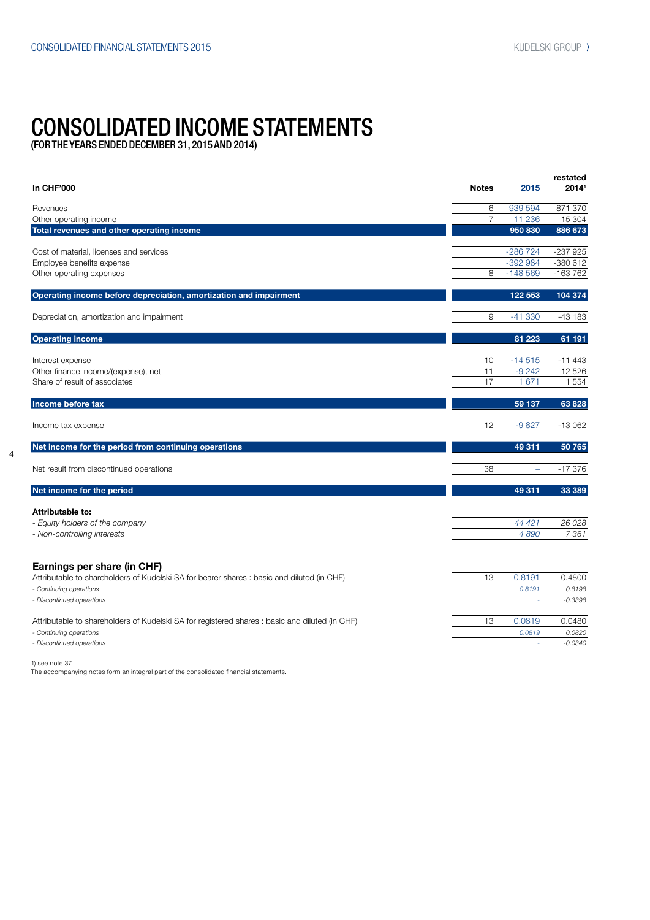# CONSOLIDATED INCOME STATEMENTS

(FOR THE YEARS ENDED DECEMBER 31, 2015 AND 2014)

| In CHF'000 | Notes | 2015 | restated 2014[1] |
|---|---|---|---|
| Revenues | 6 | 939 594 | 871 370 |
| Other operating income | 7 | 11 236 | 15 304 |
| **Total revenues and other operating income** | | **950 830** | **886 673** |
| Cost of material, licenses and services | | -286 724 | -237 925 |
| Employee benefits expense | | -392 984 | -380 612 |
| Other operating expenses | 8 | -148 569 | -163 762 |
| **Operating income before depreciation, amortization and impairment** | | **122 553** | **104 374** |
| Depreciation, amortization and impairment | 9 | -41 330 | -43 183 |
| **Operating income** | | **81 223** | **61 191** |
| Interest expense | 10 | -14 515 | -11 443 |
| Other finance income/(expense), net | 11 | -9 242 | 12 526 |
| Share of result of associates | 17 | 1 671 | 1 554 |
| **Income before tax** | | **59 137** | **63 828** |
| Income tax expense | 12 | -9 827 | -13 062 |
| **Net income for the period from continuing operations** | | **49 311** | **50 765** |
| Net result from discontinued operations | 38 | – | -17 376 |
| **Net income for the period** | | **49 311** | **33 389** |
| **Attributable to:** | | | |
| *- Equity holders of the company* | | *44 421* | *26 028* |
| *- Non-controlling interests* | | *4 890* | *7 361* |

## Earnings per share (in CHF)

| | Notes | 2015 | restated 2014[1] |
|---|---|---|---|
| Attributable to shareholders of Kudelski SA for bearer shares : basic and diluted (in CHF) | 13 | 0.8191 | 0.4800 |
| *- Continuing operations* | | *0.8191* | *0.8198* |
| *- Discontinued operations* | | *-* | *-0.3398* |
| Attributable to shareholders of Kudelski SA for registered shares : basic and diluted (in CHF) | 13 | 0.0819 | 0.0480 |
| *- Continuing operations* | | *0.0819* | *0.0820* |
| *- Discontinued operations* | | *-* | *-0.0340* |

1) see note 37

The accompanying notes form an integral part of the consolidated financial statements.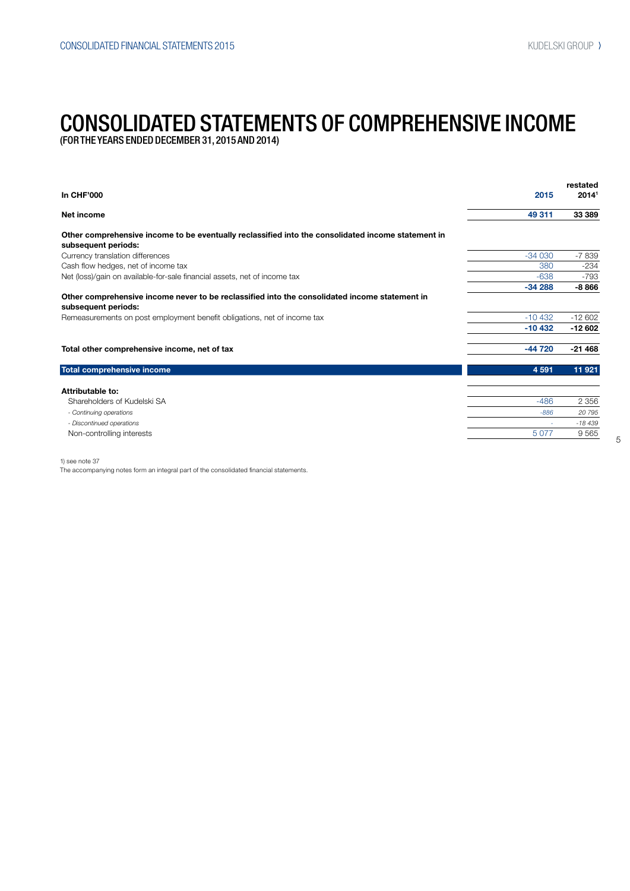# CONSOLIDATED STATEMENTS OF COMPREHENSIVE INCOME

(FOR THE YEARS ENDED DECEMBER 31, 2015 AND 2014)

| In CHF'000 | 2015 | restated 2014[1] |
|---|---|---|
| **Net income** | **49 311** | **33 389** |
| **Other comprehensive income to be eventually reclassified into the consolidated income statement in subsequent periods:** | | |
| Currency translation differences | -34 030 | -7 839 |
| Cash flow hedges, net of income tax | 380 | -234 |
| Net (loss)/gain on available-for-sale financial assets, net of income tax | -638 | -793 |
| | **-34 288** | **-8 866** |
| **Other comprehensive income never to be reclassified into the consolidated income statement in subsequent periods:** | | |
| Remeasurements on post employment benefit obligations, net of income tax | -10 432 | -12 602 |
| | **-10 432** | **-12 602** |
| **Total other comprehensive income, net of tax** | **-44 720** | **-21 468** |
| **Total comprehensive income** | **4 591** | **11 921** |
| **Attributable to:** | | |
| Shareholders of Kudelski SA | -486 | 2 356 |
| *- Continuing operations* | *-886* | *20 795* |
| *- Discontinued operations* | *-* | *-18 439* |
| Non-controlling interests | 5 077 | 9 565 |

1) see note 37

The accompanying notes form an integral part of the consolidated financial statements.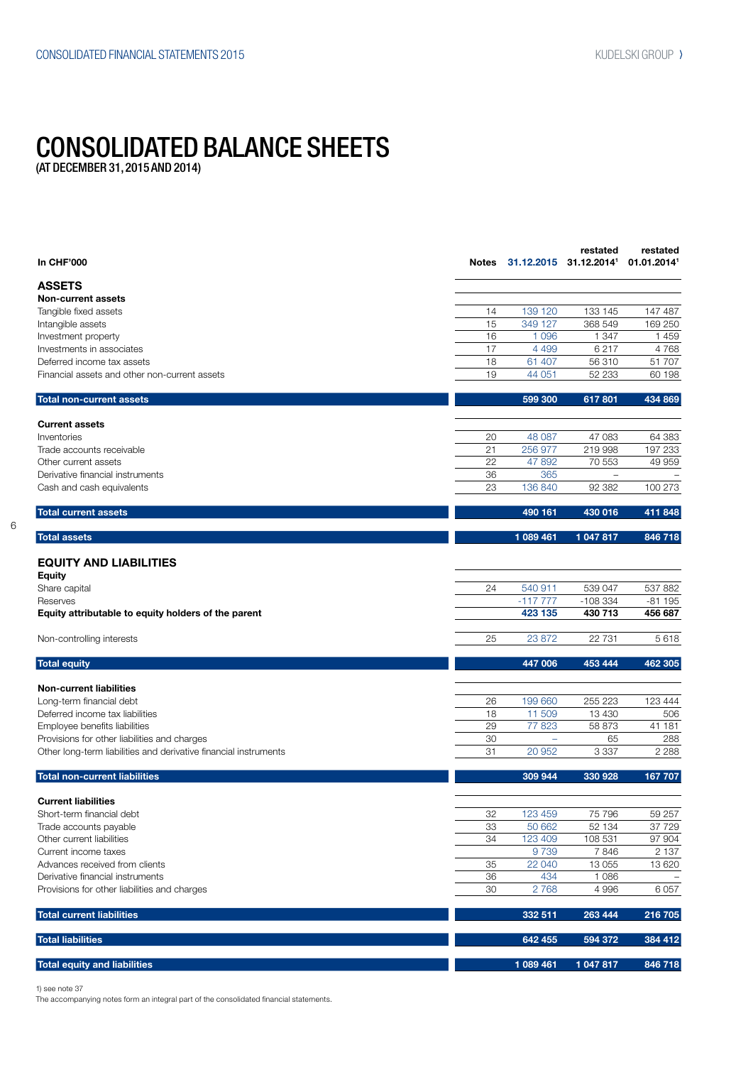# CONSOLIDATED BALANCE SHEETS

(AT DECEMBER 31, 2015 AND 2014)

| In CHF'000 | Notes | 31.12.2015 | restated 31.12.2014[1] | restated 01.01.2014[1] |
|---|---|---|---|---|
| **ASSETS** | | | | |
| **Non-current assets** | | | | |
| Tangible fixed assets | 14 | 139 120 | 133 145 | 147 487 |
| Intangible assets | 15 | 349 127 | 368 549 | 169 250 |
| Investment property | 16 | 1 096 | 1 347 | 1 459 |
| Investments in associates | 17 | 4 499 | 6 217 | 4 768 |
| Deferred income tax assets | 18 | 61 407 | 56 310 | 51 707 |
| Financial assets and other non-current assets | 19 | 44 051 | 52 233 | 60 198 |
| **Total non-current assets** | | **599 300** | **617 801** | **434 869** |
| **Current assets** | | | | |
| Inventories | 20 | 48 087 | 47 083 | 64 383 |
| Trade accounts receivable | 21 | 256 977 | 219 998 | 197 233 |
| Other current assets | 22 | 47 892 | 70 553 | 49 959 |
| Derivative financial instruments | 36 | 365 | – | – |
| Cash and cash equivalents | 23 | 136 840 | 92 382 | 100 273 |
| **Total current assets** | | **490 161** | **430 016** | **411 848** |
| **Total assets** | | **1 089 461** | **1 047 817** | **846 718** |
| **EQUITY AND LIABILITIES** | | | | |
| **Equity** | | | | |
| Share capital | 24 | 540 911 | 539 047 | 537 882 |
| Reserves | | -117 777 | -108 334 | -81 195 |
| **Equity attributable to equity holders of the parent** | | **423 135** | **430 713** | **456 687** |
| Non-controlling interests | 25 | 23 872 | 22 731 | 5 618 |
| **Total equity** | | **447 006** | **453 444** | **462 305** |
| **Non-current liabilities** | | | | |
| Long-term financial debt | 26 | 199 660 | 255 223 | 123 444 |
| Deferred income tax liabilities | 18 | 11 509 | 13 430 | 506 |
| Employee benefits liabilities | 29 | 77 823 | 58 873 | 41 181 |
| Provisions for other liabilities and charges | 30 | – | 65 | 288 |
| Other long-term liabilities and derivative financial instruments | 31 | 20 952 | 3 337 | 2 288 |
| **Total non-current liabilities** | | **309 944** | **330 928** | **167 707** |
| **Current liabilities** | | | | |
| Short-term financial debt | 32 | 123 459 | 75 796 | 59 257 |
| Trade accounts payable | 33 | 50 662 | 52 134 | 37 729 |
| Other current liabilities | 34 | 123 409 | 108 531 | 97 904 |
| Current income taxes | | 9 739 | 7 846 | 2 137 |
| Advances received from clients | 35 | 22 040 | 13 055 | 13 620 |
| Derivative financial instruments | 36 | 434 | 1 086 | – |
| Provisions for other liabilities and charges | 30 | 2 768 | 4 996 | 6 057 |
| **Total current liabilities** | | **332 511** | **263 444** | **216 705** |
| **Total liabilities** | | **642 455** | **594 372** | **384 412** |
| **Total equity and liabilities** | | **1 089 461** | **1 047 817** | **846 718** |

1) see note 37

The accompanying notes form an integral part of the consolidated financial statements.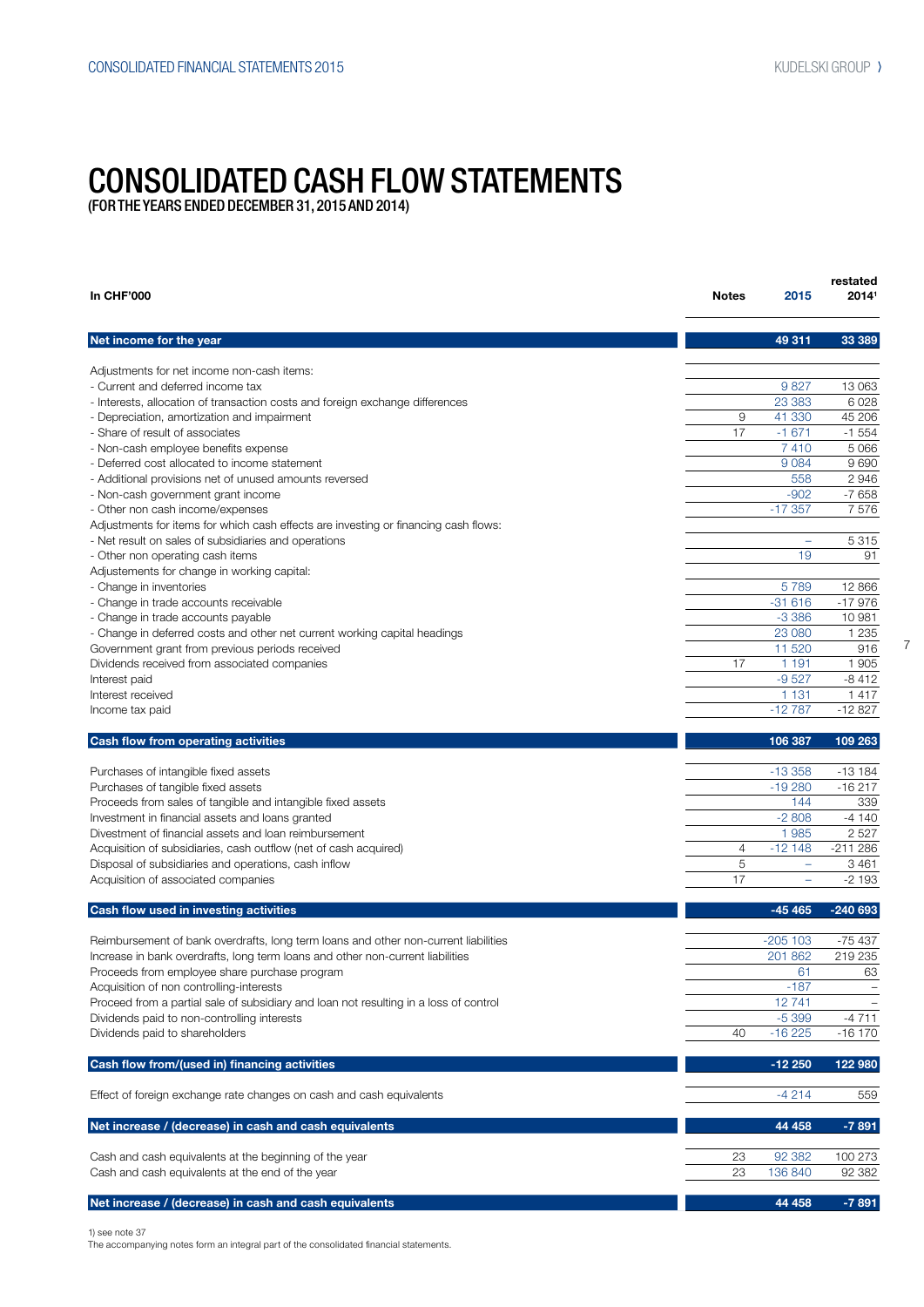# CONSOLIDATED CASH FLOW STATEMENTS

(FOR THE YEARS ENDED DECEMBER 31, 2015 AND 2014)

| In CHF'000 | Notes | 2015 | restated 2014[1] |
|---|---|---|---|
| **Net income for the year** | | **49 311** | **33 389** |
| Adjustments for net income non-cash items: | | | |
| - Current and deferred income tax | | 9 827 | 13 063 |
| - Interests, allocation of transaction costs and foreign exchange differences | | 23 383 | 6 028 |
| - Depreciation, amortization and impairment | 9 | 41 330 | 45 206 |
| - Share of result of associates | 17 | -1 671 | -1 554 |
| - Non-cash employee benefits expense | | 7 410 | 5 066 |
| - Deferred cost allocated to income statement | | 9 084 | 9 690 |
| - Additional provisions net of unused amounts reversed | | 558 | 2 946 |
| - Non-cash government grant income | | -902 | -7 658 |
| - Other non cash income/expenses | | -17 357 | 7 576 |
| Adjustments for items for which cash effects are investing or financing cash flows: | | | |
| - Net result on sales of subsidiaries and operations | | – | 5 315 |
| - Other non operating cash items | | 19 | 91 |
| Adjustements for change in working capital: | | | |
| - Change in inventories | | 5 789 | 12 866 |
| - Change in trade accounts receivable | | -31 616 | -17 976 |
| - Change in trade accounts payable | | -3 386 | 10 981 |
| - Change in deferred costs and other net current working capital headings | | 23 080 | 1 235 |
| Government grant from previous periods received | | 11 520 | 916 |
| Dividends received from associated companies | 17 | 1 191 | 1 905 |
| Interest paid | | -9 527 | -8 412 |
| Interest received | | 1 131 | 1 417 |
| Income tax paid | | -12 787 | -12 827 |
| **Cash flow from operating activities** | | **106 387** | **109 263** |
| Purchases of intangible fixed assets | | -13 358 | -13 184 |
| Purchases of tangible fixed assets | | -19 280 | -16 217 |
| Proceeds from sales of tangible and intangible fixed assets | | 144 | 339 |
| Investment in financial assets and loans granted | | -2 808 | -4 140 |
| Divestment of financial assets and loan reimbursement | | 1 985 | 2 527 |
| Acquisition of subsidiaries, cash outflow (net of cash acquired) | 4 | -12 148 | -211 286 |
| Disposal of subsidiaries and operations, cash inflow | 5 | – | 3 461 |
| Acquisition of associated companies | 17 | – | -2 193 |
| **Cash flow used in investing activities** | | **-45 465** | **-240 693** |
| Reimbursement of bank overdrafts, long term loans and other non-current liabilities | | -205 103 | -75 437 |
| Increase in bank overdrafts, long term loans and other non-current liabilities | | 201 862 | 219 235 |
| Proceeds from employee share purchase program | | 61 | 63 |
| Acquisition of non controlling-interests | | -187 | – |
| Proceed from a partial sale of subsidiary and loan not resulting in a loss of control | | 12 741 | – |
| Dividends paid to non-controlling interests | | -5 399 | -4 711 |
| Dividends paid to shareholders | 40 | -16 225 | -16 170 |
| **Cash flow from/(used in) financing activities** | | **-12 250** | **122 980** |
| Effect of foreign exchange rate changes on cash and cash equivalents | | -4 214 | 559 |
| **Net increase / (decrease) in cash and cash equivalents** | | **44 458** | **-7 891** |
| Cash and cash equivalents at the beginning of the year | 23 | 92 382 | 100 273 |
| Cash and cash equivalents at the end of the year | 23 | 136 840 | 92 382 |
| **Net increase / (decrease) in cash and cash equivalents** | | **44 458** | **-7 891** |

1) see note 37

The accompanying notes form an integral part of the consolidated financial statements.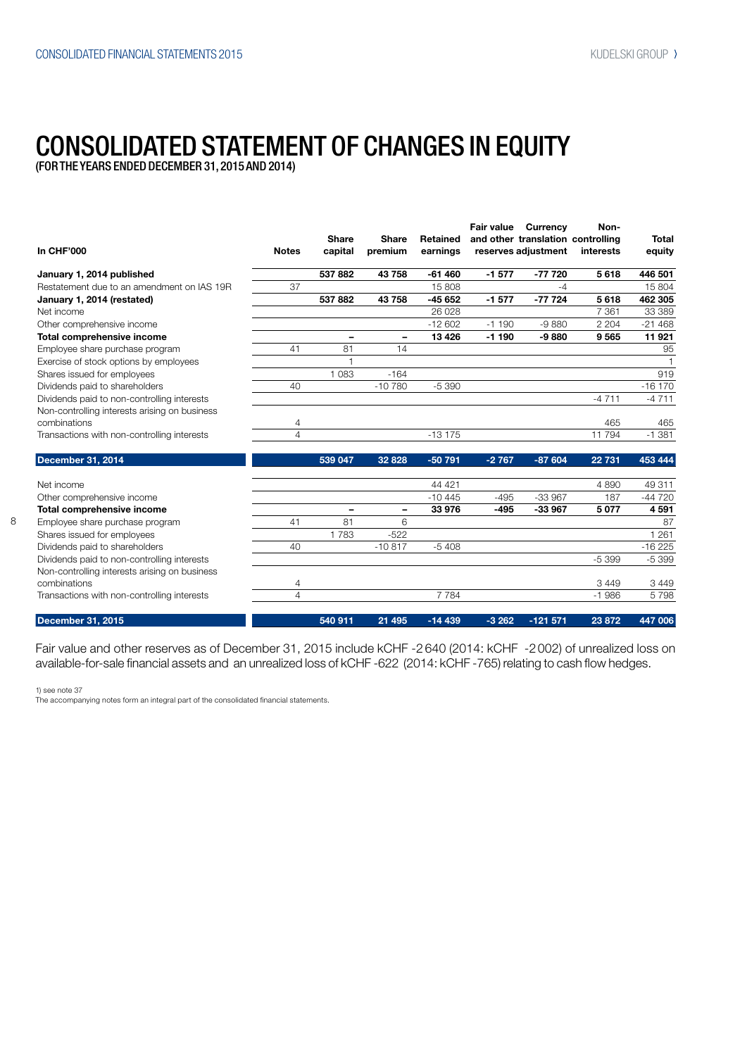# CONSOLIDATED STATEMENT OF CHANGES IN EQUITY

(FOR THE YEARS ENDED DECEMBER 31, 2015 AND 2014)

| In CHF'000 | Notes | Share capital | Share premium | Retained earnings | Fair value and other reserves | Currency translation adjustment | Non-controlling interests | Total equity |
|---|---|---|---|---|---|---|---|---|
| **January 1, 2014 published** | | **537 882** | **43 758** | **-61 460** | **-1 577** | **-77 720** | **5 618** | **446 501** |
| Restatement due to an amendment on IAS 19R | 37 | | | 15 808 | | -4 | | 15 804 |
| **January 1, 2014 (restated)** | | **537 882** | **43 758** | **-45 652** | **-1 577** | **-77 724** | **5 618** | **462 305** |
| Net income | | | | 26 028 | | | 7 361 | 33 389 |
| Other comprehensive income | | | | -12 602 | -1 190 | -9 880 | 2 204 | -21 468 |
| **Total comprehensive income** | | **–** | **–** | **13 426** | **-1 190** | **-9 880** | **9 565** | **11 921** |
| Employee share purchase program | 41 | 81 | 14 | | | | | 95 |
| Exercise of stock options by employees | | 1 | | | | | | 1 |
| Shares issued for employees | | 1 083 | -164 | | | | | 919 |
| Dividends paid to shareholders | 40 | | -10 780 | -5 390 | | | | -16 170 |
| Dividends paid to non-controlling interests | | | | | | | -4 711 | -4 711 |
| Non-controlling interests arising on business combinations | 4 | | | | | | 465 | 465 |
| Transactions with non-controlling interests | 4 | | | -13 175 | | | 11 794 | -1 381 |
| **December 31, 2014** | | **539 047** | **32 828** | **-50 791** | **-2 767** | **-87 604** | **22 731** | **453 444** |
| Net income | | | | 44 421 | | | 4 890 | 49 311 |
| Other comprehensive income | | | | -10 445 | -495 | -33 967 | 187 | -44 720 |
| **Total comprehensive income** | | **–** | **–** | **33 976** | **-495** | **-33 967** | **5 077** | **4 591** |
| Employee share purchase program | 41 | 81 | 6 | | | | | 87 |
| Shares issued for employees | | 1 783 | -522 | | | | | 1 261 |
| Dividends paid to shareholders | 40 | | -10 817 | -5 408 | | | | -16 225 |
| Dividends paid to non-controlling interests | | | | | | | -5 399 | -5 399 |
| Non-controlling interests arising on business combinations | 4 | | | | | | 3 449 | 3 449 |
| Transactions with non-controlling interests | 4 | | | 7 784 | | | -1 986 | 5 798 |
| **December 31, 2015** | | **540 911** | **21 495** | **-14 439** | **-3 262** | **-121 571** | **23 872** | **447 006** |

Fair value and other reserves as of December 31, 2015 include kCHF -2 640 (2014: kCHF -2 002) of unrealized loss on available-for-sale financial assets and an unrealized loss of kCHF -622 (2014: kCHF -765) relating to cash flow hedges.

1) see note 37

The accompanying notes form an integral part of the consolidated financial statements.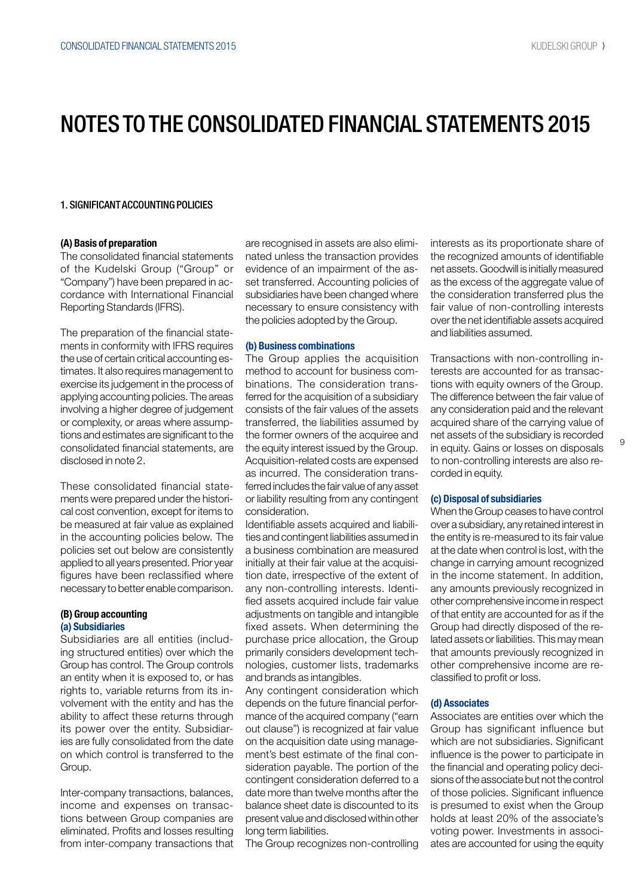# NOTES TO THE CONSOLIDATED FINANCIAL STATEMENTS 2015

## 1. SIGNIFICANT ACCOUNTING POLICIES

### (A) Basis of preparation

The consolidated financial statements of the Kudelski Group ("Group" or "Company") have been prepared in accordance with International Financial Reporting Standards (IFRS).

The preparation of the financial statements in conformity with IFRS requires the use of certain critical accounting estimates. It also requires management to exercise its judgement in the process of applying accounting policies. The areas involving a higher degree of judgement or complexity, or areas where assumptions and estimates are significant to the consolidated financial statements, are disclosed in note 2.

These consolidated financial statements were prepared under the historical cost convention, except for items to be measured at fair value as explained in the accounting policies below. The policies set out below are consistently applied to all years presented. Prior year figures have been reclassified where necessary to better enable comparison.

### (B) Group accounting

#### (a) Subsidiaries

Subsidiaries are all entities (including structured entities) over which the Group has control. The Group controls an entity when it is exposed to, or has rights to, variable returns from its involvement with the entity and has the ability to affect these returns through its power over the entity. Subsidiaries are fully consolidated from the date on which control is transferred to the Group.

Inter-company transactions, balances, income and expenses on transactions between Group companies are eliminated. Profits and losses resulting from inter-company transactions that are recognised in assets are also eliminated unless the transaction provides evidence of an impairment of the asset transferred. Accounting policies of subsidiaries have been changed where necessary to ensure consistency with the policies adopted by the Group.

#### (b) Business combinations

The Group applies the acquisition method to account for business combinations. The consideration transferred for the acquisition of a subsidiary consists of the fair values of the assets transferred, the liabilities assumed by the former owners of the acquiree and the equity interest issued by the Group. Acquisition-related costs are expensed as incurred. The consideration transferred includes the fair value of any asset or liability resulting from any contingent consideration.

Identifiable assets acquired and liabilities and contingent liabilities assumed in a business combination are measured initially at their fair value at the acquisition date, irrespective of the extent of any non-controlling interests. Identified assets acquired include fair value adjustments on tangible and intangible fixed assets. When determining the purchase price allocation, the Group primarily considers development technologies, customer lists, trademarks and brands as intangibles.

Any contingent consideration which depends on the future financial performance of the acquired company ("earn out clause") is recognized at fair value on the acquisition date using management's best estimate of the final consideration payable. The portion of the contingent consideration deferred to a date more than twelve months after the balance sheet date is discounted to its present value and disclosed within other long term liabilities.

The Group recognizes non-controlling interests as its proportionate share of the recognized amounts of identifiable net assets. Goodwill is initially measured as the excess of the aggregate value of the consideration transferred plus the fair value of non-controlling interests over the net identifiable assets acquired and liabilities assumed.

Transactions with non-controlling interests are accounted for as transactions with equity owners of the Group. The difference between the fair value of any consideration paid and the relevant acquired share of the carrying value of net assets of the subsidiary is recorded in equity. Gains or losses on disposals to non-controlling interests are also recorded in equity.

#### (c) Disposal of subsidiaries

When the Group ceases to have control over a subsidiary, any retained interest in the entity is re-measured to its fair value at the date when control is lost, with the change in carrying amount recognized in the income statement. In addition, any amounts previously recognized in other comprehensive income in respect of that entity are accounted for as if the Group had directly disposed of the related assets or liabilities. This may mean that amounts previously recognized in other comprehensive income are reclassified to profit or loss.

#### (d) Associates

Associates are entities over which the Group has significant influence but which are not subsidiaries. Significant influence is the power to participate in the financial and operating policy decisions of the associate but not the control of those policies. Significant influence is presumed to exist when the Group holds at least 20% of the associate's voting power. Investments in associates are accounted for using the equity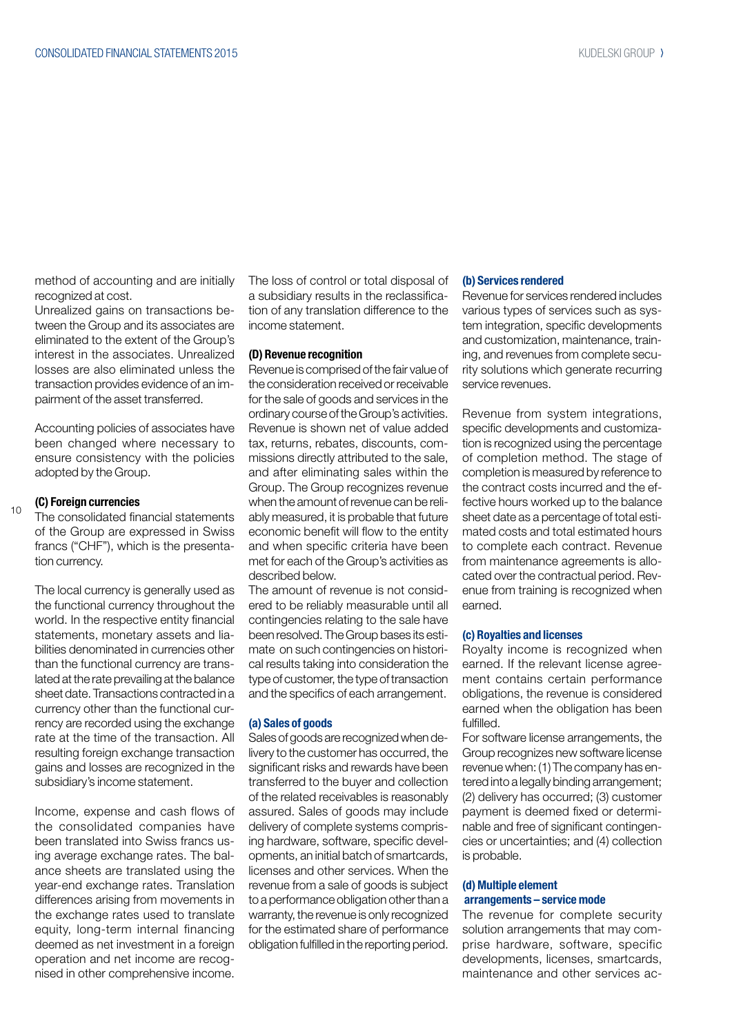method of accounting and are initially recognized at cost.
Unrealized gains on transactions between the Group and its associates are eliminated to the extent of the Group's interest in the associates. Unrealized losses are also eliminated unless the transaction provides evidence of an impairment of the asset transferred.

Accounting policies of associates have been changed where necessary to ensure consistency with the policies adopted by the Group.

#### (C) Foreign currencies

The consolidated financial statements of the Group are expressed in Swiss francs ("CHF"), which is the presentation currency.

The local currency is generally used as the functional currency throughout the world. In the respective entity financial statements, monetary assets and liabilities denominated in currencies other than the functional currency are translated at the rate prevailing at the balance sheet date. Transactions contracted in a currency other than the functional currency are recorded using the exchange rate at the time of the transaction. All resulting foreign exchange transaction gains and losses are recognized in the subsidiary's income statement.

Income, expense and cash flows of the consolidated companies have been translated into Swiss francs using average exchange rates. The balance sheets are translated using the year-end exchange rates. Translation differences arising from movements in the exchange rates used to translate equity, long-term internal financing deemed as net investment in a foreign operation and net income are recognised in other comprehensive income.

The loss of control or total disposal of a subsidiary results in the reclassification of any translation difference to the income statement.

#### (D) Revenue recognition

Revenue is comprised of the fair value of the consideration received or receivable for the sale of goods and services in the ordinary course of the Group's activities. Revenue is shown net of value added tax, returns, rebates, discounts, commissions directly attributed to the sale, and after eliminating sales within the Group. The Group recognizes revenue when the amount of revenue can be reliably measured, it is probable that future economic benefit will flow to the entity and when specific criteria have been met for each of the Group's activities as described below.
The amount of revenue is not considered to be reliably measurable until all contingencies relating to the sale have been resolved. The Group bases its estimate on such contingencies on historical results taking into consideration the type of customer, the type of transaction and the specifics of each arrangement.

#### (a) Sales of goods

Sales of goods are recognized when delivery to the customer has occurred, the significant risks and rewards have been transferred to the buyer and collection of the related receivables is reasonably assured. Sales of goods may include delivery of complete systems comprising hardware, software, specific developments, an initial batch of smartcards, licenses and other services. When the revenue from a sale of goods is subject to a performance obligation other than a warranty, the revenue is only recognized for the estimated share of performance obligation fulfilled in the reporting period.

#### (b) Services rendered

Revenue for services rendered includes various types of services such as system integration, specific developments and customization, maintenance, training, and revenues from complete security solutions which generate recurring service revenues.

Revenue from system integrations, specific developments and customization is recognized using the percentage of completion method. The stage of completion is measured by reference to the contract costs incurred and the effective hours worked up to the balance sheet date as a percentage of total estimated costs and total estimated hours to complete each contract. Revenue from maintenance agreements is allocated over the contractual period. Revenue from training is recognized when earned.

#### (c) Royalties and licenses

Royalty income is recognized when earned. If the relevant license agreement contains certain performance obligations, the revenue is considered earned when the obligation has been fulfilled.
For software license arrangements, the Group recognizes new software license revenue when: (1) The company has entered into a legally binding arrangement; (2) delivery has occurred; (3) customer payment is deemed fixed or determinable and free of significant contingencies or uncertainties; and (4) collection is probable.

#### (d) Multiple element arrangements – service mode

The revenue for complete security solution arrangements that may comprise hardware, software, specific developments, licenses, smartcards, maintenance and other services ac-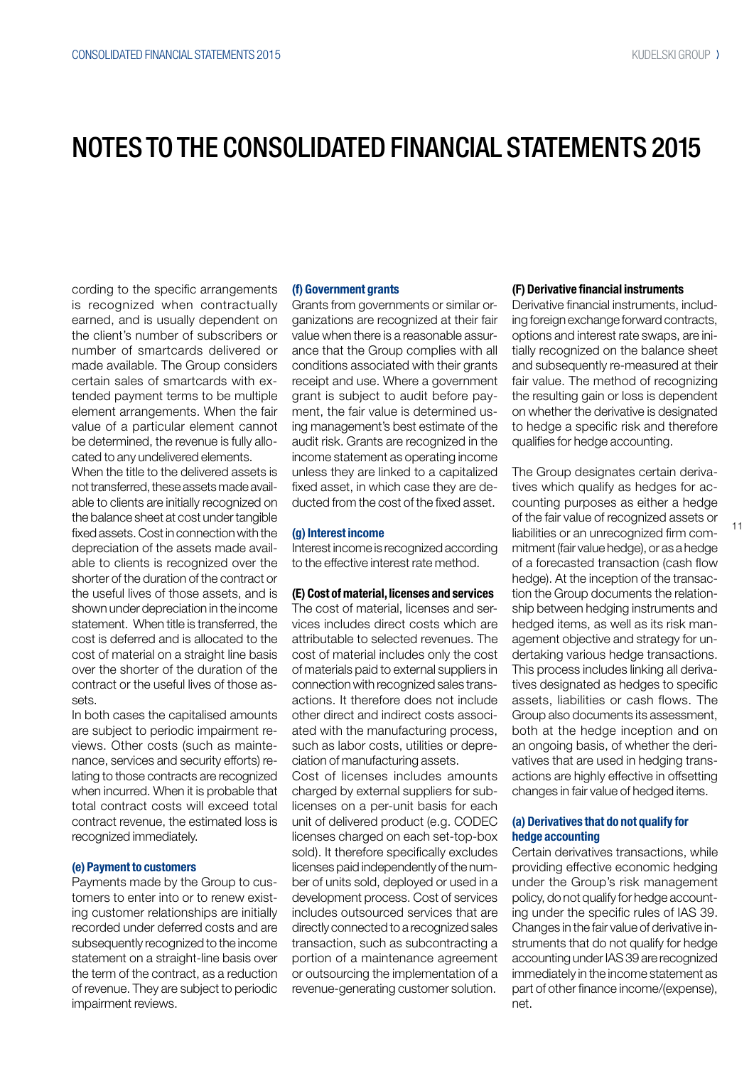# NOTES TO THE CONSOLIDATED FINANCIAL STATEMENTS 2015

cording to the specific arrangements is recognized when contractually earned, and is usually dependent on the client's number of subscribers or number of smartcards delivered or made available. The Group considers certain sales of smartcards with extended payment terms to be multiple element arrangements. When the fair value of a particular element cannot be determined, the revenue is fully allocated to any undelivered elements.

When the title to the delivered assets is not transferred, these assets made available to clients are initially recognized on the balance sheet at cost under tangible fixed assets. Cost in connection with the depreciation of the assets made available to clients is recognized over the shorter of the duration of the contract or the useful lives of those assets, and is shown under depreciation in the income statement. When title is transferred, the cost is deferred and is allocated to the cost of material on a straight line basis over the shorter of the duration of the contract or the useful lives of those assets.

In both cases the capitalised amounts are subject to periodic impairment reviews. Other costs (such as maintenance, services and security efforts) relating to those contracts are recognized when incurred. When it is probable that total contract costs will exceed total contract revenue, the estimated loss is recognized immediately.

**(e) Payment to customers**

Payments made by the Group to customers to enter into or to renew existing customer relationships are initially recorded under deferred costs and are subsequently recognized to the income statement on a straight-line basis over the term of the contract, as a reduction of revenue. They are subject to periodic impairment reviews.

**(f) Government grants**

Grants from governments or similar organizations are recognized at their fair value when there is a reasonable assurance that the Group complies with all conditions associated with their grants receipt and use. Where a government grant is subject to audit before payment, the fair value is determined using management's best estimate of the audit risk. Grants are recognized in the income statement as operating income unless they are linked to a capitalized fixed asset, in which case they are deducted from the cost of the fixed asset.

**(g) Interest income**

Interest income is recognized according to the effective interest rate method.

**(E) Cost of material, licenses and services**

The cost of material, licenses and services includes direct costs which are attributable to selected revenues. The cost of material includes only the cost of materials paid to external suppliers in connection with recognized sales transactions. It therefore does not include other direct and indirect costs associated with the manufacturing process, such as labor costs, utilities or depreciation of manufacturing assets.

Cost of licenses includes amounts charged by external suppliers for sublicenses on a per-unit basis for each unit of delivered product (e.g. CODEC licenses charged on each set-top-box sold). It therefore specifically excludes licenses paid independently of the number of units sold, deployed or used in a development process. Cost of services includes outsourced services that are directly connected to a recognized sales transaction, such as subcontracting a portion of a maintenance agreement or outsourcing the implementation of a revenue-generating customer solution.

**(F) Derivative financial instruments**

Derivative financial instruments, including foreign exchange forward contracts, options and interest rate swaps, are initially recognized on the balance sheet and subsequently re-measured at their fair value. The method of recognizing the resulting gain or loss is dependent on whether the derivative is designated to hedge a specific risk and therefore qualifies for hedge accounting.

The Group designates certain derivatives which qualify as hedges for accounting purposes as either a hedge of the fair value of recognized assets or liabilities or an unrecognized firm commitment (fair value hedge), or as a hedge of a forecasted transaction (cash flow hedge). At the inception of the transaction the Group documents the relationship between hedging instruments and hedged items, as well as its risk management objective and strategy for undertaking various hedge transactions. This process includes linking all derivatives designated as hedges to specific assets, liabilities or cash flows. The Group also documents its assessment, both at the hedge inception and on an ongoing basis, of whether the derivatives that are used in hedging transactions are highly effective in offsetting changes in fair value of hedged items.

**(a) Derivatives that do not qualify for hedge accounting**

Certain derivatives transactions, while providing effective economic hedging under the Group's risk management policy, do not qualify for hedge accounting under the specific rules of IAS 39. Changes in the fair value of derivative instruments that do not qualify for hedge accounting under IAS 39 are recognized immediately in the income statement as part of other finance income/(expense), net.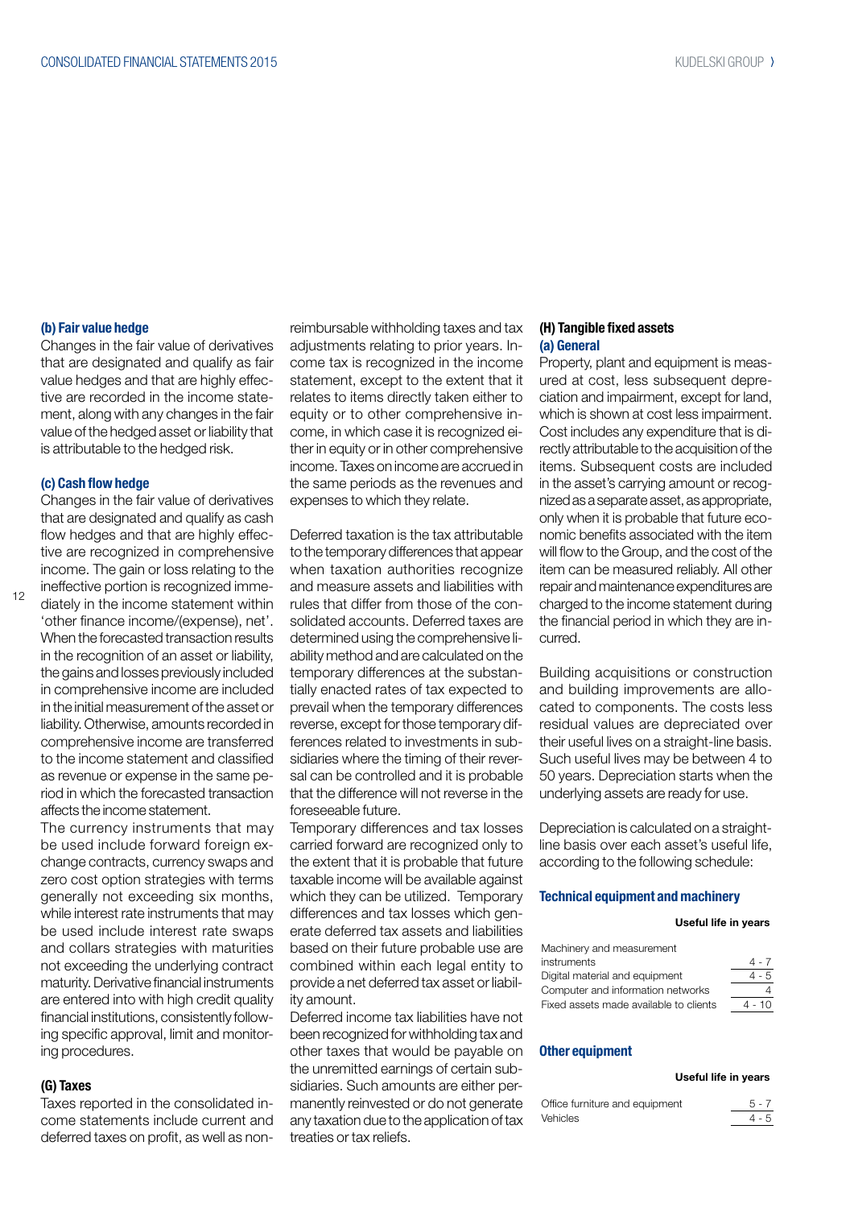#### (b) Fair value hedge

Changes in the fair value of derivatives that are designated and qualify as fair value hedges and that are highly effective are recorded in the income statement, along with any changes in the fair value of the hedged asset or liability that is attributable to the hedged risk.

#### (c) Cash flow hedge

Changes in the fair value of derivatives that are designated and qualify as cash flow hedges and that are highly effective are recognized in comprehensive income. The gain or loss relating to the ineffective portion is recognized immediately in the income statement within 'other finance income/(expense), net'. When the forecasted transaction results in the recognition of an asset or liability, the gains and losses previously included in comprehensive income are included in the initial measurement of the asset or liability. Otherwise, amounts recorded in comprehensive income are transferred to the income statement and classified as revenue or expense in the same period in which the forecasted transaction affects the income statement.

The currency instruments that may be used include forward foreign exchange contracts, currency swaps and zero cost option strategies with terms generally not exceeding six months, while interest rate instruments that may be used include interest rate swaps and collars strategies with maturities not exceeding the underlying contract maturity. Derivative financial instruments are entered into with high credit quality financial institutions, consistently following specific approval, limit and monitoring procedures.

### (G) Taxes

Taxes reported in the consolidated income statements include current and deferred taxes on profit, as well as non-reimbursable withholding taxes and tax adjustments relating to prior years. Income tax is recognized in the income statement, except to the extent that it relates to items directly taken either to equity or to other comprehensive income, in which case it is recognized either in equity or in other comprehensive income. Taxes on income are accrued in the same periods as the revenues and expenses to which they relate.

Deferred taxation is the tax attributable to the temporary differences that appear when taxation authorities recognize and measure assets and liabilities with rules that differ from those of the consolidated accounts. Deferred taxes are determined using the comprehensive liability method and are calculated on the temporary differences at the substantially enacted rates of tax expected to prevail when the temporary differences reverse, except for those temporary differences related to investments in subsidiaries where the timing of their reversal can be controlled and it is probable that the difference will not reverse in the foreseeable future.

Temporary differences and tax losses carried forward are recognized only to the extent that it is probable that future taxable income will be available against which they can be utilized. Temporary differences and tax losses which generate deferred tax assets and liabilities based on their future probable use are combined within each legal entity to provide a net deferred tax asset or liability amount.

Deferred income tax liabilities have not been recognized for withholding tax and other taxes that would be payable on the unremitted earnings of certain subsidiaries. Such amounts are either permanently reinvested or do not generate any taxation due to the application of tax treaties or tax reliefs.

### (H) Tangible fixed assets

#### (a) General

Property, plant and equipment is measured at cost, less subsequent depreciation and impairment, except for land, which is shown at cost less impairment. Cost includes any expenditure that is directly attributable to the acquisition of the items. Subsequent costs are included in the asset's carrying amount or recognized as a separate asset, as appropriate, only when it is probable that future economic benefits associated with the item will flow to the Group, and the cost of the item can be measured reliably. All other repair and maintenance expenditures are charged to the income statement during the financial period in which they are incurred.

Building acquisitions or construction and building improvements are allocated to components. The costs less residual values are depreciated over their useful lives on a straight-line basis. Such useful lives may be between 4 to 50 years. Depreciation starts when the underlying assets are ready for use.

Depreciation is calculated on a straight-line basis over each asset's useful life, according to the following schedule:

#### Technical equipment and machinery

| | Useful life in years |
|---|---|
| Machinery and measurement instruments | 4 - 7 |
| Digital material and equipment | 4 - 5 |
| Computer and information networks | 4 |
| Fixed assets made available to clients | 4 - 10 |

#### Other equipment

| | Useful life in years |
|---|---|
| Office furniture and equipment | 5 - 7 |
| Vehicles | 4 - 5 |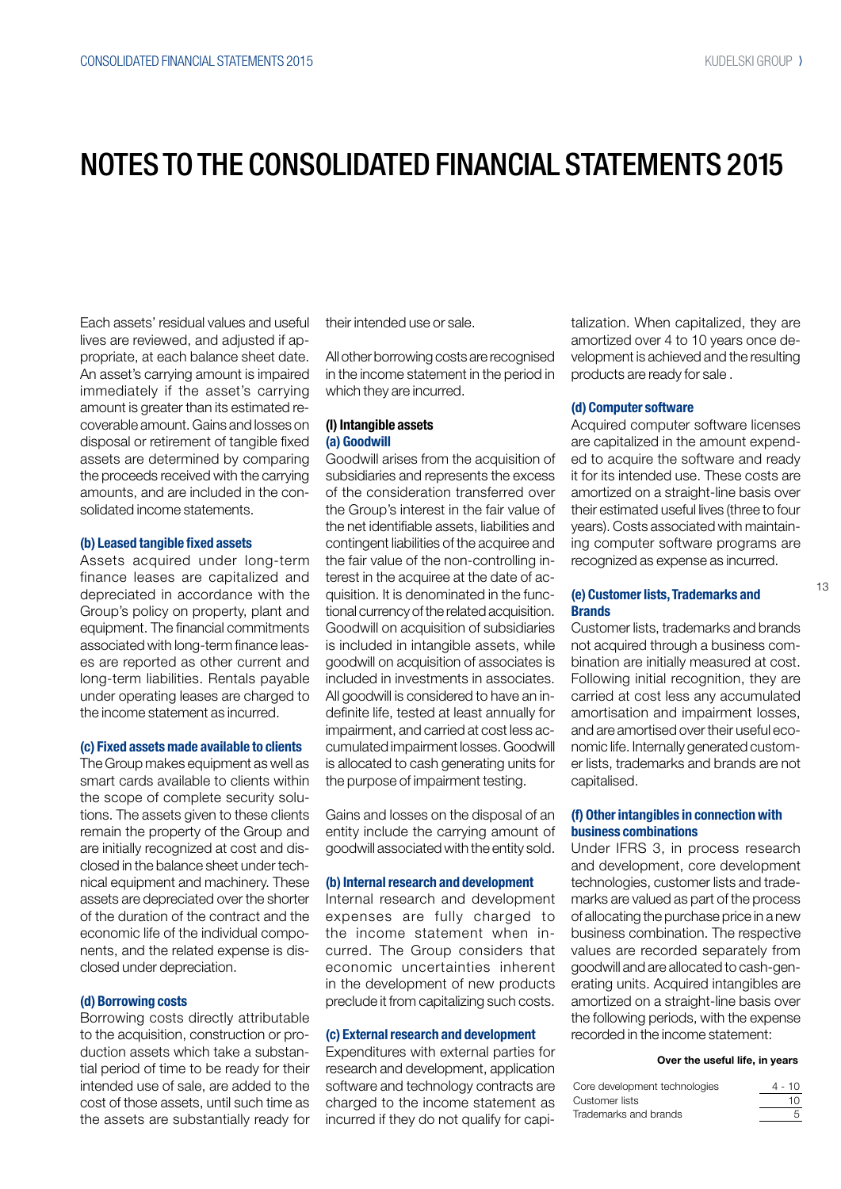# NOTES TO THE CONSOLIDATED FINANCIAL STATEMENTS 2015

Each assets' residual values and useful lives are reviewed, and adjusted if appropriate, at each balance sheet date. An asset's carrying amount is impaired immediately if the asset's carrying amount is greater than its estimated recoverable amount. Gains and losses on disposal or retirement of tangible fixed assets are determined by comparing the proceeds received with the carrying amounts, and are included in the consolidated income statements.

#### (b) Leased tangible fixed assets

Assets acquired under long-term finance leases are capitalized and depreciated in accordance with the Group's policy on property, plant and equipment. The financial commitments associated with long-term finance leases are reported as other current and long-term liabilities. Rentals payable under operating leases are charged to the income statement as incurred.

#### (c) Fixed assets made available to clients

The Group makes equipment as well as smart cards available to clients within the scope of complete security solutions. The assets given to these clients remain the property of the Group and are initially recognized at cost and disclosed in the balance sheet under technical equipment and machinery. These assets are depreciated over the shorter of the duration of the contract and the economic life of the individual components, and the related expense is disclosed under depreciation.

#### (d) Borrowing costs

Borrowing costs directly attributable to the acquisition, construction or production assets which take a substantial period of time to be ready for their intended use of sale, are added to the cost of those assets, until such time as the assets are substantially ready for their intended use or sale.

All other borrowing costs are recognised in the income statement in the period in which they are incurred.

### (l) Intangible assets

#### (a) Goodwill

Goodwill arises from the acquisition of subsidiaries and represents the excess of the consideration transferred over the Group's interest in the fair value of the net identifiable assets, liabilities and contingent liabilities of the acquiree and the fair value of the non-controlling interest in the acquiree at the date of acquisition. It is denominated in the functional currency of the related acquisition. Goodwill on acquisition of subsidiaries is included in intangible assets, while goodwill on acquisition of associates is included in investments in associates. All goodwill is considered to have an indefinite life, tested at least annually for impairment, and carried at cost less accumulated impairment losses. Goodwill is allocated to cash generating units for the purpose of impairment testing.

Gains and losses on the disposal of an entity include the carrying amount of goodwill associated with the entity sold.

#### (b) Internal research and development

Internal research and development expenses are fully charged to the income statement when incurred. The Group considers that economic uncertainties inherent in the development of new products preclude it from capitalizing such costs.

#### (c) External research and development

Expenditures with external parties for research and development, application software and technology contracts are charged to the income statement as incurred if they do not qualify for capitalization. When capitalized, they are amortized over 4 to 10 years once development is achieved and the resulting products are ready for sale .

#### (d) Computer software

Acquired computer software licenses are capitalized in the amount expended to acquire the software and ready it for its intended use. These costs are amortized on a straight-line basis over their estimated useful lives (three to four years). Costs associated with maintaining computer software programs are recognized as expense as incurred.

#### (e) Customer lists, Trademarks and Brands

Customer lists, trademarks and brands not acquired through a business combination are initially measured at cost. Following initial recognition, they are carried at cost less any accumulated amortisation and impairment losses, and are amortised over their useful economic life. Internally generated customer lists, trademarks and brands are not capitalised.

#### (f) Other intangibles in connection with business combinations

Under IFRS 3, in process research and development, core development technologies, customer lists and trademarks are valued as part of the process of allocating the purchase price in a new business combination. The respective values are recorded separately from goodwill and are allocated to cash-generating units. Acquired intangibles are amortized on a straight-line basis over the following periods, with the expense recorded in the income statement:

| | Over the useful life, in years |
|---|---|
| Core development technologies | 4 - 10 |
| Customer lists | 10 |
| Trademarks and brands | 5 |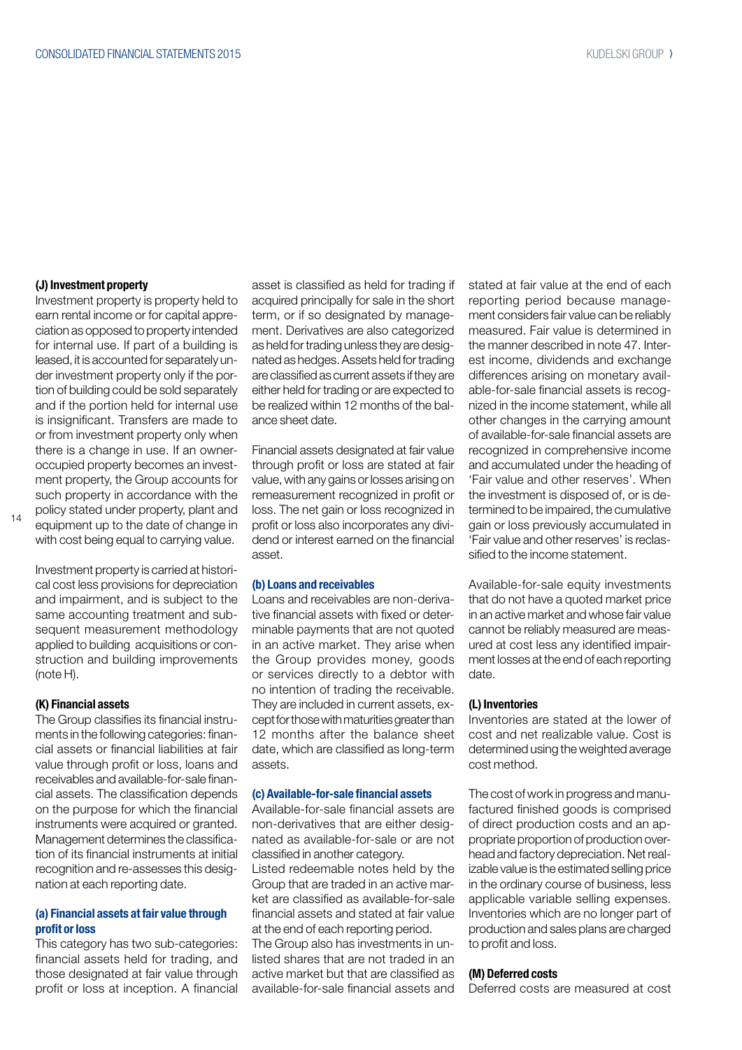### (J) Investment property

Investment property is property held to earn rental income or for capital appreciation as opposed to property intended for internal use. If part of a building is leased, it is accounted for separately under investment property only if the portion of building could be sold separately and if the portion held for internal use is insignificant. Transfers are made to or from investment property only when there is a change in use. If an owner-occupied property becomes an investment property, the Group accounts for such property in accordance with the policy stated under property, plant and equipment up to the date of change in with cost being equal to carrying value.

Investment property is carried at historical cost less provisions for depreciation and impairment, and is subject to the same accounting treatment and subsequent measurement methodology applied to building acquisitions or construction and building improvements (note H).

### (K) Financial assets

The Group classifies its financial instruments in the following categories: financial assets or financial liabilities at fair value through profit or loss, loans and receivables and available-for-sale financial assets. The classification depends on the purpose for which the financial instruments were acquired or granted. Management determines the classification of its financial instruments at initial recognition and re-assesses this designation at each reporting date.

#### (a) Financial assets at fair value through profit or loss

This category has two sub-categories: financial assets held for trading, and those designated at fair value through profit or loss at inception. A financial asset is classified as held for trading if acquired principally for sale in the short term, or if so designated by management. Derivatives are also categorized as held for trading unless they are designated as hedges. Assets held for trading are classified as current assets if they are either held for trading or are expected to be realized within 12 months of the balance sheet date.

Financial assets designated at fair value through profit or loss are stated at fair value, with any gains or losses arising on remeasurement recognized in profit or loss. The net gain or loss recognized in profit or loss also incorporates any dividend or interest earned on the financial asset.

#### (b) Loans and receivables

Loans and receivables are non-derivative financial assets with fixed or determinable payments that are not quoted in an active market. They arise when the Group provides money, goods or services directly to a debtor with no intention of trading the receivable. They are included in current assets, except for those with maturities greater than 12 months after the balance sheet date, which are classified as long-term assets.

#### (c) Available-for-sale financial assets

Available-for-sale financial assets are non-derivatives that are either designated as available-for-sale or are not classified in another category.

Listed redeemable notes held by the Group that are traded in an active market are classified as available-for-sale financial assets and stated at fair value at the end of each reporting period.

The Group also has investments in unlisted shares that are not traded in an active market but that are classified as available-for-sale financial assets and stated at fair value at the end of each reporting period because management considers fair value can be reliably measured. Fair value is determined in the manner described in note 47. Interest income, dividends and exchange differences arising on monetary available-for-sale financial assets is recognized in the income statement, while all other changes in the carrying amount of available-for-sale financial assets are recognized in comprehensive income and accumulated under the heading of 'Fair value and other reserves'. When the investment is disposed of, or is determined to be impaired, the cumulative gain or loss previously accumulated in 'Fair value and other reserves' is reclassified to the income statement.

Available-for-sale equity investments that do not have a quoted market price in an active market and whose fair value cannot be reliably measured are measured at cost less any identified impairment losses at the end of each reporting date.

### (L) Inventories

Inventories are stated at the lower of cost and net realizable value. Cost is determined using the weighted average cost method.

The cost of work in progress and manufactured finished goods is comprised of direct production costs and an appropriate proportion of production overhead and factory depreciation. Net realizable value is the estimated selling price in the ordinary course of business, less applicable variable selling expenses. Inventories which are no longer part of production and sales plans are charged to profit and loss.

### (M) Deferred costs

Deferred costs are measured at cost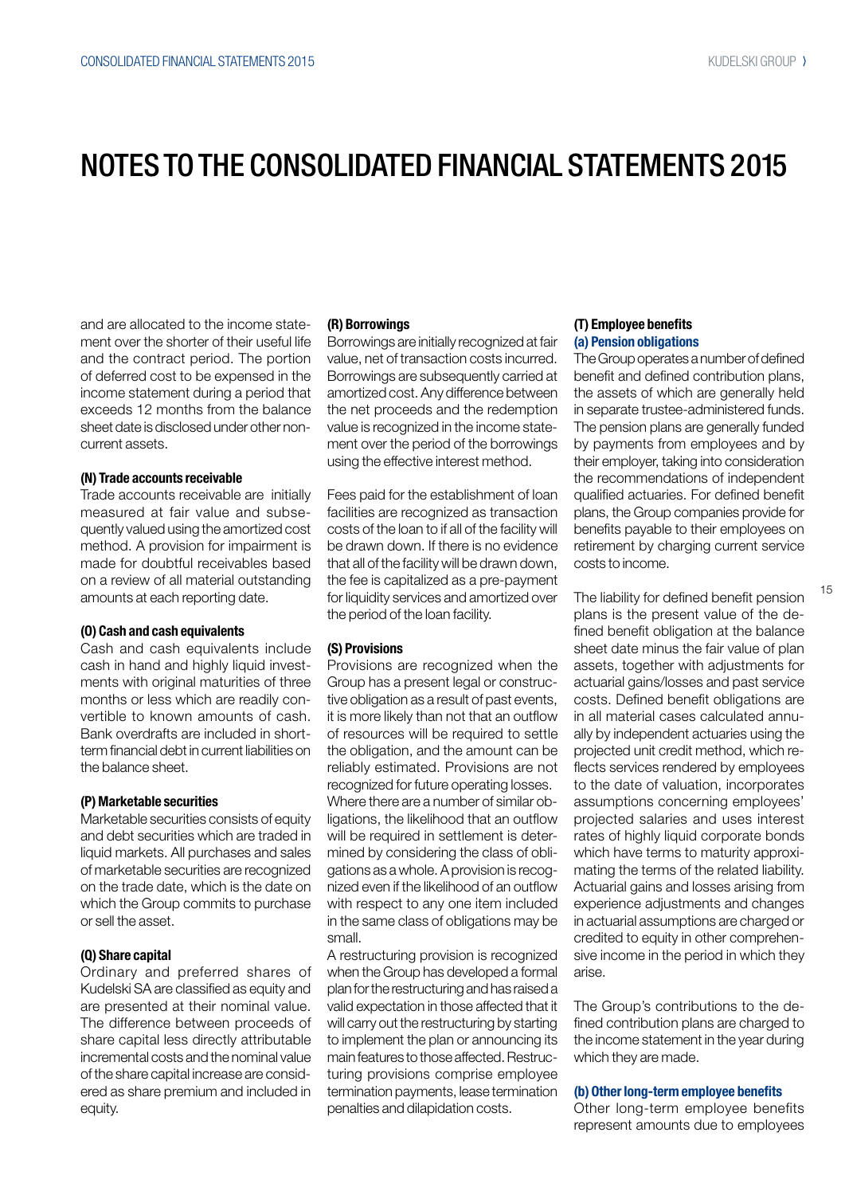# NOTES TO THE CONSOLIDATED FINANCIAL STATEMENTS 2015

and are allocated to the income statement over the shorter of their useful life and the contract period. The portion of deferred cost to be expensed in the income statement during a period that exceeds 12 months from the balance sheet date is disclosed under other non-current assets.

**(N) Trade accounts receivable**

Trade accounts receivable are initially measured at fair value and subsequently valued using the amortized cost method. A provision for impairment is made for doubtful receivables based on a review of all material outstanding amounts at each reporting date.

**(O) Cash and cash equivalents**

Cash and cash equivalents include cash in hand and highly liquid investments with original maturities of three months or less which are readily convertible to known amounts of cash. Bank overdrafts are included in short-term financial debt in current liabilities on the balance sheet.

**(P) Marketable securities**

Marketable securities consists of equity and debt securities which are traded in liquid markets. All purchases and sales of marketable securities are recognized on the trade date, which is the date on which the Group commits to purchase or sell the asset.

**(Q) Share capital**

Ordinary and preferred shares of Kudelski SA are classified as equity and are presented at their nominal value. The difference between proceeds of share capital less directly attributable incremental costs and the nominal value of the share capital increase are considered as share premium and included in equity.

**(R) Borrowings**

Borrowings are initially recognized at fair value, net of transaction costs incurred. Borrowings are subsequently carried at amortized cost. Any difference between the net proceeds and the redemption value is recognized in the income statement over the period of the borrowings using the effective interest method.

Fees paid for the establishment of loan facilities are recognized as transaction costs of the loan to if all of the facility will be drawn down. If there is no evidence that all of the facility will be drawn down, the fee is capitalized as a pre-payment for liquidity services and amortized over the period of the loan facility.

**(S) Provisions**

Provisions are recognized when the Group has a present legal or constructive obligation as a result of past events, it is more likely than not that an outflow of resources will be required to settle the obligation, and the amount can be reliably estimated. Provisions are not recognized for future operating losses. Where there are a number of similar obligations, the likelihood that an outflow will be required in settlement is determined by considering the class of obligations as a whole. A provision is recognized even if the likelihood of an outflow with respect to any one item included in the same class of obligations may be small.

A restructuring provision is recognized when the Group has developed a formal plan for the restructuring and has raised a valid expectation in those affected that it will carry out the restructuring by starting to implement the plan or announcing its main features to those affected. Restructuring provisions comprise employee termination payments, lease termination penalties and dilapidation costs.

**(T) Employee benefits**

**(a) Pension obligations**

The Group operates a number of defined benefit and defined contribution plans, the assets of which are generally held in separate trustee-administered funds. The pension plans are generally funded by payments from employees and by their employer, taking into consideration the recommendations of independent qualified actuaries. For defined benefit plans, the Group companies provide for benefits payable to their employees on retirement by charging current service costs to income.

The liability for defined benefit pension plans is the present value of the defined benefit obligation at the balance sheet date minus the fair value of plan assets, together with adjustments for actuarial gains/losses and past service costs. Defined benefit obligations are in all material cases calculated annually by independent actuaries using the projected unit credit method, which reflects services rendered by employees to the date of valuation, incorporates assumptions concerning employees' projected salaries and uses interest rates of highly liquid corporate bonds which have terms to maturity approximating the terms of the related liability. Actuarial gains and losses arising from experience adjustments and changes in actuarial assumptions are charged or credited to equity in other comprehensive income in the period in which they arise.

The Group's contributions to the defined contribution plans are charged to the income statement in the year during which they are made.

**(b) Other long-term employee benefits**

Other long-term employee benefits represent amounts due to employees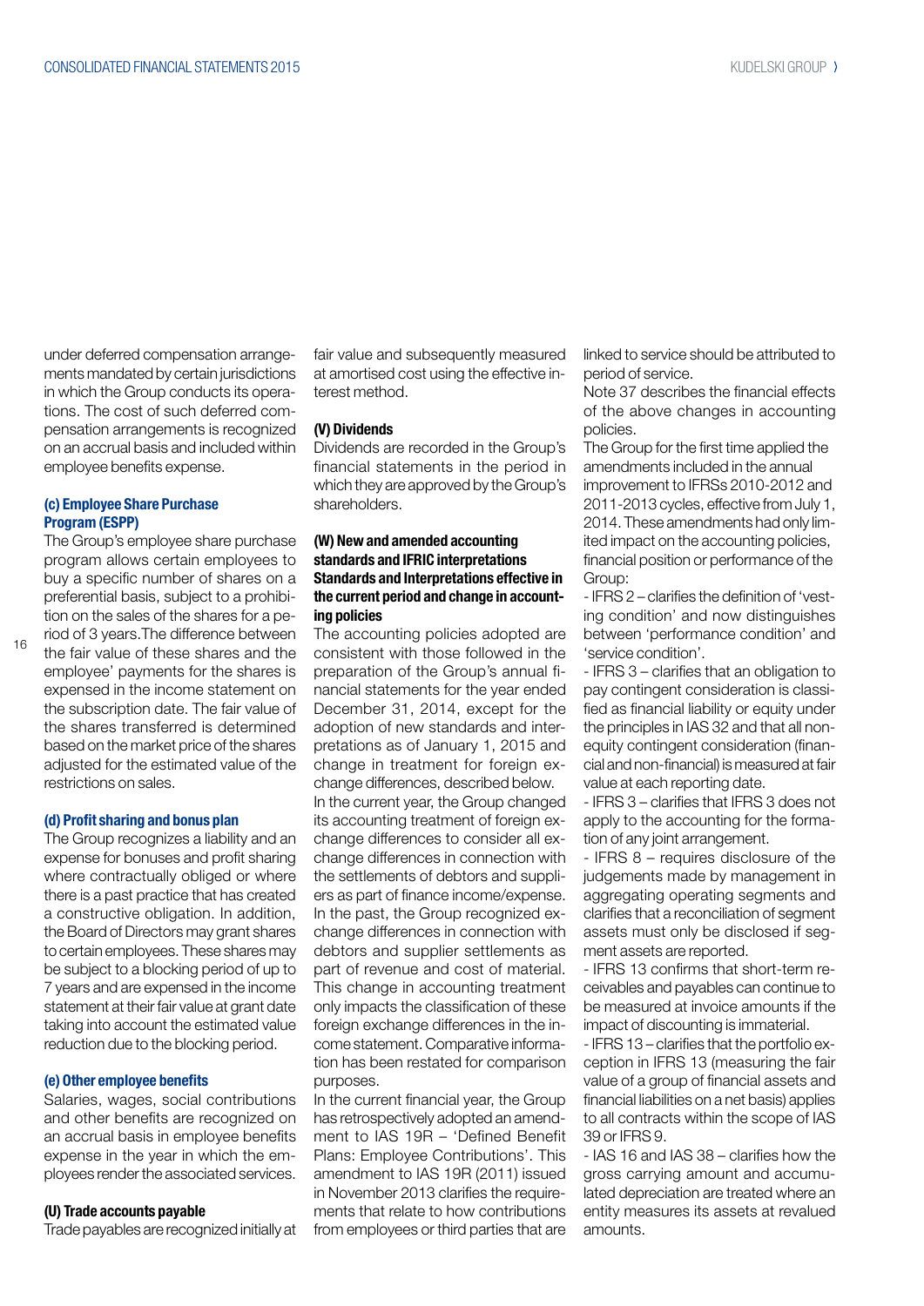under deferred compensation arrangements mandated by certain jurisdictions in which the Group conducts its operations. The cost of such deferred compensation arrangements is recognized on an accrual basis and included within employee benefits expense.

#### (c) Employee Share Purchase Program (ESPP)

The Group's employee share purchase program allows certain employees to buy a specific number of shares on a preferential basis, subject to a prohibition on the sales of the shares for a period of 3 years.The difference between the fair value of these shares and the employee' payments for the shares is expensed in the income statement on the subscription date. The fair value of the shares transferred is determined based on the market price of the shares adjusted for the estimated value of the restrictions on sales.

#### (d) Profit sharing and bonus plan

The Group recognizes a liability and an expense for bonuses and profit sharing where contractually obliged or where there is a past practice that has created a constructive obligation. In addition, the Board of Directors may grant shares to certain employees. These shares may be subject to a blocking period of up to 7 years and are expensed in the income statement at their fair value at grant date taking into account the estimated value reduction due to the blocking period.

#### (e) Other employee benefits

Salaries, wages, social contributions and other benefits are recognized on an accrual basis in employee benefits expense in the year in which the employees render the associated services.

### (U) Trade accounts payable

Trade payables are recognized initially at fair value and subsequently measured at amortised cost using the effective interest method.

### (V) Dividends

Dividends are recorded in the Group's financial statements in the period in which they are approved by the Group's shareholders.

### (W) New and amended accounting standards and IFRIC interpretations

#### Standards and Interpretations effective in the current period and change in accounting policies

The accounting policies adopted are consistent with those followed in the preparation of the Group's annual financial statements for the year ended December 31, 2014, except for the adoption of new standards and interpretations as of January 1, 2015 and change in treatment for foreign exchange differences, described below.

In the current year, the Group changed its accounting treatment of foreign exchange differences to consider all exchange differences in connection with the settlements of debtors and suppliers as part of finance income/expense. In the past, the Group recognized exchange differences in connection with debtors and supplier settlements as part of revenue and cost of material. This change in accounting treatment only impacts the classification of these foreign exchange differences in the income statement. Comparative information has been restated for comparison purposes.

In the current financial year, the Group has retrospectively adopted an amendment to IAS 19R – 'Defined Benefit Plans: Employee Contributions'. This amendment to IAS 19R (2011) issued in November 2013 clarifies the requirements that relate to how contributions from employees or third parties that are linked to service should be attributed to period of service.

Note 37 describes the financial effects of the above changes in accounting policies.

The Group for the first time applied the amendments included in the annual improvement to IFRSs 2010-2012 and 2011-2013 cycles, effective from July 1, 2014. These amendments had only limited impact on the accounting policies, financial position or performance of the Group:

- IFRS 2 – clarifies the definition of 'vesting condition' and now distinguishes between 'performance condition' and 'service condition'.
- IFRS 3 – clarifies that an obligation to pay contingent consideration is classified as financial liability or equity under the principles in IAS 32 and that all non-equity contingent consideration (financial and non-financial) is measured at fair value at each reporting date.
- IFRS 3 – clarifies that IFRS 3 does not apply to the accounting for the formation of any joint arrangement.
- IFRS 8 – requires disclosure of the judgements made by management in aggregating operating segments and clarifies that a reconciliation of segment assets must only be disclosed if segment assets are reported.
- IFRS 13 confirms that short-term receivables and payables can continue to be measured at invoice amounts if the impact of discounting is immaterial.
- IFRS 13 – clarifies that the portfolio exception in IFRS 13 (measuring the fair value of a group of financial assets and financial liabilities on a net basis) applies to all contracts within the scope of IAS 39 or IFRS 9.
- IAS 16 and IAS 38 – clarifies how the gross carrying amount and accumulated depreciation are treated where an entity measures its assets at revalued amounts.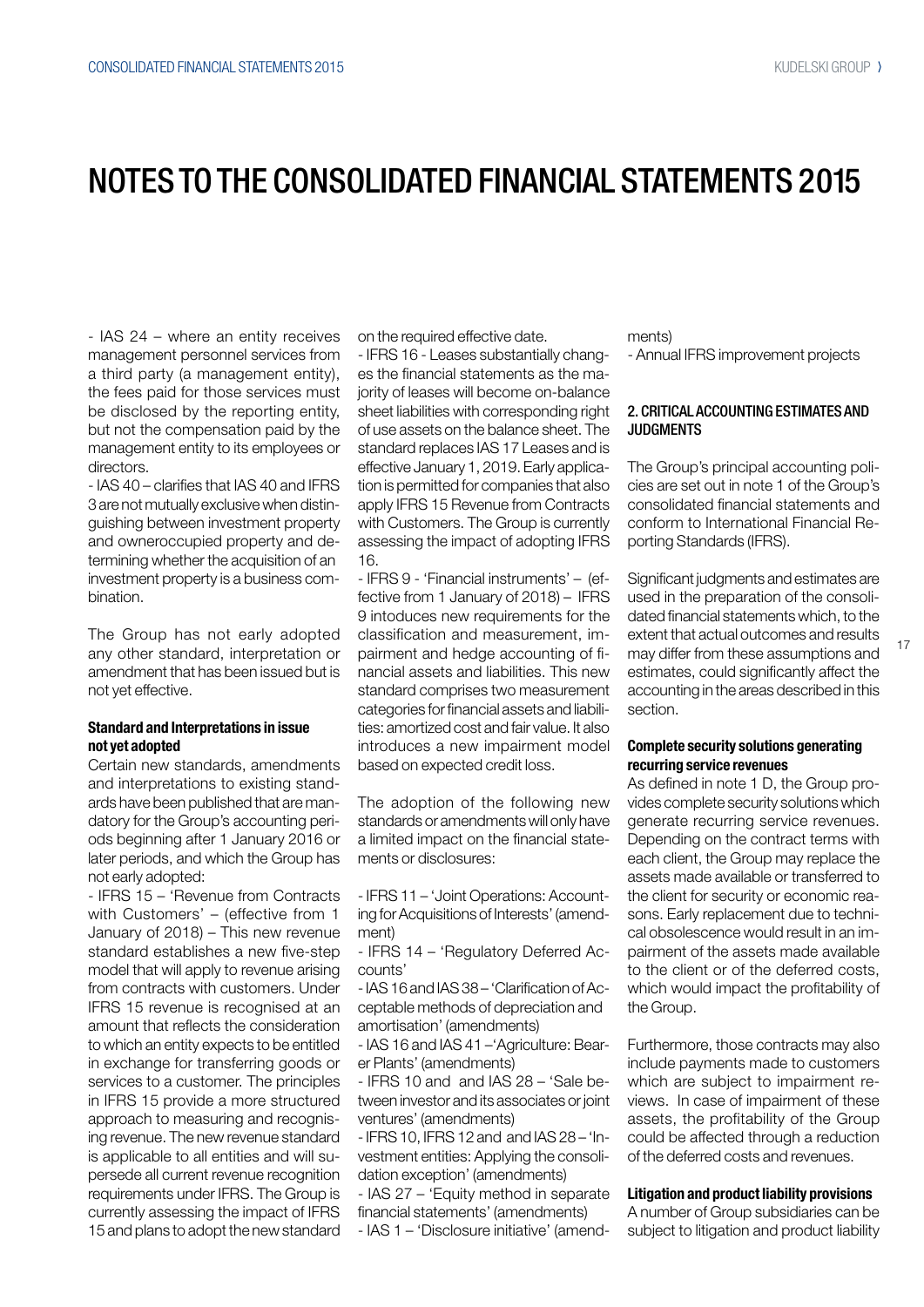# NOTES TO THE CONSOLIDATED FINANCIAL STATEMENTS 2015

- IAS 24 – where an entity receives management personnel services from a third party (a management entity), the fees paid for those services must be disclosed by the reporting entity, but not the compensation paid by the management entity to its employees or directors.
- IAS 40 – clarifies that IAS 40 and IFRS 3 are not mutually exclusive when distinguishing between investment property and owneroccupied property and determining whether the acquisition of an investment property is a business combination.

The Group has not early adopted any other standard, interpretation or amendment that has been issued but is not yet effective.

**Standard and Interpretations in issue not yet adopted**

Certain new standards, amendments and interpretations to existing standards have been published that are mandatory for the Group's accounting periods beginning after 1 January 2016 or later periods, and which the Group has not early adopted:

- IFRS 15 – 'Revenue from Contracts with Customers' – (effective from 1 January of 2018) – This new revenue standard establishes a new five-step model that will apply to revenue arising from contracts with customers. Under IFRS 15 revenue is recognised at an amount that reflects the consideration to which an entity expects to be entitled in exchange for transferring goods or services to a customer. The principles in IFRS 15 provide a more structured approach to measuring and recognising revenue. The new revenue standard is applicable to all entities and will supersede all current revenue recognition requirements under IFRS. The Group is currently assessing the impact of IFRS 15 and plans to adopt the new standard on the required effective date.
- IFRS 16 - Leases substantially changes the financial statements as the majority of leases will become on-balance sheet liabilities with corresponding right of use assets on the balance sheet. The standard replaces IAS 17 Leases and is effective January 1, 2019. Early application is permitted for companies that also apply IFRS 15 Revenue from Contracts with Customers. The Group is currently assessing the impact of adopting IFRS 16.
- IFRS 9 - 'Financial instruments' – (effective from 1 January of 2018) – IFRS 9 intoduces new requirements for the classification and measurement, impairment and hedge accounting of financial assets and liabilities. This new standard comprises two measurement categories for financial assets and liabilities: amortized cost and fair value. It also introduces a new impairment model based on expected credit loss.

The adoption of the following new standards or amendments will only have a limited impact on the financial statements or disclosures:

- IFRS 11 – 'Joint Operations: Accounting for Acquisitions of Interests' (amendment)
- IFRS 14 – 'Regulatory Deferred Accounts'
- IAS 16 and IAS 38 – 'Clarification of Acceptable methods of depreciation and amortisation' (amendments)
- IAS 16 and IAS 41 –'Agriculture: Bearer Plants' (amendments)
- IFRS 10 and and IAS 28 – 'Sale between investor and its associates or joint ventures' (amendments)
- IFRS 10, IFRS 12 and and IAS 28 – 'Investment entities: Applying the consolidation exception' (amendments)
- IAS 27 – 'Equity method in separate financial statements' (amendments)
- IAS 1 – 'Disclosure initiative' (amendments)
- Annual IFRS improvement projects

## 2. CRITICAL ACCOUNTING ESTIMATES AND JUDGMENTS

The Group's principal accounting policies are set out in note 1 of the Group's consolidated financial statements and conform to International Financial Reporting Standards (IFRS).

Significant judgments and estimates are used in the preparation of the consolidated financial statements which, to the extent that actual outcomes and results may differ from these assumptions and estimates, could significantly affect the accounting in the areas described in this section.

**Complete security solutions generating recurring service revenues**

As defined in note 1 D, the Group provides complete security solutions which generate recurring service revenues. Depending on the contract terms with each client, the Group may replace the assets made available or transferred to the client for security or economic reasons. Early replacement due to technical obsolescence would result in an impairment of the assets made available to the client or of the deferred costs, which would impact the profitability of the Group.

Furthermore, those contracts may also include payments made to customers which are subject to impairment reviews. In case of impairment of these assets, the profitability of the Group could be affected through a reduction of the deferred costs and revenues.

**Litigation and product liability provisions**

A number of Group subsidiaries can be subject to litigation and product liability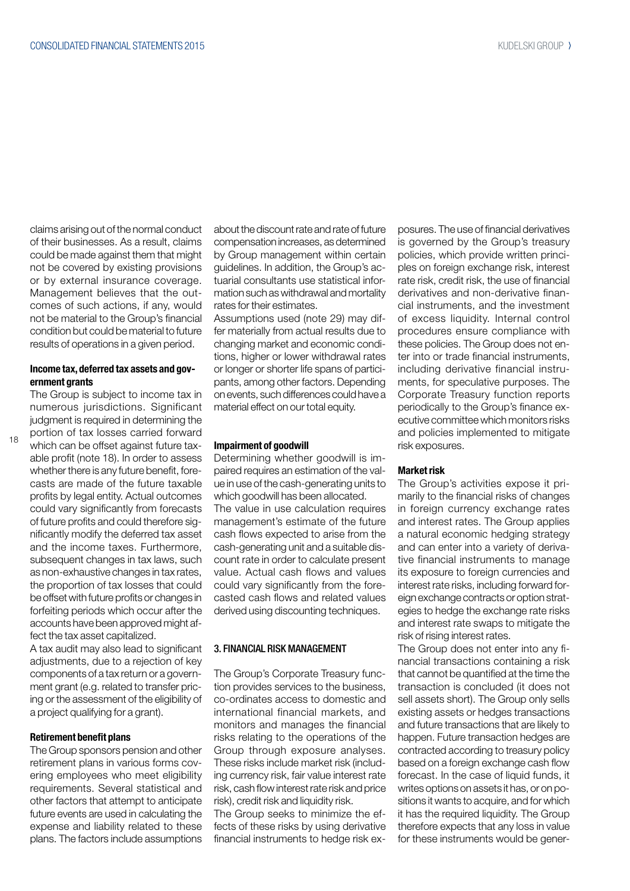claims arising out of the normal conduct of their businesses. As a result, claims could be made against them that might not be covered by existing provisions or by external insurance coverage. Management believes that the outcomes of such actions, if any, would not be material to the Group's financial condition but could be material to future results of operations in a given period.

#### Income tax, deferred tax assets and government grants

The Group is subject to income tax in numerous jurisdictions. Significant judgment is required in determining the portion of tax losses carried forward which can be offset against future taxable profit (note 18). In order to assess whether there is any future benefit, forecasts are made of the future taxable profits by legal entity. Actual outcomes could vary significantly from forecasts of future profits and could therefore significantly modify the deferred tax asset and the income taxes. Furthermore, subsequent changes in tax laws, such as non-exhaustive changes in tax rates, the proportion of tax losses that could be offset with future profits or changes in forfeiting periods which occur after the accounts have been approved might affect the tax asset capitalized.

A tax audit may also lead to significant adjustments, due to a rejection of key components of a tax return or a government grant (e.g. related to transfer pricing or the assessment of the eligibility of a project qualifying for a grant).

#### Retirement benefit plans

The Group sponsors pension and other retirement plans in various forms covering employees who meet eligibility requirements. Several statistical and other factors that attempt to anticipate future events are used in calculating the expense and liability related to these plans. The factors include assumptions about the discount rate and rate of future compensation increases, as determined by Group management within certain guidelines. In addition, the Group's actuarial consultants use statistical information such as withdrawal and mortality rates for their estimates.

Assumptions used (note 29) may differ materially from actual results due to changing market and economic conditions, higher or lower withdrawal rates or longer or shorter life spans of participants, among other factors. Depending on events, such differences could have a material effect on our total equity.

#### Impairment of goodwill

Determining whether goodwill is impaired requires an estimation of the value in use of the cash-generating units to which goodwill has been allocated.

The value in use calculation requires management's estimate of the future cash flows expected to arise from the cash-generating unit and a suitable discount rate in order to calculate present value. Actual cash flows and values could vary significantly from the forecasted cash flows and related values derived using discounting techniques.

## 3. FINANCIAL RISK MANAGEMENT

The Group's Corporate Treasury function provides services to the business, co-ordinates access to domestic and international financial markets, and monitors and manages the financial risks relating to the operations of the Group through exposure analyses. These risks include market risk (including currency risk, fair value interest rate risk, cash flow interest rate risk and price risk), credit risk and liquidity risk.

The Group seeks to minimize the effects of these risks by using derivative financial instruments to hedge risk exposures. The use of financial derivatives is governed by the Group's treasury policies, which provide written principles on foreign exchange risk, interest rate risk, credit risk, the use of financial derivatives and non-derivative financial instruments, and the investment of excess liquidity. Internal control procedures ensure compliance with these policies. The Group does not enter into or trade financial instruments, including derivative financial instruments, for speculative purposes. The Corporate Treasury function reports periodically to the Group's finance executive committee which monitors risks and policies implemented to mitigate risk exposures.

#### Market risk

The Group's activities expose it primarily to the financial risks of changes in foreign currency exchange rates and interest rates. The Group applies a natural economic hedging strategy and can enter into a variety of derivative financial instruments to manage its exposure to foreign currencies and interest rate risks, including forward foreign exchange contracts or option strategies to hedge the exchange rate risks and interest rate swaps to mitigate the risk of rising interest rates.

The Group does not enter into any financial transactions containing a risk that cannot be quantified at the time the transaction is concluded (it does not sell assets short). The Group only sells existing assets or hedges transactions and future transactions that are likely to happen. Future transaction hedges are contracted according to treasury policy based on a foreign exchange cash flow forecast. In the case of liquid funds, it writes options on assets it has, or on positions it wants to acquire, and for which it has the required liquidity. The Group therefore expects that any loss in value for these instruments would be gener-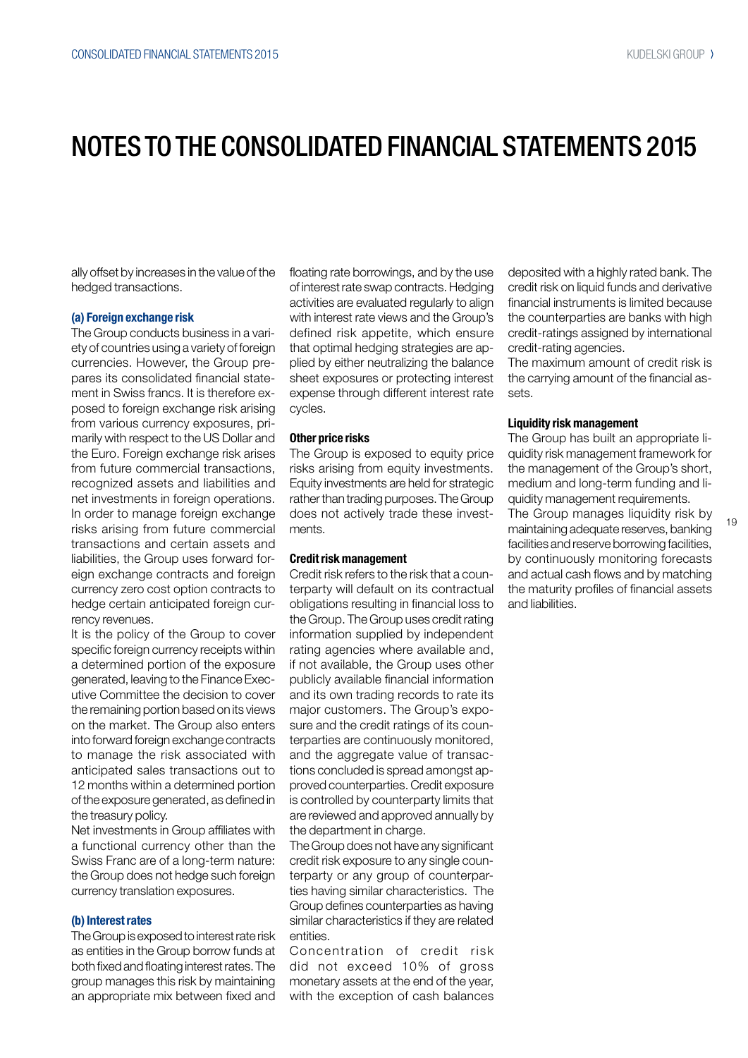# NOTES TO THE CONSOLIDATED FINANCIAL STATEMENTS 2015

ally offset by increases in the value of the hedged transactions.

#### (a) Foreign exchange risk

The Group conducts business in a variety of countries using a variety of foreign currencies. However, the Group prepares its consolidated financial statement in Swiss francs. It is therefore exposed to foreign exchange risk arising from various currency exposures, primarily with respect to the US Dollar and the Euro. Foreign exchange risk arises from future commercial transactions, recognized assets and liabilities and net investments in foreign operations. In order to manage foreign exchange risks arising from future commercial transactions and certain assets and liabilities, the Group uses forward foreign exchange contracts and foreign currency zero cost option contracts to hedge certain anticipated foreign currency revenues.

It is the policy of the Group to cover specific foreign currency receipts within a determined portion of the exposure generated, leaving to the Finance Executive Committee the decision to cover the remaining portion based on its views on the market. The Group also enters into forward foreign exchange contracts to manage the risk associated with anticipated sales transactions out to 12 months within a determined portion of the exposure generated, as defined in the treasury policy.

Net investments in Group affiliates with a functional currency other than the Swiss Franc are of a long-term nature: the Group does not hedge such foreign currency translation exposures.

#### (b) Interest rates

The Group is exposed to interest rate risk as entities in the Group borrow funds at both fixed and floating interest rates. The group manages this risk by maintaining an appropriate mix between fixed and floating rate borrowings, and by the use of interest rate swap contracts. Hedging activities are evaluated regularly to align with interest rate views and the Group's defined risk appetite, which ensure that optimal hedging strategies are applied by either neutralizing the balance sheet exposures or protecting interest expense through different interest rate cycles.

#### Other price risks

The Group is exposed to equity price risks arising from equity investments. Equity investments are held for strategic rather than trading purposes. The Group does not actively trade these investments.

#### Credit risk management

Credit risk refers to the risk that a counterparty will default on its contractual obligations resulting in financial loss to the Group. The Group uses credit rating information supplied by independent rating agencies where available and, if not available, the Group uses other publicly available financial information and its own trading records to rate its major customers. The Group's exposure and the credit ratings of its counterparties are continuously monitored, and the aggregate value of transactions concluded is spread amongst approved counterparties. Credit exposure is controlled by counterparty limits that are reviewed and approved annually by the department in charge.

The Group does not have any significant credit risk exposure to any single counterparty or any group of counterparties having similar characteristics. The Group defines counterparties as having similar characteristics if they are related entities.

Concentration of credit risk did not exceed 10% of gross monetary assets at the end of the year, with the exception of cash balances deposited with a highly rated bank. The credit risk on liquid funds and derivative financial instruments is limited because the counterparties are banks with high credit-ratings assigned by international credit-rating agencies.

The maximum amount of credit risk is the carrying amount of the financial assets.

#### Liquidity risk management

The Group has built an appropriate liquidity risk management framework for the management of the Group's short, medium and long-term funding and liquidity management requirements.

The Group manages liquidity risk by maintaining adequate reserves, banking facilities and reserve borrowing facilities, by continuously monitoring forecasts and actual cash flows and by matching the maturity profiles of financial assets and liabilities.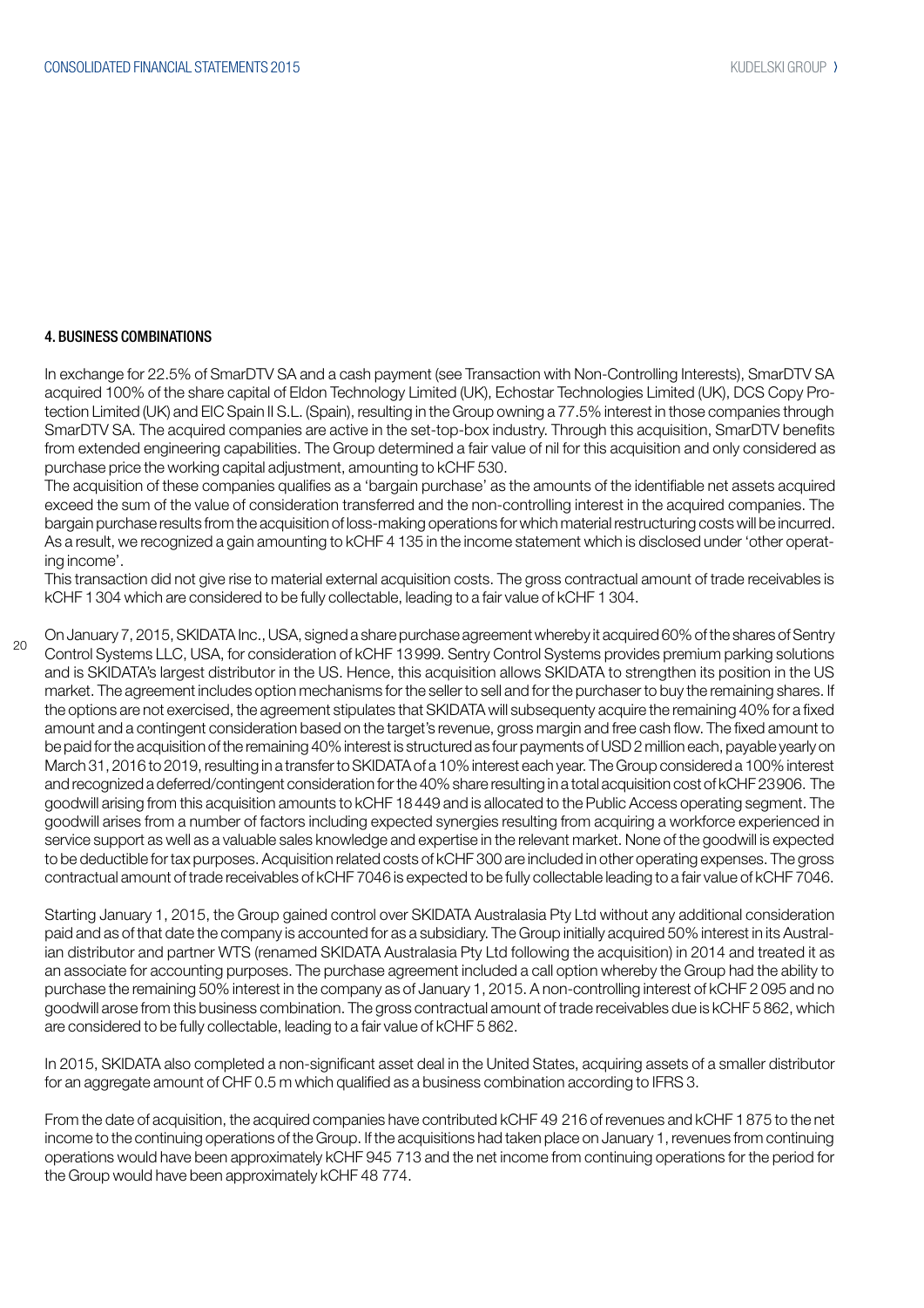## 4. BUSINESS COMBINATIONS

In exchange for 22.5% of SmarDTV SA and a cash payment (see Transaction with Non-Controlling Interests), SmarDTV SA acquired 100% of the share capital of Eldon Technology Limited (UK), Echostar Technologies Limited (UK), DCS Copy Protection Limited (UK) and EIC Spain II S.L. (Spain), resulting in the Group owning a 77.5% interest in those companies through SmarDTV SA. The acquired companies are active in the set-top-box industry. Through this acquisition, SmarDTV benefits from extended engineering capabilities. The Group determined a fair value of nil for this acquisition and only considered as purchase price the working capital adjustment, amounting to kCHF 530.

The acquisition of these companies qualifies as a 'bargain purchase' as the amounts of the identifiable net assets acquired exceed the sum of the value of consideration transferred and the non-controlling interest in the acquired companies. The bargain purchase results from the acquisition of loss-making operations for which material restructuring costs will be incurred. As a result, we recognized a gain amounting to kCHF 4 135 in the income statement which is disclosed under 'other operating income'.

This transaction did not give rise to material external acquisition costs. The gross contractual amount of trade receivables is kCHF 1 304 which are considered to be fully collectable, leading to a fair value of kCHF 1 304.

On January 7, 2015, SKIDATA Inc., USA, signed a share purchase agreement whereby it acquired 60% of the shares of Sentry Control Systems LLC, USA, for consideration of kCHF 13 999. Sentry Control Systems provides premium parking solutions and is SKIDATA's largest distributor in the US. Hence, this acquisition allows SKIDATA to strengthen its position in the US market. The agreement includes option mechanisms for the seller to sell and for the purchaser to buy the remaining shares. If the options are not exercised, the agreement stipulates that SKIDATA will subsequenty acquire the remaining 40% for a fixed amount and a contingent consideration based on the target's revenue, gross margin and free cash flow. The fixed amount to be paid for the acquisition of the remaining 40% interest is structured as four payments of USD 2 million each, payable yearly on March 31, 2016 to 2019, resulting in a transfer to SKIDATA of a 10% interest each year. The Group considered a 100% interest and recognized a deferred/contingent consideration for the 40% share resulting in a total acquisition cost of kCHF 23 906. The goodwill arising from this acquisition amounts to kCHF 18 449 and is allocated to the Public Access operating segment. The goodwill arises from a number of factors including expected synergies resulting from acquiring a workforce experienced in service support as well as a valuable sales knowledge and expertise in the relevant market. None of the goodwill is expected to be deductible for tax purposes. Acquisition related costs of kCHF 300 are included in other operating expenses. The gross contractual amount of trade receivables of kCHF 7046 is expected to be fully collectable leading to a fair value of kCHF 7046.

Starting January 1, 2015, the Group gained control over SKIDATA Australasia Pty Ltd without any additional consideration paid and as of that date the company is accounted for as a subsidiary. The Group initially acquired 50% interest in its Australian distributor and partner WTS (renamed SKIDATA Australasia Pty Ltd following the acquisition) in 2014 and treated it as an associate for accounting purposes. The purchase agreement included a call option whereby the Group had the ability to purchase the remaining 50% interest in the company as of January 1, 2015. A non-controlling interest of kCHF 2 095 and no goodwill arose from this business combination. The gross contractual amount of trade receivables due is kCHF 5 862, which are considered to be fully collectable, leading to a fair value of kCHF 5 862.

In 2015, SKIDATA also completed a non-significant asset deal in the United States, acquiring assets of a smaller distributor for an aggregate amount of CHF 0.5 m which qualified as a business combination according to IFRS 3.

From the date of acquisition, the acquired companies have contributed kCHF 49 216 of revenues and kCHF 1 875 to the net income to the continuing operations of the Group. If the acquisitions had taken place on January 1, revenues from continuing operations would have been approximately kCHF 945 713 and the net income from continuing operations for the period for the Group would have been approximately kCHF 48 774.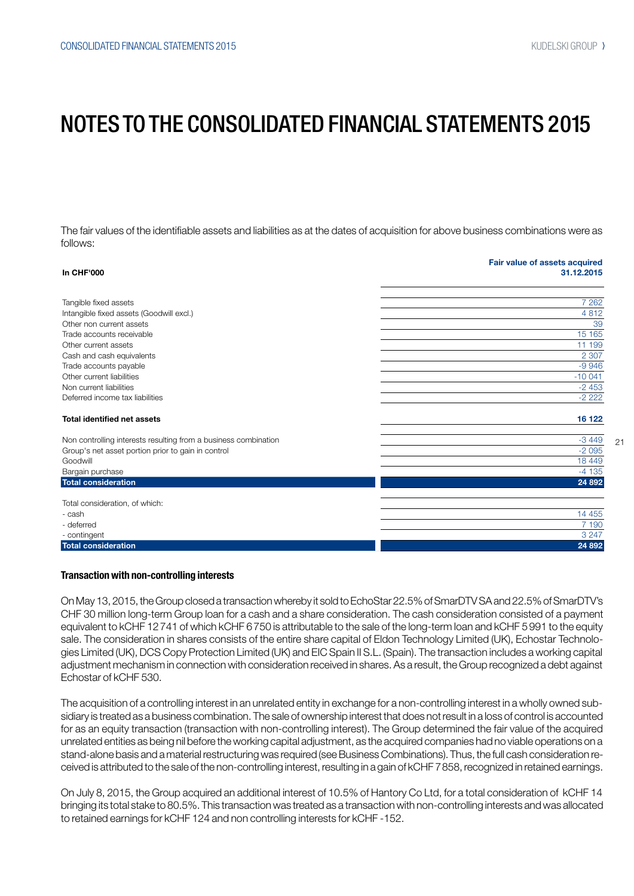# NOTES TO THE CONSOLIDATED FINANCIAL STATEMENTS 2015

The fair values of the identifiable assets and liabilities as at the dates of acquisition for above business combinations were as follows:

| In CHF'000 | Fair value of assets acquired 31.12.2015 |
|---|---|
| Tangible fixed assets | 7 262 |
| Intangible fixed assets (Goodwill excl.) | 4 812 |
| Other non current assets | 39 |
| Trade accounts receivable | 15 165 |
| Other current assets | 11 199 |
| Cash and cash equivalents | 2 307 |
| Trade accounts payable | -9 946 |
| Other current liabilities | -10 041 |
| Non current liabilities | -2 453 |
| Deferred income tax liabilities | -2 222 |
| **Total identified net assets** | **16 122** |
| Non controlling interests resulting from a business combination | -3 449 |
| Group's net asset portion prior to gain in control | -2 095 |
| Goodwill | 18 449 |
| Bargain purchase | -4 135 |
| **Total consideration** | **24 892** |
| Total consideration, of which: | |
| - cash | 14 455 |
| - deferred | 7 190 |
| - contingent | 3 247 |
| **Total consideration** | **24 892** |

### Transaction with non-controlling interests

On May 13, 2015, the Group closed a transaction whereby it sold to EchoStar 22.5% of SmarDTV SA and 22.5% of SmarDTV's CHF 30 million long-term Group loan for a cash and a share consideration. The cash consideration consisted of a payment equivalent to kCHF 12 741 of which kCHF 6 750 is attributable to the sale of the long-term loan and kCHF 5 991 to the equity sale. The consideration in shares consists of the entire share capital of Eldon Technology Limited (UK), Echostar Technologies Limited (UK), DCS Copy Protection Limited (UK) and EIC Spain II S.L. (Spain). The transaction includes a working capital adjustment mechanism in connection with consideration received in shares. As a result, the Group recognized a debt against Echostar of kCHF 530.

The acquisition of a controlling interest in an unrelated entity in exchange for a non-controlling interest in a wholly owned subsidiary is treated as a business combination. The sale of ownership interest that does not result in a loss of control is accounted for as an equity transaction (transaction with non-controlling interest). The Group determined the fair value of the acquired unrelated entities as being nil before the working capital adjustment, as the acquired companies had no viable operations on a stand-alone basis and a material restructuring was required (see Business Combinations). Thus, the full cash consideration received is attributed to the sale of the non-controlling interest, resulting in a gain of kCHF 7 858, recognized in retained earnings.

On July 8, 2015, the Group acquired an additional interest of 10.5% of Hantory Co Ltd, for a total consideration of kCHF 14 bringing its total stake to 80.5%. This transaction was treated as a transaction with non-controlling interests and was allocated to retained earnings for kCHF 124 and non controlling interests for kCHF -152.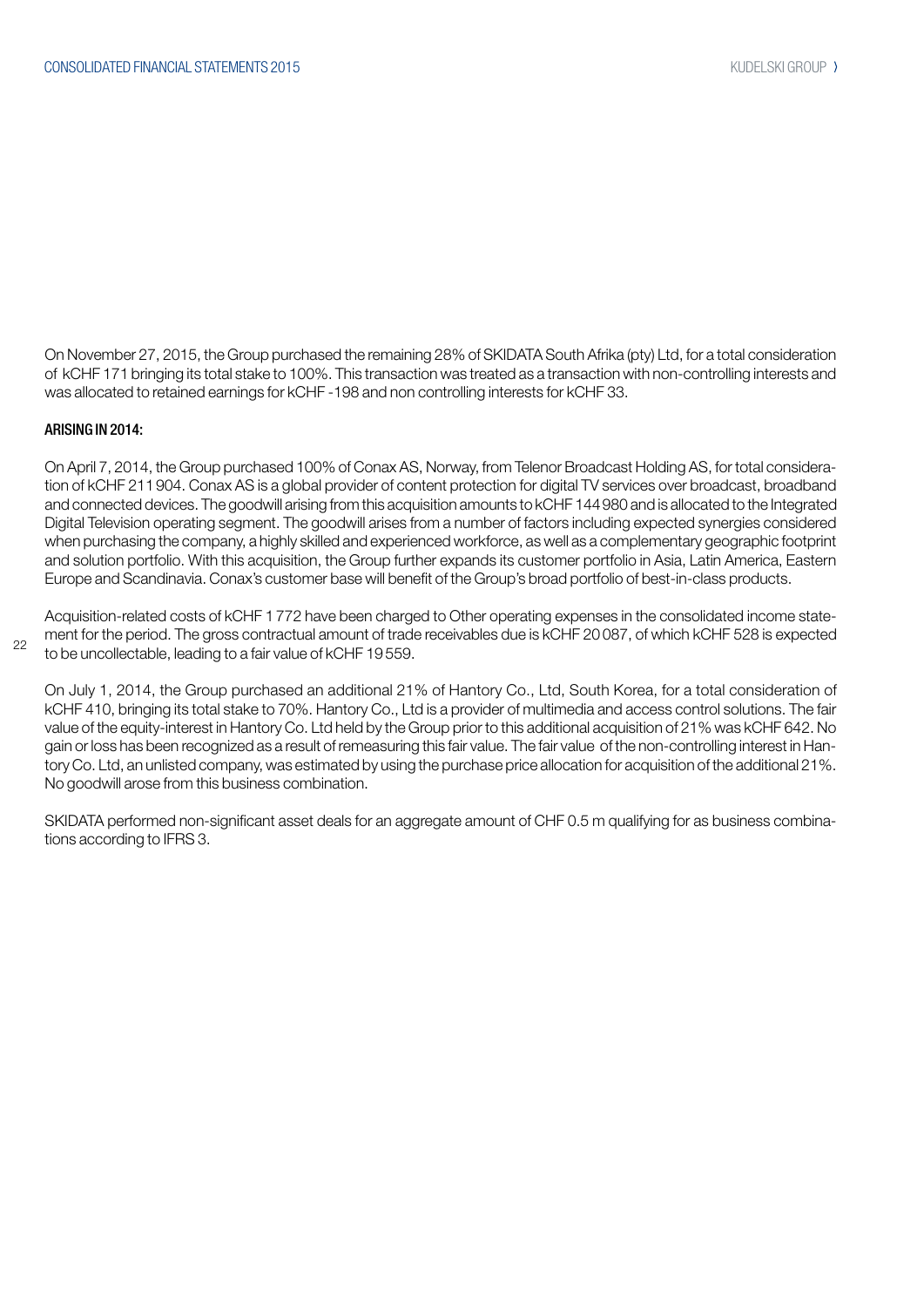On November 27, 2015, the Group purchased the remaining 28% of SKIDATA South Afrika (pty) Ltd, for a total consideration of kCHF 171 bringing its total stake to 100%. This transaction was treated as a transaction with non-controlling interests and was allocated to retained earnings for kCHF -198 and non controlling interests for kCHF 33.

#### ARISING IN 2014:

On April 7, 2014, the Group purchased 100% of Conax AS, Norway, from Telenor Broadcast Holding AS, for total consideration of kCHF 211 904. Conax AS is a global provider of content protection for digital TV services over broadcast, broadband and connected devices. The goodwill arising from this acquisition amounts to kCHF 144 980 and is allocated to the Integrated Digital Television operating segment. The goodwill arises from a number of factors including expected synergies considered when purchasing the company, a highly skilled and experienced workforce, as well as a complementary geographic footprint and solution portfolio. With this acquisition, the Group further expands its customer portfolio in Asia, Latin America, Eastern Europe and Scandinavia. Conax's customer base will benefit of the Group's broad portfolio of best-in-class products.

Acquisition-related costs of kCHF 1 772 have been charged to Other operating expenses in the consolidated income statement for the period. The gross contractual amount of trade receivables due is kCHF 20 087, of which kCHF 528 is expected to be uncollectable, leading to a fair value of kCHF 19 559.

On July 1, 2014, the Group purchased an additional 21% of Hantory Co., Ltd, South Korea, for a total consideration of kCHF 410, bringing its total stake to 70%. Hantory Co., Ltd is a provider of multimedia and access control solutions. The fair value of the equity-interest in Hantory Co. Ltd held by the Group prior to this additional acquisition of 21% was kCHF 642. No gain or loss has been recognized as a result of remeasuring this fair value. The fair value of the non-controlling interest in Hantory Co. Ltd, an unlisted company, was estimated by using the purchase price allocation for acquisition of the additional 21%. No goodwill arose from this business combination.

SKIDATA performed non-significant asset deals for an aggregate amount of CHF 0.5 m qualifying for as business combinations according to IFRS 3.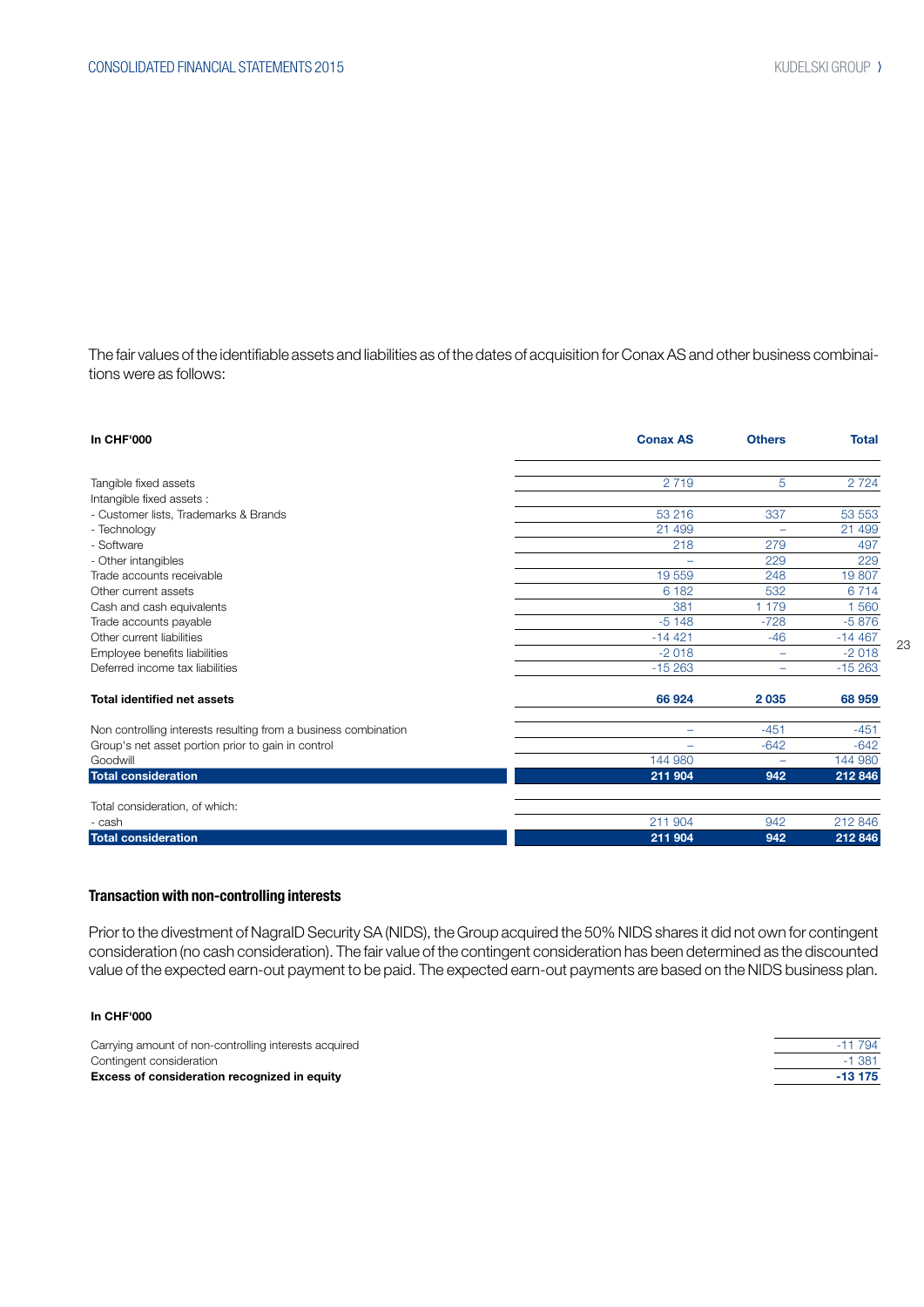The fair values of the identifiable assets and liabilities as of the dates of acquisition for Conax AS and other business combinations were as follows:

| In CHF'000 | Conax AS | Others | Total |
|---|---|---|---|
| Tangible fixed assets | 2 719 | 5 | 2 724 |
| Intangible fixed assets : | | | |
| - Customer lists, Trademarks & Brands | 53 216 | 337 | 53 553 |
| - Technology | 21 499 | – | 21 499 |
| - Software | 218 | 279 | 497 |
| - Other intangibles | – | 229 | 229 |
| Trade accounts receivable | 19 559 | 248 | 19 807 |
| Other current assets | 6 182 | 532 | 6 714 |
| Cash and cash equivalents | 381 | 1 179 | 1 560 |
| Trade accounts payable | -5 148 | -728 | -5 876 |
| Other current liabilities | -14 421 | -46 | -14 467 |
| Employee benefits liabilities | -2 018 | – | -2 018 |
| Deferred income tax liabilities | -15 263 | – | -15 263 |
| **Total identified net assets** | **66 924** | **2 035** | **68 959** |
| Non controlling interests resulting from a business combination | – | -451 | -451 |
| Group's net asset portion prior to gain in control | – | -642 | -642 |
| Goodwill | 144 980 | – | 144 980 |
| **Total consideration** | **211 904** | **942** | **212 846** |
| Total consideration, of which: | | | |
| - cash | 211 904 | 942 | 212 846 |
| **Total consideration** | **211 904** | **942** | **212 846** |

### Transaction with non-controlling interests

Prior to the divestment of NagraID Security SA (NIDS), the Group acquired the 50% NIDS shares it did not own for contingent consideration (no cash consideration). The fair value of the contingent consideration has been determined as the discounted value of the expected earn-out payment to be paid. The expected earn-out payments are based on the NIDS business plan.

| In CHF'000 | |
|---|---|
| Carrying amount of non-controlling interests acquired | -11 794 |
| Contingent consideration | -1 381 |
| **Excess of consideration recognized in equity** | **-13 175** |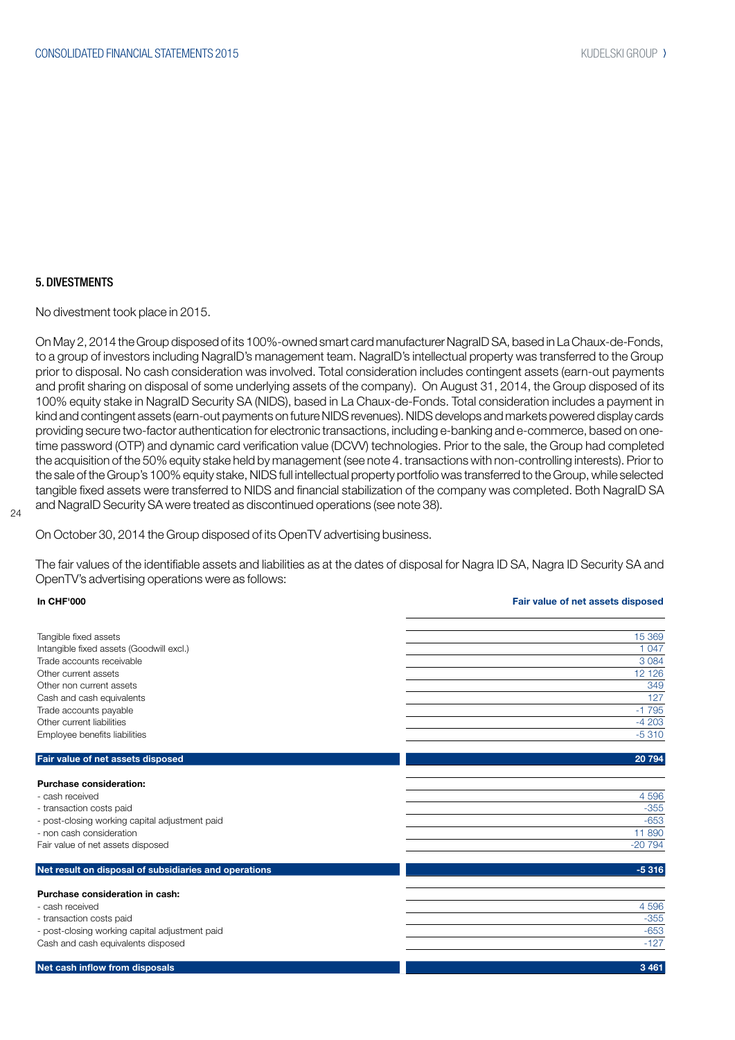## 5. DIVESTMENTS

No divestment took place in 2015.

On May 2, 2014 the Group disposed of its 100%-owned smart card manufacturer NagraID SA, based in La Chaux-de-Fonds, to a group of investors including NagraID's management team. NagraID's intellectual property was transferred to the Group prior to disposal. No cash consideration was involved. Total consideration includes contingent assets (earn-out payments and profit sharing on disposal of some underlying assets of the company). On August 31, 2014, the Group disposed of its 100% equity stake in NagraID Security SA (NIDS), based in La Chaux-de-Fonds. Total consideration includes a payment in kind and contingent assets (earn-out payments on future NIDS revenues). NIDS develops and markets powered display cards providing secure two-factor authentication for electronic transactions, including e-banking and e-commerce, based on one-time password (OTP) and dynamic card verification value (DCVV) technologies. Prior to the sale, the Group had completed the acquisition of the 50% equity stake held by management (see note 4. transactions with non-controlling interests). Prior to the sale of the Group's 100% equity stake, NIDS full intellectual property portfolio was transferred to the Group, while selected tangible fixed assets were transferred to NIDS and financial stabilization of the company was completed. Both NagraID SA and NagraID Security SA were treated as discontinued operations (see note 38).

On October 30, 2014 the Group disposed of its OpenTV advertising business.

The fair values of the identifiable assets and liabilities as at the dates of disposal for Nagra ID SA, Nagra ID Security SA and OpenTV's advertising operations were as follows:

| In CHF'000 | Fair value of net assets disposed |
|---|---|
| Tangible fixed assets | 15 369 |
| Intangible fixed assets (Goodwill excl.) | 1 047 |
| Trade accounts receivable | 3 084 |
| Other current assets | 12 126 |
| Other non current assets | 349 |
| Cash and cash equivalents | 127 |
| Trade accounts payable | -1 795 |
| Other current liabilities | -4 203 |
| Employee benefits liabilities | -5 310 |
| **Fair value of net assets disposed** | **20 794** |
| **Purchase consideration:** | |
| - cash received | 4 596 |
| - transaction costs paid | -355 |
| - post-closing working capital adjustment paid | -653 |
| - non cash consideration | 11 890 |
| Fair value of net assets disposed | -20 794 |
| **Net result on disposal of subsidiaries and operations** | **-5 316** |
| **Purchase consideration in cash:** | |
| - cash received | 4 596 |
| - transaction costs paid | -355 |
| - post-closing working capital adjustment paid | -653 |
| Cash and cash equivalents disposed | -127 |
| **Net cash inflow from disposals** | **3 461** |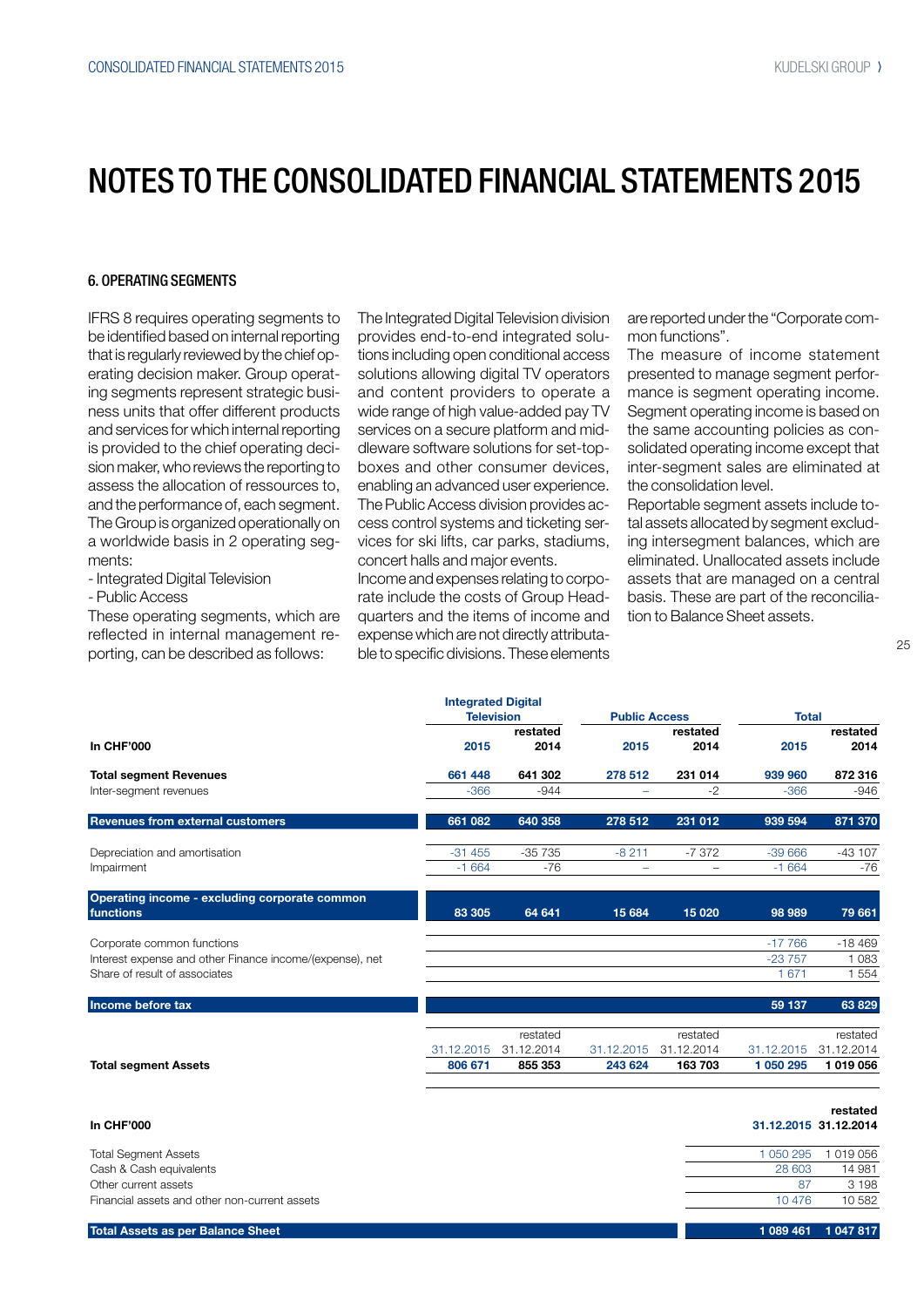# NOTES TO THE CONSOLIDATED FINANCIAL STATEMENTS 2015

### 6. OPERATING SEGMENTS

IFRS 8 requires operating segments to be identified based on internal reporting that is regularly reviewed by the chief operating decision maker. Group operating segments represent strategic business units that offer different products and services for which internal reporting is provided to the chief operating decision maker, who reviews the reporting to assess the allocation of ressources to, and the performance of, each segment. The Group is organized operationally on a worldwide basis in 2 operating segments:

- Integrated Digital Television
- Public Access

These operating segments, which are reflected in internal management reporting, can be described as follows:

The Integrated Digital Television division provides end-to-end integrated solutions including open conditional access solutions allowing digital TV operators and content providers to operate a wide range of high value-added pay TV services on a secure platform and middleware software solutions for set-top-boxes and other consumer devices, enabling an advanced user experience.

The Public Access division provides access control systems and ticketing services for ski lifts, car parks, stadiums, concert halls and major events.

Income and expenses relating to corporate include the costs of Group Headquarters and the items of income and expense which are not directly attributable to specific divisions. These elements are reported under the "Corporate common functions".

The measure of income statement presented to manage segment performance is segment operating income. Segment operating income is based on the same accounting policies as consolidated operating income except that inter-segment sales are eliminated at the consolidation level.

Reportable segment assets include total assets allocated by segment excluding intersegment balances, which are eliminated. Unallocated assets include assets that are managed on a central basis. These are part of the reconciliation to Balance Sheet assets.

| In CHF'000 | Integrated Digital Television 2015 | Integrated Digital Television restated 2014 | Public Access 2015 | Public Access restated 2014 | Total 2015 | Total restated 2014 |
|---|---|---|---|---|---|---|
| **Total segment Revenues** | **661 448** | **641 302** | **278 512** | **231 014** | **939 960** | **872 316** |
| Inter-segment revenues | -366 | -944 | – | -2 | -366 | -946 |
| **Revenues from external customers** | **661 082** | **640 358** | **278 512** | **231 012** | **939 594** | **871 370** |
| Depreciation and amortisation | -31 455 | -35 735 | -8 211 | -7 372 | -39 666 | -43 107 |
| Impairment | -1 664 | -76 | – | – | -1 664 | -76 |
| **Operating income - excluding corporate common functions** | **83 305** | **64 641** | **15 684** | **15 020** | **98 989** | **79 661** |
| Corporate common functions | | | | | -17 766 | -18 469 |
| Interest expense and other Finance income/(expense), net | | | | | -23 757 | 1 083 |
| Share of result of associates | | | | | 1 671 | 1 554 |
| **Income before tax** | | | | | **59 137** | **63 829** |
| | 31.12.2015 | restated 31.12.2014 | 31.12.2015 | restated 31.12.2014 | 31.12.2015 | restated 31.12.2014 |
| **Total segment Assets** | **806 671** | **855 353** | **243 624** | **163 703** | **1 050 295** | **1 019 056** |

| In CHF'000 | 31.12.2015 | restated 31.12.2014 |
|---|---|---|
| Total Segment Assets | 1 050 295 | 1 019 056 |
| Cash & Cash equivalents | 28 603 | 14 981 |
| Other current assets | 87 | 3 198 |
| Financial assets and other non-current assets | 10 476 | 10 582 |
| **Total Assets as per Balance Sheet** | **1 089 461** | **1 047 817** |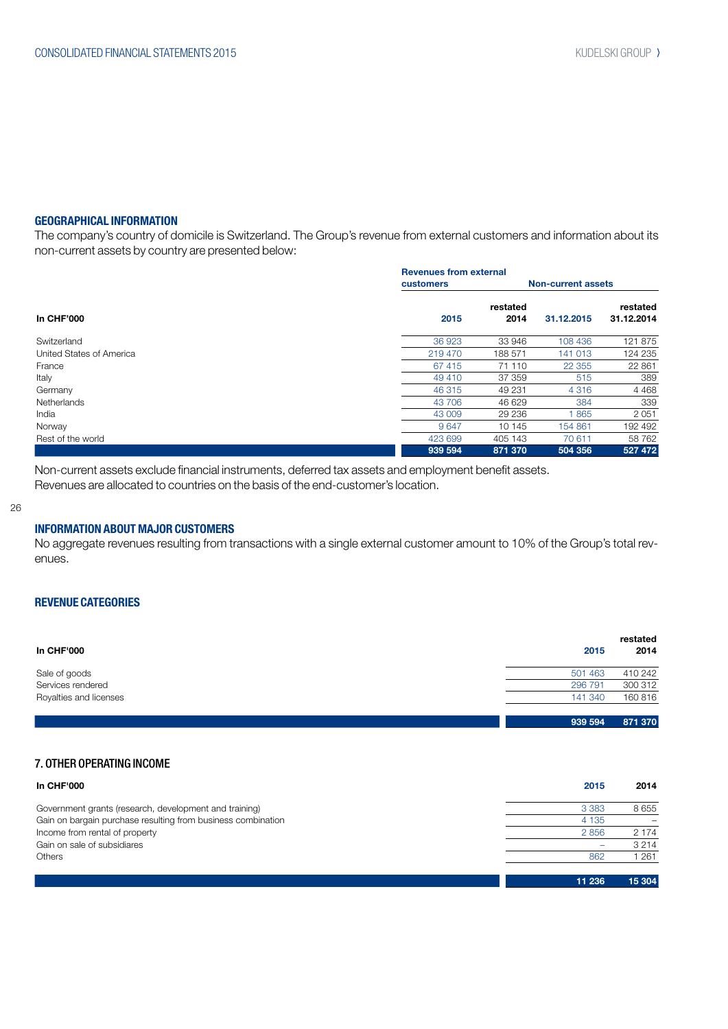## GEOGRAPHICAL INFORMATION

The company's country of domicile is Switzerland. The Group's revenue from external customers and information about its non-current assets by country are presented below:

| In CHF'000 | Revenues from external customers | | Non-current assets | |
|---|---|---|---|---|
| | 2015 | restated 2014 | 31.12.2015 | restated 31.12.2014 |
| Switzerland | 36 923 | 33 946 | 108 436 | 121 875 |
| United States of America | 219 470 | 188 571 | 141 013 | 124 235 |
| France | 67 415 | 71 110 | 22 355 | 22 861 |
| Italy | 49 410 | 37 359 | 515 | 389 |
| Germany | 46 315 | 49 231 | 4 316 | 4 468 |
| Netherlands | 43 706 | 46 629 | 384 | 339 |
| India | 43 009 | 29 236 | 1 865 | 2 051 |
| Norway | 9 647 | 10 145 | 154 861 | 192 492 |
| Rest of the world | 423 699 | 405 143 | 70 611 | 58 762 |
| | **939 594** | **871 370** | **504 356** | **527 472** |

Non-current assets exclude financial instruments, deferred tax assets and employment benefit assets.
Revenues are allocated to countries on the basis of the end-customer's location.

## INFORMATION ABOUT MAJOR CUSTOMERS

No aggregate revenues resulting from transactions with a single external customer amount to 10% of the Group's total revenues.

## REVENUE CATEGORIES

| In CHF'000 | 2015 | restated 2014 |
|---|---|---|
| Sale of goods | 501 463 | 410 242 |
| Services rendered | 296 791 | 300 312 |
| Royalties and licenses | 141 340 | 160 816 |
| | **939 594** | **871 370** |

## 7. OTHER OPERATING INCOME

| In CHF'000 | 2015 | 2014 |
|---|---|---|
| Government grants (research, development and training) | 3 383 | 8 655 |
| Gain on bargain purchase resulting from business combination | 4 135 | – |
| Income from rental of property | 2 856 | 2 174 |
| Gain on sale of subsidiares | – | 3 214 |
| Others | 862 | 1 261 |
| | **11 236** | **15 304** |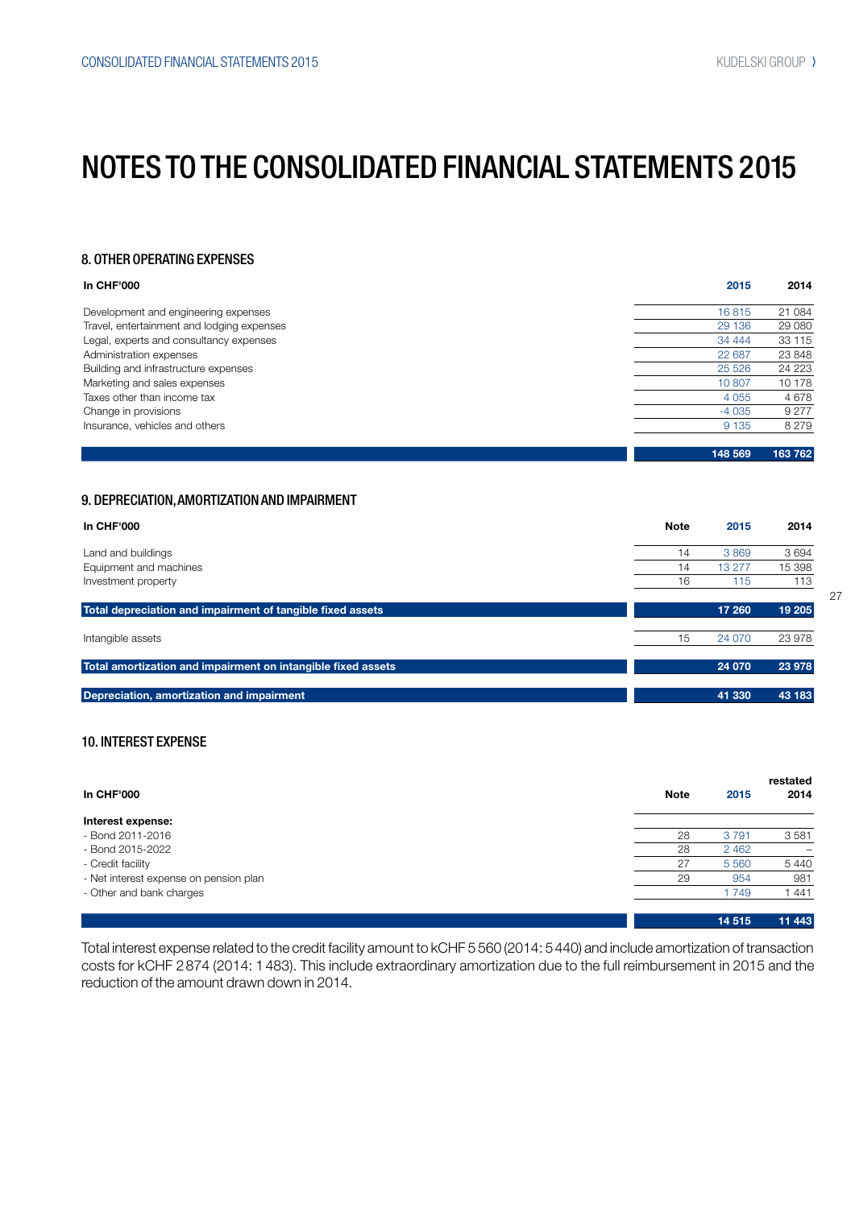# NOTES TO THE CONSOLIDATED FINANCIAL STATEMENTS 2015

### 8. OTHER OPERATING EXPENSES

| In CHF'000 | 2015 | 2014 |
|---|---|---|
| Development and engineering expenses | 16 815 | 21 084 |
| Travel, entertainment and lodging expenses | 29 136 | 29 080 |
| Legal, experts and consultancy expenses | 34 444 | 33 115 |
| Administration expenses | 22 687 | 23 848 |
| Building and infrastructure expenses | 25 526 | 24 223 |
| Marketing and sales expenses | 10 807 | 10 178 |
| Taxes other than income tax | 4 055 | 4 678 |
| Change in provisions | -4 035 | 9 277 |
| Insurance, vehicles and others | 9 135 | 8 279 |
| | **148 569** | **163 762** |

### 9. DEPRECIATION, AMORTIZATION AND IMPAIRMENT

| In CHF'000 | Note | 2015 | 2014 |
|---|---|---|---|
| Land and buildings | 14 | 3 869 | 3 694 |
| Equipment and machines | 14 | 13 277 | 15 398 |
| Investment property | 16 | 115 | 113 |
| **Total depreciation and impairment of tangible fixed assets** | | **17 260** | **19 205** |
| Intangible assets | 15 | 24 070 | 23 978 |
| **Total amortization and impairment on intangible fixed assets** | | **24 070** | **23 978** |
| **Depreciation, amortization and impairment** | | **41 330** | **43 183** |

### 10. INTEREST EXPENSE

| In CHF'000 | Note | 2015 | restated 2014 |
|---|---|---|---|
| **Interest expense:** | | | |
| - Bond 2011-2016 | 28 | 3 791 | 3 581 |
| - Bond 2015-2022 | 28 | 2 462 | – |
| - Credit facility | 27 | 5 560 | 5 440 |
| - Net interest expense on pension plan | 29 | 954 | 981 |
| - Other and bank charges | | 1 749 | 1 441 |
| | | **14 515** | **11 443** |

Total interest expense related to the credit facility amount to kCHF 5 560 (2014: 5 440) and include amortization of transaction costs for kCHF 2 874 (2014: 1 483). This include extraordinary amortization due to the full reimbursement in 2015 and the reduction of the amount drawn down in 2014.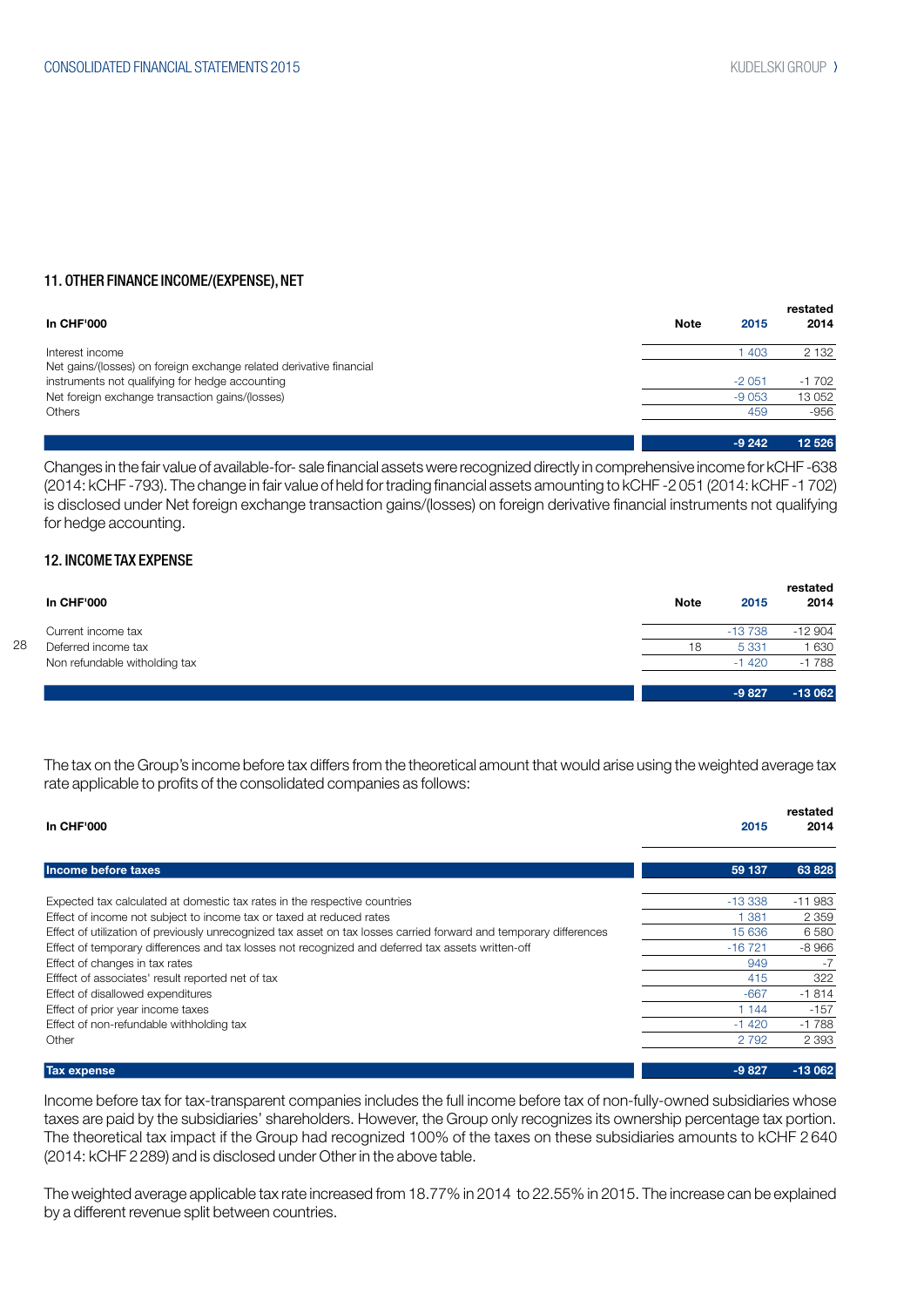## 11. OTHER FINANCE INCOME/(EXPENSE), NET

| In CHF'000 | Note | 2015 | restated 2014 |
|---|---|---|---|
| Interest income | | 1 403 | 2 132 |
| Net gains/(losses) on foreign exchange related derivative financial instruments not qualifying for hedge accounting | | -2 051 | -1 702 |
| Net foreign exchange transaction gains/(losses) | | -9 053 | 13 052 |
| Others | | 459 | -956 |
| | | **-9 242** | **12 526** |

Changes in the fair value of available-for- sale financial assets were recognized directly in comprehensive income for kCHF -638 (2014: kCHF -793). The change in fair value of held for trading financial assets amounting to kCHF -2 051 (2014: kCHF -1 702) is disclosed under Net foreign exchange transaction gains/(losses) on foreign derivative financial instruments not qualifying for hedge accounting.

## 12. INCOME TAX EXPENSE

| In CHF'000 | Note | 2015 | restated 2014 |
|---|---|---|---|
| Current income tax | | -13 738 | -12 904 |
| Deferred income tax | 18 | 5 331 | 1 630 |
| Non refundable witholding tax | | -1 420 | -1 788 |
| | | **-9 827** | **-13 062** |

The tax on the Group's income before tax differs from the theoretical amount that would arise using the weighted average tax rate applicable to profits of the consolidated companies as follows:

| In CHF'000 | 2015 | restated 2014 |
|---|---|---|
| **Income before taxes** | **59 137** | **63 828** |
| Expected tax calculated at domestic tax rates in the respective countries | -13 338 | -11 983 |
| Effect of income not subject to income tax or taxed at reduced rates | 1 381 | 2 359 |
| Effect of utilization of previously unrecognized tax asset on tax losses carried forward and temporary differences | 15 636 | 6 580 |
| Effect of temporary differences and tax losses not recognized and deferred tax assets written-off | -16 721 | -8 966 |
| Effect of changes in tax rates | 949 | -7 |
| Efffect of associates' result reported net of tax | 415 | 322 |
| Effect of disallowed expenditures | -667 | -1 814 |
| Effect of prior year income taxes | 1 144 | -157 |
| Effect of non-refundable withholding tax | -1 420 | -1 788 |
| Other | 2 792 | 2 393 |
| **Tax expense** | **-9 827** | **-13 062** |

Income before tax for tax-transparent companies includes the full income before tax of non-fully-owned subsidiaries whose taxes are paid by the subsidiaries' shareholders. However, the Group only recognizes its ownership percentage tax portion. The theoretical tax impact if the Group had recognized 100% of the taxes on these subsidiaries amounts to kCHF 2 640 (2014: kCHF 2 289) and is disclosed under Other in the above table.

The weighted average applicable tax rate increased from 18.77% in 2014 to 22.55% in 2015. The increase can be explained by a different revenue split between countries.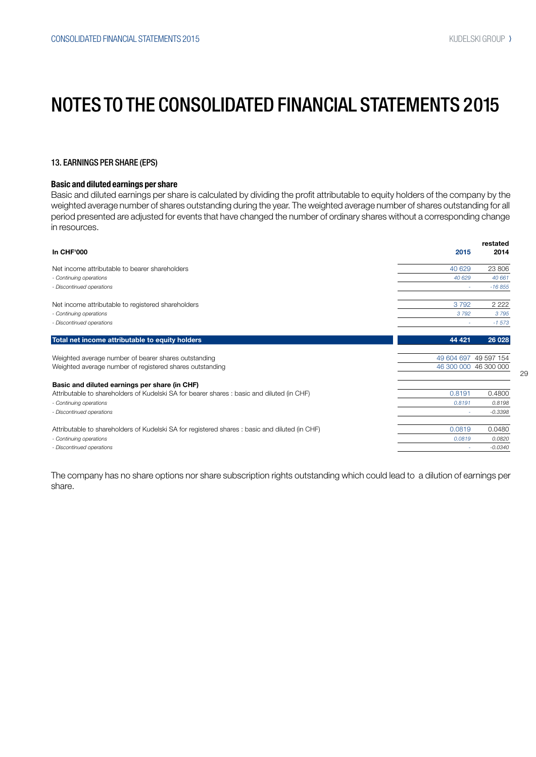# NOTES TO THE CONSOLIDATED FINANCIAL STATEMENTS 2015

### 13. EARNINGS PER SHARE (EPS)

#### Basic and diluted earnings per share

Basic and diluted earnings per share is calculated by dividing the profit attributable to equity holders of the company by the weighted average number of shares outstanding during the year. The weighted average number of shares outstanding for all period presented are adjusted for events that have changed the number of ordinary shares without a corresponding change in resources.

| In CHF'000 | 2015 | restated 2014 |
|---|---|---|
| Net income attributable to bearer shareholders | 40 629 | 23 806 |
| *- Continuing operations* | *40 629* | *40 661* |
| *- Discontinued operations* | *-* | *-16 855* |
| Net income attributable to registered shareholders | 3 792 | 2 222 |
| *- Continuing operations* | *3 792* | *3 795* |
| *- Discontinued operations* | *-* | *-1 573* |
| **Total net income attributable to equity holders** | **44 421** | **26 028** |
| Weighted average number of bearer shares outstanding | 49 604 697 | 49 597 154 |
| Weighted average number of registered shares outstanding | 46 300 000 | 46 300 000 |
| **Basic and diluted earnings per share (in CHF)** | | |
| Attributable to shareholders of Kudelski SA for bearer shares : basic and diluted (in CHF) | 0.8191 | 0.4800 |
| *- Continuing operations* | *0.8191* | *0.8198* |
| *- Discontinued operations* | *-* | *-0.3398* |
| Attributable to shareholders of Kudelski SA for registered shares : basic and diluted (in CHF) | 0.0819 | 0.0480 |
| *- Continuing operations* | *0.0819* | *0.0820* |
| *- Discontinued operations* | *-* | *-0.0340* |

The company has no share options nor share subscription rights outstanding which could lead to a dilution of earnings per share.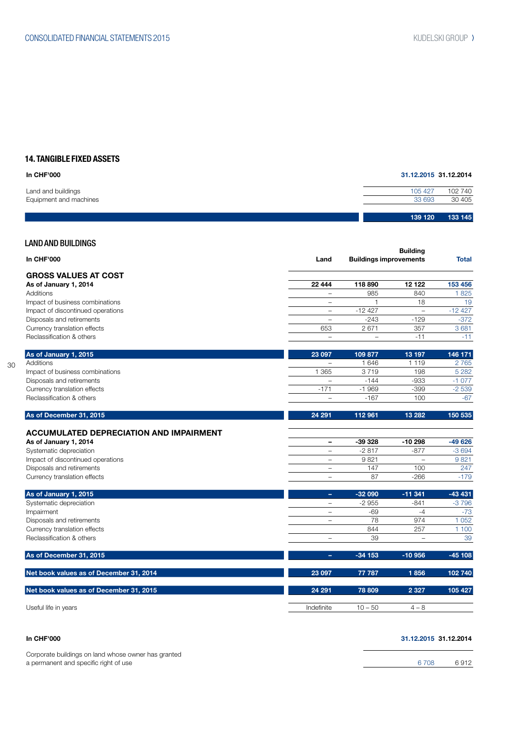## 14. TANGIBLE FIXED ASSETS

| In CHF'000 | 31.12.2015 | 31.12.2014 |
|---|---|---|
| Land and buildings | 105 427 | 102 740 |
| Equipment and machines | 33 693 | 30 405 |
| | **139 120** | **133 145** |

### LAND AND BUILDINGS

| In CHF'000 | Land | Buildings | Building improvements | Total |
|---|---|---|---|---|
| **GROSS VALUES AT COST** | | | | |
| **As of January 1, 2014** | **22 444** | **118 890** | **12 122** | **153 456** |
| Additions | – | 985 | 840 | 1 825 |
| Impact of business combinations | – | 1 | 18 | 19 |
| Impact of discontinued operations | – | -12 427 | – | -12 427 |
| Disposals and retirements | – | -243 | -129 | -372 |
| Currency translation effects | 653 | 2 671 | 357 | 3 681 |
| Reclassification & others | – | – | -11 | -11 |
| **As of January 1, 2015** | **23 097** | **109 877** | **13 197** | **146 171** |
| Additions | – | 1 646 | 1 119 | 2 765 |
| Impact of business combinations | 1 365 | 3 719 | 198 | 5 282 |
| Disposals and retirements | – | -144 | -933 | -1 077 |
| Currency translation effects | -171 | -1 969 | -399 | -2 539 |
| Reclassification & others | – | -167 | 100 | -67 |
| **As of December 31, 2015** | **24 291** | **112 961** | **13 282** | **150 535** |
| **ACCUMULATED DEPRECIATION AND IMPAIRMENT** | | | | |
| **As of January 1, 2014** | **–** | **-39 328** | **-10 298** | **-49 626** |
| Systematic depreciation | – | -2 817 | -877 | -3 694 |
| Impact of discontinued operations | – | 9 821 | – | 9 821 |
| Disposals and retirements | – | 147 | 100 | 247 |
| Currency translation effects | – | 87 | -266 | -179 |
| **As of January 1, 2015** | **–** | **-32 090** | **-11 341** | **-43 431** |
| Systematic depreciation | – | -2 955 | -841 | -3 796 |
| Impairment | – | -69 | -4 | -73 |
| Disposals and retirements | – | 78 | 974 | 1 052 |
| Currency translation effects | | 844 | 257 | 1 100 |
| Reclassification & others | – | 39 | – | 39 |
| **As of December 31, 2015** | **–** | **-34 153** | **-10 956** | **-45 108** |
| **Net book values as of December 31, 2014** | **23 097** | **77 787** | **1 856** | **102 740** |
| **Net book values as of December 31, 2015** | **24 291** | **78 809** | **2 327** | **105 427** |
| Useful life in years | Indefinite | 10 – 50 | 4 – 8 | |

| In CHF'000 | 31.12.2015 | 31.12.2014 |
|---|---|---|
| Corporate buildings on land whose owner has granted a permanent and specific right of use | 6 708 | 6 912 |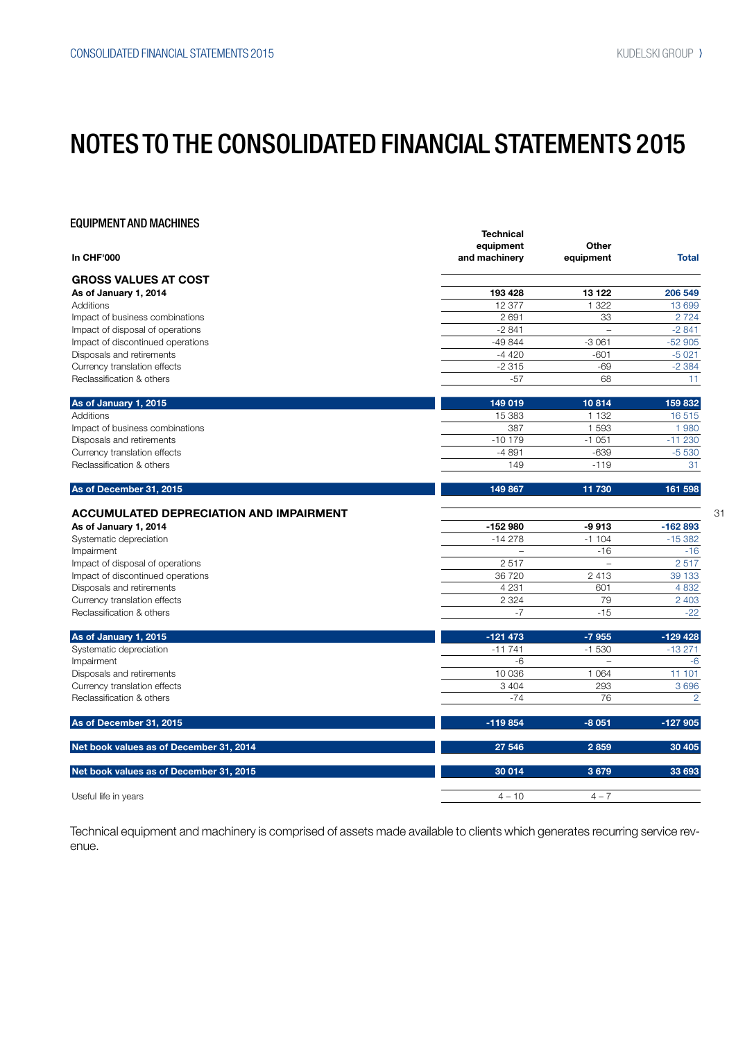# NOTES TO THE CONSOLIDATED FINANCIAL STATEMENTS 2015

## EQUIPMENT AND MACHINES

| In CHF'000 | Technical equipment and machinery | Other equipment | Total |
|---|---|---|---|
| **GROSS VALUES AT COST** | | | |
| **As of January 1, 2014** | **193 428** | **13 122** | **206 549** |
| Additions | 12 377 | 1 322 | 13 699 |
| Impact of business combinations | 2 691 | 33 | 2 724 |
| Impact of disposal of operations | -2 841 | – | -2 841 |
| Impact of discontinued operations | -49 844 | -3 061 | -52 905 |
| Disposals and retirements | -4 420 | -601 | -5 021 |
| Currency translation effects | -2 315 | -69 | -2 384 |
| Reclassification & others | -57 | 68 | 11 |
| **As of January 1, 2015** | **149 019** | **10 814** | **159 832** |
| Additions | 15 383 | 1 132 | 16 515 |
| Impact of business combinations | 387 | 1 593 | 1 980 |
| Disposals and retirements | -10 179 | -1 051 | -11 230 |
| Currency translation effects | -4 891 | -639 | -5 530 |
| Reclassification & others | 149 | -119 | 31 |
| **As of December 31, 2015** | **149 867** | **11 730** | **161 598** |
| **ACCUMULATED DEPRECIATION AND IMPAIRMENT** | | | |
| **As of January 1, 2014** | **-152 980** | **-9 913** | **-162 893** |
| Systematic depreciation | -14 278 | -1 104 | -15 382 |
| Impairment | – | -16 | -16 |
| Impact of disposal of operations | 2 517 | – | 2 517 |
| Impact of discontinued operations | 36 720 | 2 413 | 39 133 |
| Disposals and retirements | 4 231 | 601 | 4 832 |
| Currency translation effects | 2 324 | 79 | 2 403 |
| Reclassification & others | -7 | -15 | -22 |
| **As of January 1, 2015** | **-121 473** | **-7 955** | **-129 428** |
| Systematic depreciation | -11 741 | -1 530 | -13 271 |
| Impairment | -6 | – | -6 |
| Disposals and retirements | 10 036 | 1 064 | 11 101 |
| Currency translation effects | 3 404 | 293 | 3 696 |
| Reclassification & others | -74 | 76 | 2 |
| **As of December 31, 2015** | **-119 854** | **-8 051** | **-127 905** |
| **Net book values as of December 31, 2014** | **27 546** | **2 859** | **30 405** |
| **Net book values as of December 31, 2015** | **30 014** | **3 679** | **33 693** |
| Useful life in years | 4 – 10 | 4 – 7 | |

Technical equipment and machinery is comprised of assets made available to clients which generates recurring service revenue.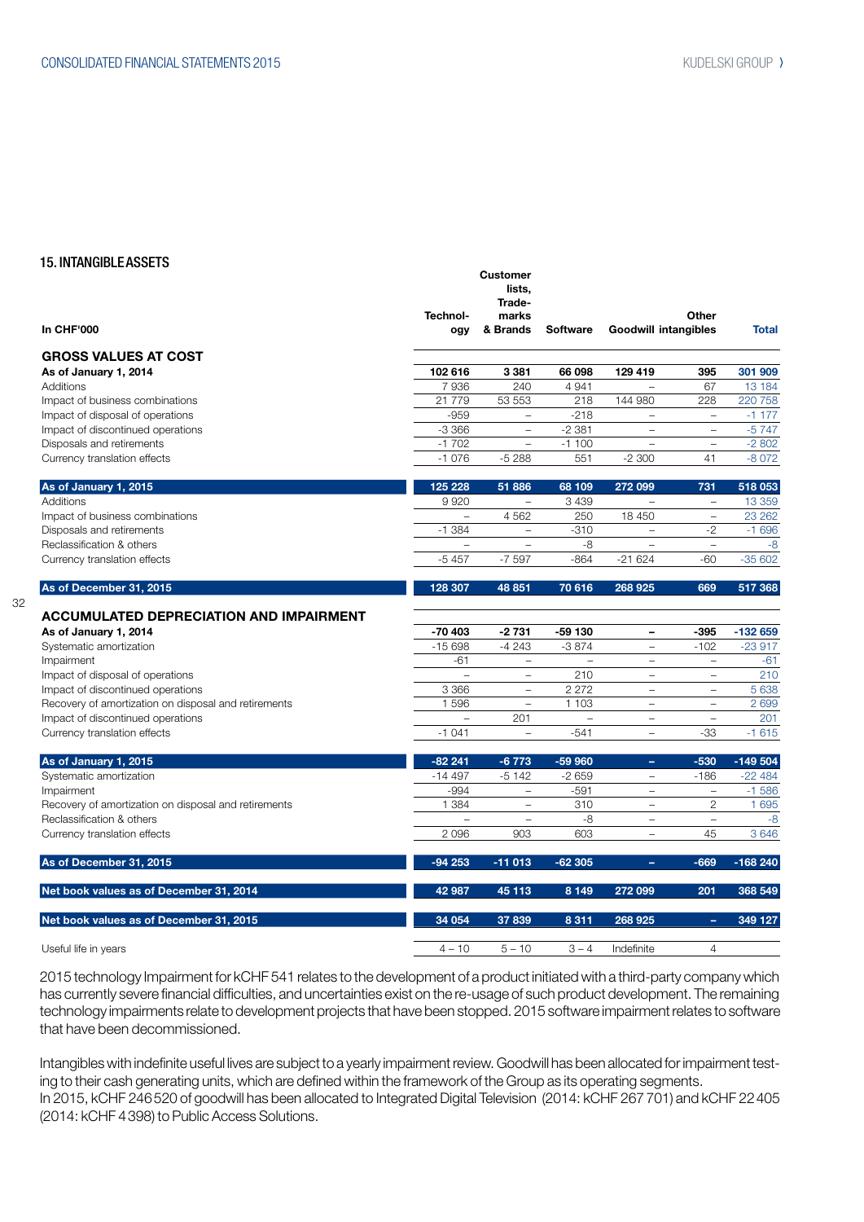## 15. INTANGIBLE ASSETS

| In CHF'000 | Technology | Customer lists, Trademarks & Brands | Software | Goodwill | Other intangibles | Total |
|---|---|---|---|---|---|---|
| **GROSS VALUES AT COST** | | | | | | |
| **As of January 1, 2014** | **102 616** | **3 381** | **66 098** | **129 419** | **395** | **301 909** |
| Additions | 7 936 | 240 | 4 941 | – | 67 | 13 184 |
| Impact of business combinations | 21 779 | 53 553 | 218 | 144 980 | 228 | 220 758 |
| Impact of disposal of operations | -959 | – | -218 | – | – | -1 177 |
| Impact of discontinued operations | -3 366 | – | -2 381 | – | – | -5 747 |
| Disposals and retirements | -1 702 | – | -1 100 | – | – | -2 802 |
| Currency translation effects | -1 076 | -5 288 | 551 | -2 300 | 41 | -8 072 |
| **As of January 1, 2015** | **125 228** | **51 886** | **68 109** | **272 099** | **731** | **518 053** |
| Additions | 9 920 | – | 3 439 | – | – | 13 359 |
| Impact of business combinations | – | 4 562 | 250 | 18 450 | – | 23 262 |
| Disposals and retirements | -1 384 | – | -310 | – | -2 | -1 696 |
| Reclassification & others | – | – | -8 | – | – | -8 |
| Currency translation effects | -5 457 | -7 597 | -864 | -21 624 | -60 | -35 602 |
| **As of December 31, 2015** | **128 307** | **48 851** | **70 616** | **268 925** | **669** | **517 368** |
| **ACCUMULATED DEPRECIATION AND IMPAIRMENT** | | | | | | |
| **As of January 1, 2014** | **-70 403** | **-2 731** | **-59 130** | **–** | **-395** | **-132 659** |
| Systematic amortization | -15 698 | -4 243 | -3 874 | – | -102 | -23 917 |
| Impairment | -61 | – | – | – | – | -61 |
| Impact of disposal of operations | – | – | 210 | – | – | 210 |
| Impact of discontinued operations | 3 366 | – | 2 272 | – | – | 5 638 |
| Recovery of amortization on disposal and retirements | 1 596 | – | 1 103 | – | – | 2 699 |
| Impact of discontinued operations | – | 201 | – | – | – | 201 |
| Currency translation effects | -1 041 | – | -541 | – | -33 | -1 615 |
| **As of January 1, 2015** | **-82 241** | **-6 773** | **-59 960** | **–** | **-530** | **-149 504** |
| Systematic amortization | -14 497 | -5 142 | -2 659 | – | -186 | -22 484 |
| Impairment | -994 | – | -591 | – | – | -1 586 |
| Recovery of amortization on disposal and retirements | 1 384 | – | 310 | – | 2 | 1 695 |
| Reclassification & others | – | – | -8 | – | – | -8 |
| Currency translation effects | 2 096 | 903 | 603 | – | 45 | 3 646 |
| **As of December 31, 2015** | **-94 253** | **-11 013** | **-62 305** | **–** | **-669** | **-168 240** |
| **Net book values as of December 31, 2014** | **42 987** | **45 113** | **8 149** | **272 099** | **201** | **368 549** |
| **Net book values as of December 31, 2015** | **34 054** | **37 839** | **8 311** | **268 925** | **–** | **349 127** |
| Useful life in years | 4 – 10 | 5 – 10 | 3 – 4 | Indefinite | 4 | |

2015 technology Impairment for kCHF 541 relates to the development of a product initiated with a third-party company which has currently severe financial difficulties, and uncertainties exist on the re-usage of such product development. The remaining technology impairments relate to development projects that have been stopped. 2015 software impairment relates to software that have been decommissioned.

Intangibles with indefinite useful lives are subject to a yearly impairment review. Goodwill has been allocated for impairment testing to their cash generating units, which are defined within the framework of the Group as its operating segments.
In 2015, kCHF 246 520 of goodwill has been allocated to Integrated Digital Television (2014: kCHF 267 701) and kCHF 22 405 (2014: kCHF 4 398) to Public Access Solutions.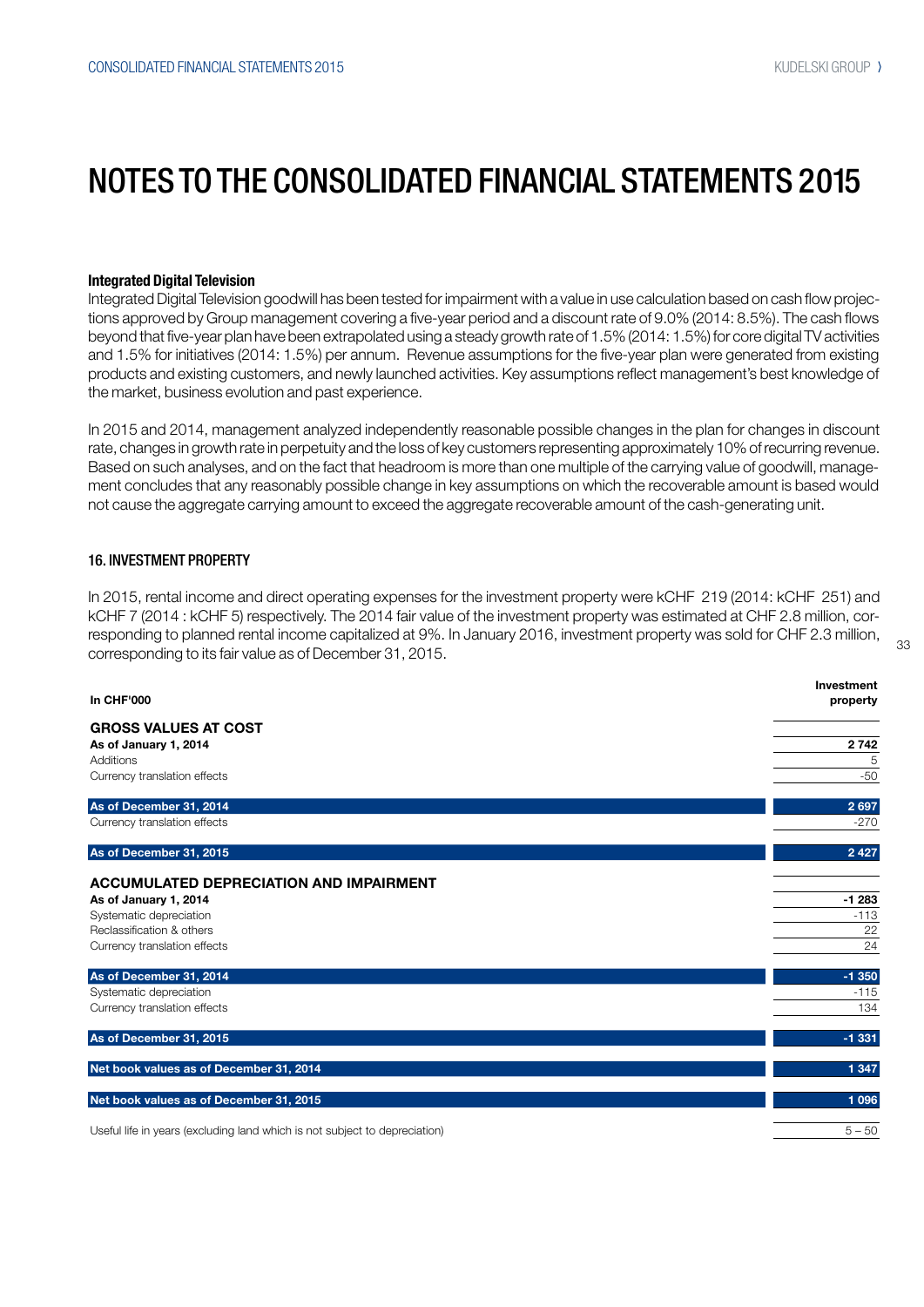# NOTES TO THE CONSOLIDATED FINANCIAL STATEMENTS 2015

**Integrated Digital Television**

Integrated Digital Television goodwill has been tested for impairment with a value in use calculation based on cash flow projections approved by Group management covering a five-year period and a discount rate of 9.0% (2014: 8.5%). The cash flows beyond that five-year plan have been extrapolated using a steady growth rate of 1.5% (2014: 1.5%) for core digital TV activities and 1.5% for initiatives (2014: 1.5%) per annum. Revenue assumptions for the five-year plan were generated from existing products and existing customers, and newly launched activities. Key assumptions reflect management's best knowledge of the market, business evolution and past experience.

In 2015 and 2014, management analyzed independently reasonable possible changes in the plan for changes in discount rate, changes in growth rate in perpetuity and the loss of key customers representing approximately 10% of recurring revenue. Based on such analyses, and on the fact that headroom is more than one multiple of the carrying value of goodwill, management concludes that any reasonably possible change in key assumptions on which the recoverable amount is based would not cause the aggregate carrying amount to exceed the aggregate recoverable amount of the cash-generating unit.

## 16. INVESTMENT PROPERTY

In 2015, rental income and direct operating expenses for the investment property were kCHF 219 (2014: kCHF 251) and kCHF 7 (2014 : kCHF 5) respectively. The 2014 fair value of the investment property was estimated at CHF 2.8 million, corresponding to planned rental income capitalized at 9%. In January 2016, investment property was sold for CHF 2.3 million, corresponding to its fair value as of December 31, 2015.

| In CHF'000 | Investment property |
|---|---|
| **GROSS VALUES AT COST** | |
| **As of January 1, 2014** | **2 742** |
| Additions | 5 |
| Currency translation effects | -50 |
| **As of December 31, 2014** | **2 697** |
| Currency translation effects | -270 |
| **As of December 31, 2015** | **2 427** |
| **ACCUMULATED DEPRECIATION AND IMPAIRMENT** | |
| **As of January 1, 2014** | **-1 283** |
| Systematic depreciation | -113 |
| Reclassification & others | 22 |
| Currency translation effects | 24 |
| **As of December 31, 2014** | **-1 350** |
| Systematic depreciation | -115 |
| Currency translation effects | 134 |
| **As of December 31, 2015** | **-1 331** |
| **Net book values as of December 31, 2014** | **1 347** |
| **Net book values as of December 31, 2015** | **1 096** |
| Useful life in years (excluding land which is not subject to depreciation) | 5 – 50 |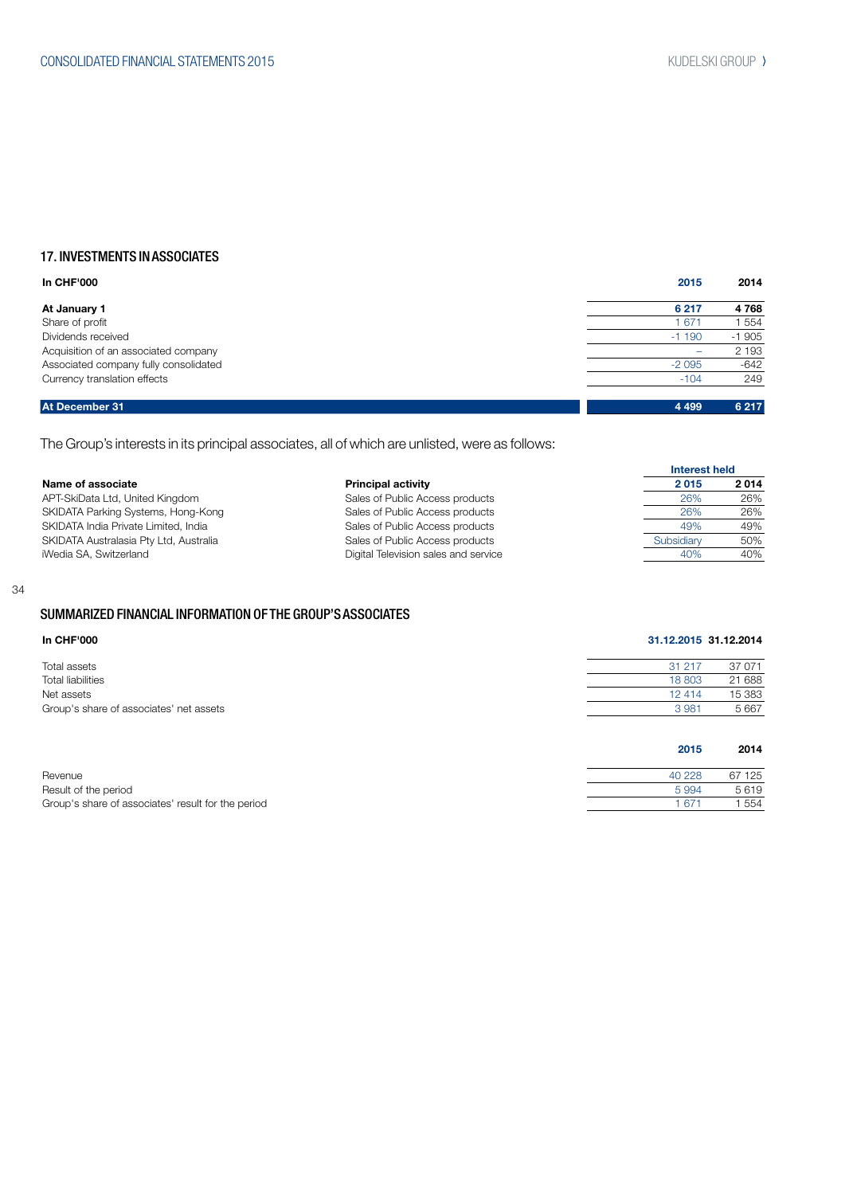## 17. INVESTMENTS IN ASSOCIATES

| In CHF'000 | 2015 | 2014 |
|---|---|---|
| **At January 1** | **6 217** | **4 768** |
| Share of profit | 1 671 | 1 554 |
| Dividends received | -1 190 | -1 905 |
| Acquisition of an associated company | – | 2 193 |
| Associated company fully consolidated | -2 095 | -642 |
| Currency translation effects | -104 | 249 |
| **At December 31** | **4 499** | **6 217** |

The Group's interests in its principal associates, all of which are unlisted, were as follows:

| | | Interest held | |
|---|---|---|---|
| **Name of associate** | **Principal activity** | **2 015** | **2 014** |
| APT-SkiData Ltd, United Kingdom | Sales of Public Access products | 26% | 26% |
| SKIDATA Parking Systems, Hong-Kong | Sales of Public Access products | 26% | 26% |
| SKIDATA India Private Limited, India | Sales of Public Access products | 49% | 49% |
| SKIDATA Australasia Pty Ltd, Australia | Sales of Public Access products | Subsidiary | 50% |
| iWedia SA, Switzerland | Digital Television sales and service | 40% | 40% |

## SUMMARIZED FINANCIAL INFORMATION OF THE GROUP'S ASSOCIATES

| In CHF'000 | 31.12.2015 | 31.12.2014 |
|---|---|---|
| Total assets | 31 217 | 37 071 |
| Total liabilities | 18 803 | 21 688 |
| Net assets | 12 414 | 15 383 |
| Group's share of associates' net assets | 3 981 | 5 667 |

| | 2015 | 2014 |
|---|---|---|
| Revenue | 40 228 | 67 125 |
| Result of the period | 5 994 | 5 619 |
| Group's share of associates' result for the period | 1 671 | 1 554 |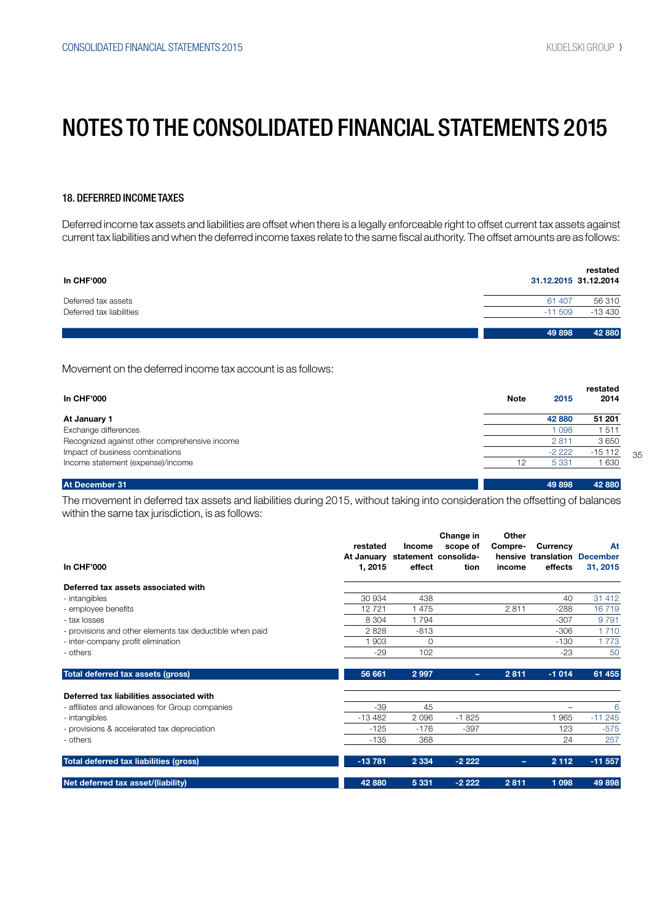# NOTES TO THE CONSOLIDATED FINANCIAL STATEMENTS 2015

### 18. DEFERRED INCOME TAXES

Deferred income tax assets and liabilities are offset when there is a legally enforceable right to offset current tax assets against current tax liabilities and when the deferred income taxes relate to the same fiscal authority. The offset amounts are as follows:

| In CHF'000 | 31.12.2015 | restated 31.12.2014 |
|---|---|---|
| Deferred tax assets | 61 407 | 56 310 |
| Deferred tax liabilities | -11 509 | -13 430 |
| | **49 898** | **42 880** |

Movement on the deferred income tax account is as follows:

| In CHF'000 | Note | 2015 | restated 2014 |
|---|---|---|---|
| **At January 1** | | **42 880** | **51 201** |
| Exchange differences | | 1 098 | 1 511 |
| Recognized against other comprehensive income | | 2 811 | 3 650 |
| Impact of business combinations | | -2 222 | -15 112 |
| Income statement (expense)/income | 12 | 5 331 | 1 630 |
| **At December 31** | | **49 898** | **42 880** |

The movement in deferred tax assets and liabilities during 2015, without taking into consideration the offsetting of balances within the same tax jurisdiction, is as follows:

| In CHF'000 | restated At January 1, 2015 | Income statement effect | Change in scope of consolidation | Other Comprehensive income | Currency translation effects | At December 31, 2015 |
|---|---|---|---|---|---|---|
| **Deferred tax assets associated with** | | | | | | |
| - intangibles | 30 934 | 438 | | | 40 | 31 412 |
| - employee benefits | 12 721 | 1 475 | | 2 811 | -288 | 16 719 |
| - tax losses | 8 304 | 1 794 | | | -307 | 9 791 |
| - provisions and other elements tax deductible when paid | 2 828 | -813 | | | -306 | 1 710 |
| - inter-company profit elimination | 1 903 | 0 | | | -130 | 1 773 |
| - others | -29 | 102 | | | -23 | 50 |
| **Total deferred tax assets (gross)** | **56 661** | **2 997** | **–** | **2 811** | **-1 014** | **61 455** |
| **Deferred tax liabilities associated with** | | | | | | |
| - affiliates and allowances for Group companies | -39 | 45 | | | – | 6 |
| - intangibles | -13 482 | 2 096 | -1 825 | | 1 965 | -11 245 |
| - provisions & accelerated tax depreciation | -125 | -176 | -397 | | 123 | -575 |
| - others | -135 | 368 | | | 24 | 257 |
| **Total deferred tax liabilities (gross)** | **-13 781** | **2 334** | **-2 222** | **–** | **2 112** | **-11 557** |
| **Net deferred tax asset/(liability)** | **42 880** | **5 331** | **-2 222** | **2 811** | **1 098** | **49 898** |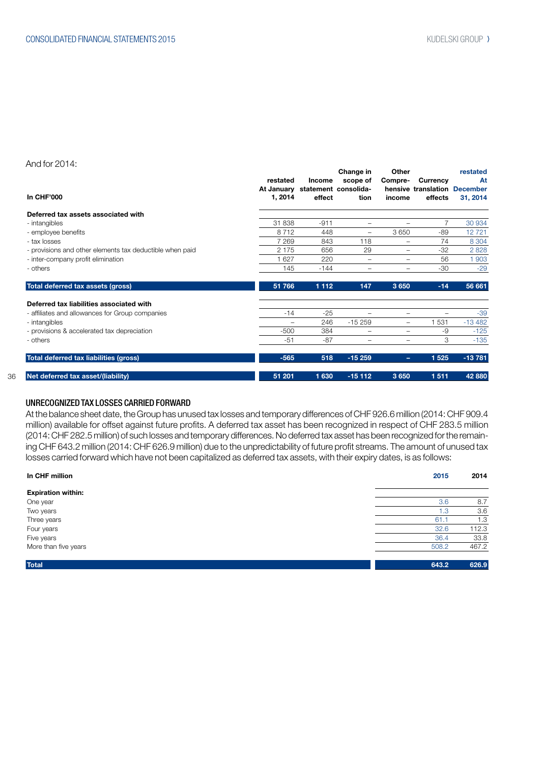And for 2014:

| In CHF'000 | restated At January 1, 2014 | Income statement effect | Change in scope of consolida-tion | Other Compre-hensive income | Currency translation effects | restated At December 31, 2014 |
|---|---|---|---|---|---|---|
| **Deferred tax assets associated with** | | | | | | |
| - intangibles | 31 838 | -911 | – | – | 7 | 30 934 |
| - employee benefits | 8 712 | 448 | – | 3 650 | -89 | 12 721 |
| - tax losses | 7 269 | 843 | 118 | – | 74 | 8 304 |
| - provisions and other elements tax deductible when paid | 2 175 | 656 | 29 | – | -32 | 2 828 |
| - inter-company profit elimination | 1 627 | 220 | – | – | 56 | 1 903 |
| - others | 145 | -144 | – | – | -30 | -29 |
| **Total deferred tax assets (gross)** | **51 766** | **1 112** | **147** | **3 650** | **-14** | **56 661** |
| **Deferred tax liabilities associated with** | | | | | | |
| - affiliates and allowances for Group companies | -14 | -25 | – | – | – | -39 |
| - intangibles | – | 246 | -15 259 | – | 1 531 | -13 482 |
| - provisions & accelerated tax depreciation | -500 | 384 | – | – | -9 | -125 |
| - others | -51 | -87 | – | – | 3 | -135 |
| **Total deferred tax liabilities (gross)** | **-565** | **518** | **-15 259** | **–** | **1 525** | **-13 781** |
| **Net deferred tax asset/(liability)** | **51 201** | **1 630** | **-15 112** | **3 650** | **1 511** | **42 880** |

## UNRECOGNIZED TAX LOSSES CARRIED FORWARD

At the balance sheet date, the Group has unused tax losses and temporary differences of CHF 926.6 million (2014: CHF 909.4 million) available for offset against future profits. A deferred tax asset has been recognized in respect of CHF 283.5 million (2014: CHF 282.5 million) of such losses and temporary differences. No deferred tax asset has been recognized for the remaining CHF 643.2 million (2014: CHF 626.9 million) due to the unpredictability of future profit streams. The amount of unused tax losses carried forward which have not been capitalized as deferred tax assets, with their expiry dates, is as follows:

| In CHF million | 2015 | 2014 |
|---|---|---|
| **Expiration within:** | | |
| One year | 3.6 | 8.7 |
| Two years | 1.3 | 3.6 |
| Three years | 61.1 | 1.3 |
| Four years | 32.6 | 112.3 |
| Five years | 36.4 | 33.8 |
| More than five years | 508.2 | 467.2 |
| **Total** | **643.2** | **626.9** |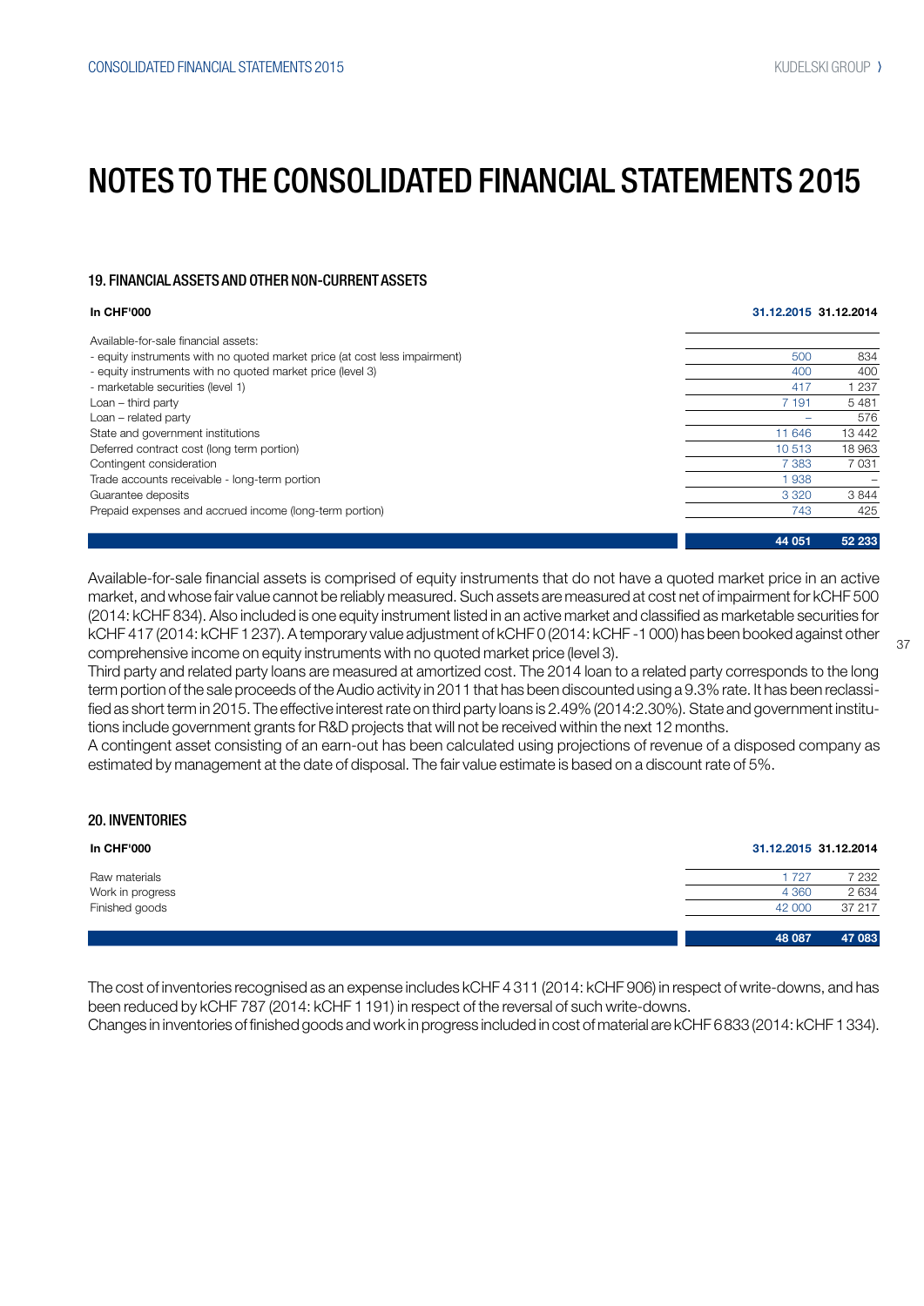# NOTES TO THE CONSOLIDATED FINANCIAL STATEMENTS 2015

## 19. FINANCIAL ASSETS AND OTHER NON-CURRENT ASSETS

| In CHF'000 | 31.12.2015 | 31.12.2014 |
|---|---|---|
| Available-for-sale financial assets: | | |
| - equity instruments with no quoted market price (at cost less impairment) | 500 | 834 |
| - equity instruments with no quoted market price (level 3) | 400 | 400 |
| - marketable securities (level 1) | 417 | 1 237 |
| Loan – third party | 7 191 | 5 481 |
| Loan – related party | – | 576 |
| State and government institutions | 11 646 | 13 442 |
| Deferred contract cost (long term portion) | 10 513 | 18 963 |
| Contingent consideration | 7 383 | 7 031 |
| Trade accounts receivable - long-term portion | 1 938 | – |
| Guarantee deposits | 3 320 | 3 844 |
| Prepaid expenses and accrued income (long-term portion) | 743 | 425 |
| | **44 051** | **52 233** |

Available-for-sale financial assets is comprised of equity instruments that do not have a quoted market price in an active market, and whose fair value cannot be reliably measured. Such assets are measured at cost net of impairment for kCHF 500 (2014: kCHF 834). Also included is one equity instrument listed in an active market and classified as marketable securities for kCHF 417 (2014: kCHF 1 237). A temporary value adjustment of kCHF 0 (2014: kCHF -1 000) has been booked against other comprehensive income on equity instruments with no quoted market price (level 3).

Third party and related party loans are measured at amortized cost. The 2014 loan to a related party corresponds to the long term portion of the sale proceeds of the Audio activity in 2011 that has been discounted using a 9.3% rate. It has been reclassified as short term in 2015. The effective interest rate on third party loans is 2.49% (2014:2.30%). State and government institutions include government grants for R&D projects that will not be received within the next 12 months.

A contingent asset consisting of an earn-out has been calculated using projections of revenue of a disposed company as estimated by management at the date of disposal. The fair value estimate is based on a discount rate of 5%.

## 20. INVENTORIES

| In CHF'000 | 31.12.2015 | 31.12.2014 |
|---|---|---|
| Raw materials | 1 727 | 7 232 |
| Work in progress | 4 360 | 2 634 |
| Finished goods | 42 000 | 37 217 |
| | **48 087** | **47 083** |

The cost of inventories recognised as an expense includes kCHF 4 311 (2014: kCHF 906) in respect of write-downs, and has been reduced by kCHF 787 (2014: kCHF 1 191) in respect of the reversal of such write-downs.

Changes in inventories of finished goods and work in progress included in cost of material are kCHF 6 833 (2014: kCHF 1 334).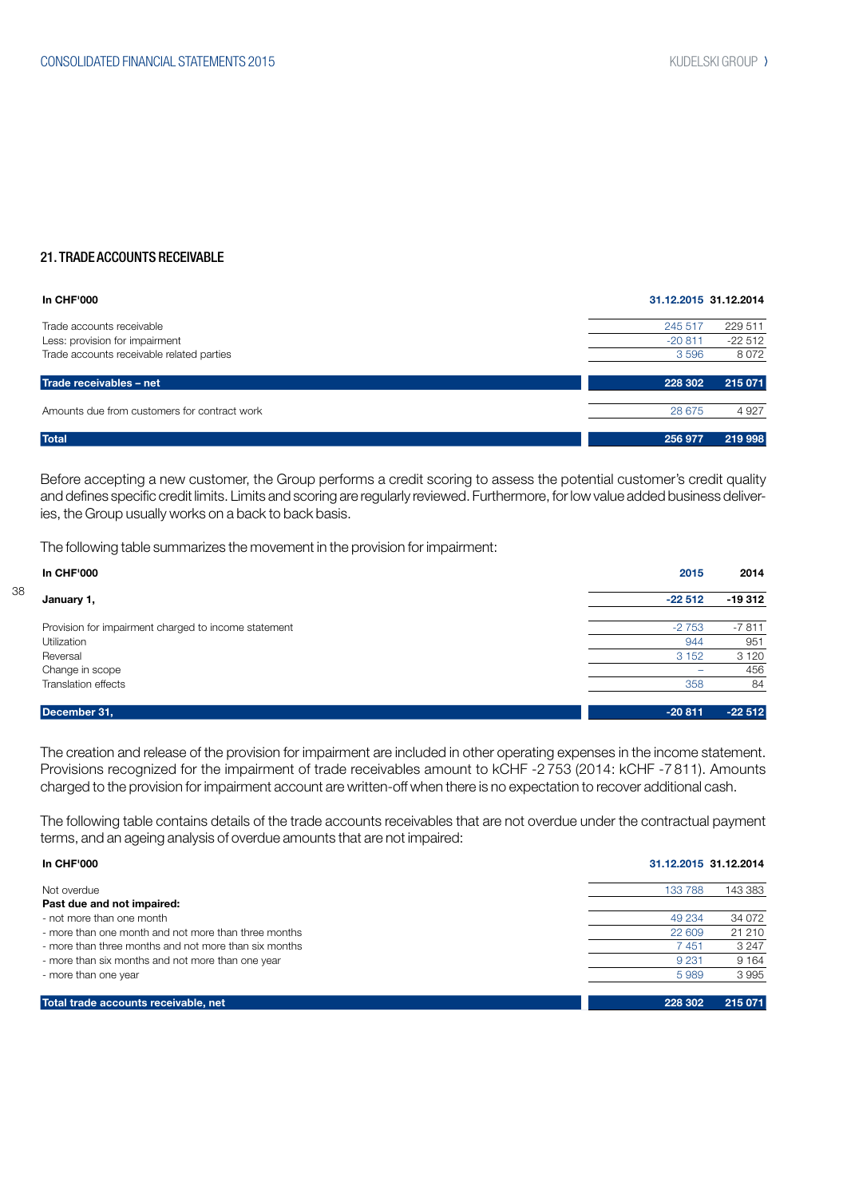## 21. TRADE ACCOUNTS RECEIVABLE

| In CHF'000 | 31.12.2015 | 31.12.2014 |
|---|---|---|
| Trade accounts receivable | 245 517 | 229 511 |
| Less: provision for impairment | -20 811 | -22 512 |
| Trade accounts receivable related parties | 3 596 | 8 072 |
| **Trade receivables – net** | **228 302** | **215 071** |
| Amounts due from customers for contract work | 28 675 | 4 927 |
| **Total** | **256 977** | **219 998** |

Before accepting a new customer, the Group performs a credit scoring to assess the potential customer's credit quality and defines specific credit limits. Limits and scoring are regularly reviewed. Furthermore, for low value added business deliveries, the Group usually works on a back to back basis.

The following table summarizes the movement in the provision for impairment:

| In CHF'000 | 2015 | 2014 |
|---|---|---|
| **January 1,** | **-22 512** | **-19 312** |
| Provision for impairment charged to income statement | -2 753 | -7 811 |
| Utilization | 944 | 951 |
| Reversal | 3 152 | 3 120 |
| Change in scope | – | 456 |
| Translation effects | 358 | 84 |
| **December 31,** | **-20 811** | **-22 512** |

The creation and release of the provision for impairment are included in other operating expenses in the income statement. Provisions recognized for the impairment of trade receivables amount to kCHF -2 753 (2014: kCHF -7 811). Amounts charged to the provision for impairment account are written-off when there is no expectation to recover additional cash.

The following table contains details of the trade accounts receivables that are not overdue under the contractual payment terms, and an ageing analysis of overdue amounts that are not impaired:

| In CHF'000 | 31.12.2015 | 31.12.2014 |
|---|---|---|
| Not overdue | 133 788 | 143 383 |
| **Past due and not impaired:** | | |
| - not more than one month | 49 234 | 34 072 |
| - more than one month and not more than three months | 22 609 | 21 210 |
| - more than three months and not more than six months | 7 451 | 3 247 |
| - more than six months and not more than one year | 9 231 | 9 164 |
| - more than one year | 5 989 | 3 995 |
| **Total trade accounts receivable, net** | **228 302** | **215 071** |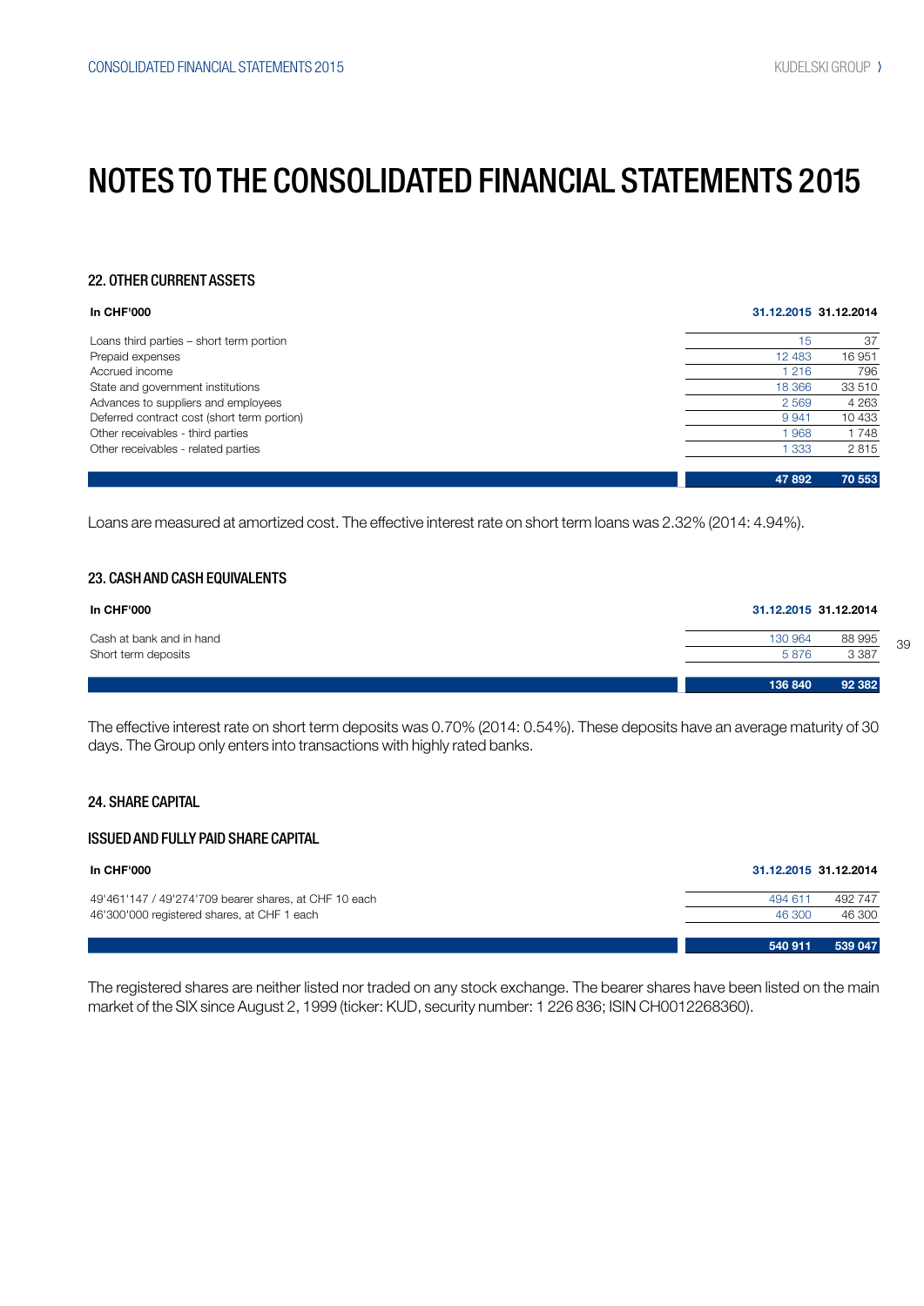# NOTES TO THE CONSOLIDATED FINANCIAL STATEMENTS 2015

## 22. OTHER CURRENT ASSETS

| In CHF'000 | 31.12.2015 | 31.12.2014 |
|---|---|---|
| Loans third parties – short term portion | 15 | 37 |
| Prepaid expenses | 12 483 | 16 951 |
| Accrued income | 1 216 | 796 |
| State and government institutions | 18 366 | 33 510 |
| Advances to suppliers and employees | 2 569 | 4 263 |
| Deferred contract cost (short term portion) | 9 941 | 10 433 |
| Other receivables - third parties | 1 968 | 1 748 |
| Other receivables - related parties | 1 333 | 2 815 |
| | **47 892** | **70 553** |

Loans are measured at amortized cost. The effective interest rate on short term loans was 2.32% (2014: 4.94%).

## 23. CASH AND CASH EQUIVALENTS

| In CHF'000 | 31.12.2015 | 31.12.2014 |
|---|---|---|
| Cash at bank and in hand | 130 964 | 88 995 |
| Short term deposits | 5 876 | 3 387 |
| | **136 840** | **92 382** |

The effective interest rate on short term deposits was 0.70% (2014: 0.54%). These deposits have an average maturity of 30 days. The Group only enters into transactions with highly rated banks.

## 24. SHARE CAPITAL

### ISSUED AND FULLY PAID SHARE CAPITAL

| In CHF'000 | 31.12.2015 | 31.12.2014 |
|---|---|---|
| 49'461'147 / 49'274'709 bearer shares, at CHF 10 each | 494 611 | 492 747 |
| 46'300'000 registered shares, at CHF 1 each | 46 300 | 46 300 |
| | **540 911** | **539 047** |

The registered shares are neither listed nor traded on any stock exchange. The bearer shares have been listed on the main market of the SIX since August 2, 1999 (ticker: KUD, security number: 1 226 836; ISIN CH0012268360).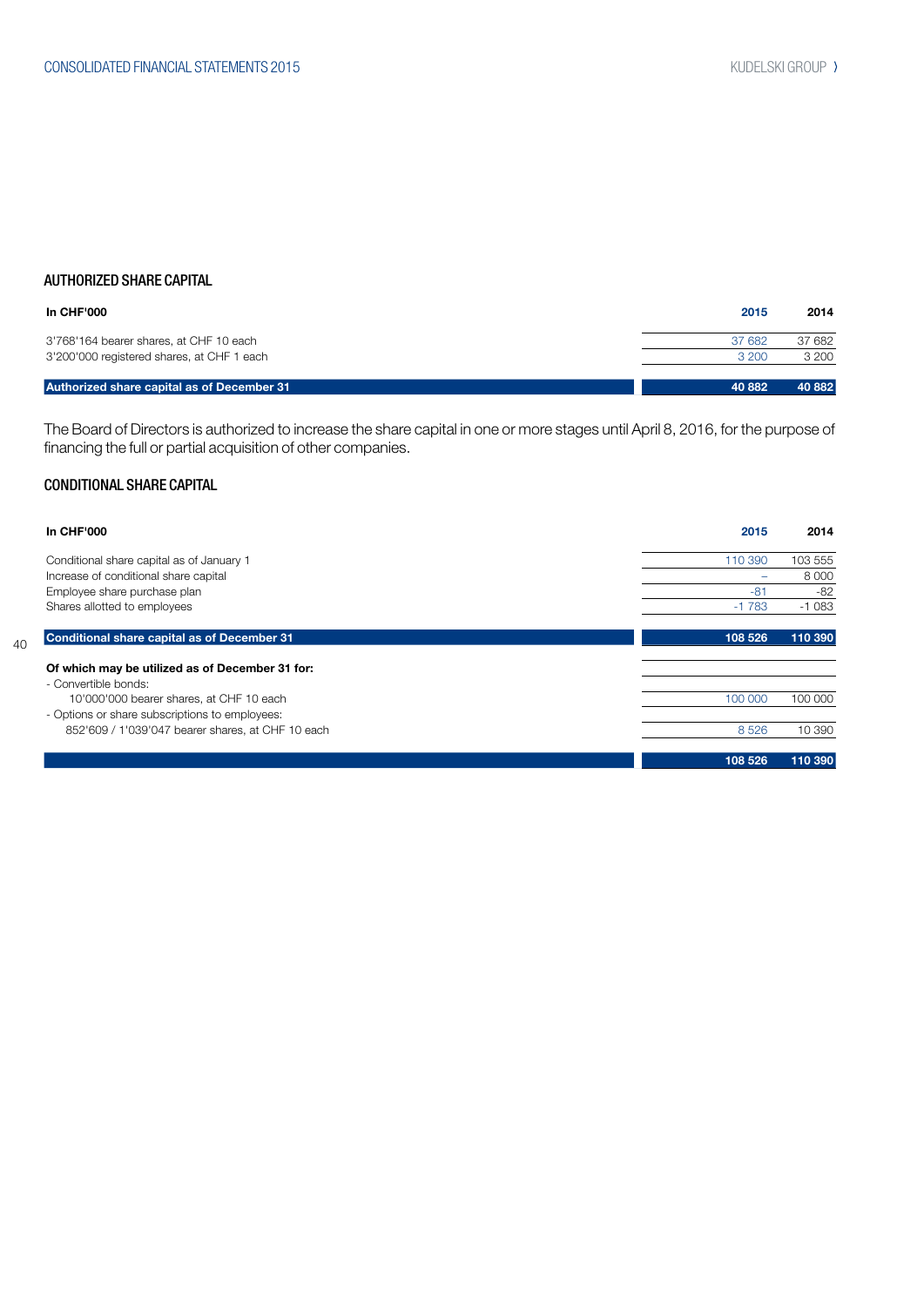## AUTHORIZED SHARE CAPITAL

| In CHF'000 | 2015 | 2014 |
|---|---|---|
| 3'768'164 bearer shares, at CHF 10 each | 37 682 | 37 682 |
| 3'200'000 registered shares, at CHF 1 each | 3 200 | 3 200 |
| **Authorized share capital as of December 31** | **40 882** | **40 882** |

The Board of Directors is authorized to increase the share capital in one or more stages until April 8, 2016, for the purpose of financing the full or partial acquisition of other companies.

## CONDITIONAL SHARE CAPITAL

| In CHF'000 | 2015 | 2014 |
|---|---|---|
| Conditional share capital as of January 1 | 110 390 | 103 555 |
| Increase of conditional share capital | – | 8 000 |
| Employee share purchase plan | -81 | -82 |
| Shares allotted to employees | -1 783 | -1 083 |
| **Conditional share capital as of December 31** | **108 526** | **110 390** |
| **Of which may be utilized as of December 31 for:** | | |
| - Convertible bonds: | | |
| 10'000'000 bearer shares, at CHF 10 each | 100 000 | 100 000 |
| - Options or share subscriptions to employees: | | |
| 852'609 / 1'039'047 bearer shares, at CHF 10 each | 8 526 | 10 390 |
| | **108 526** | **110 390** |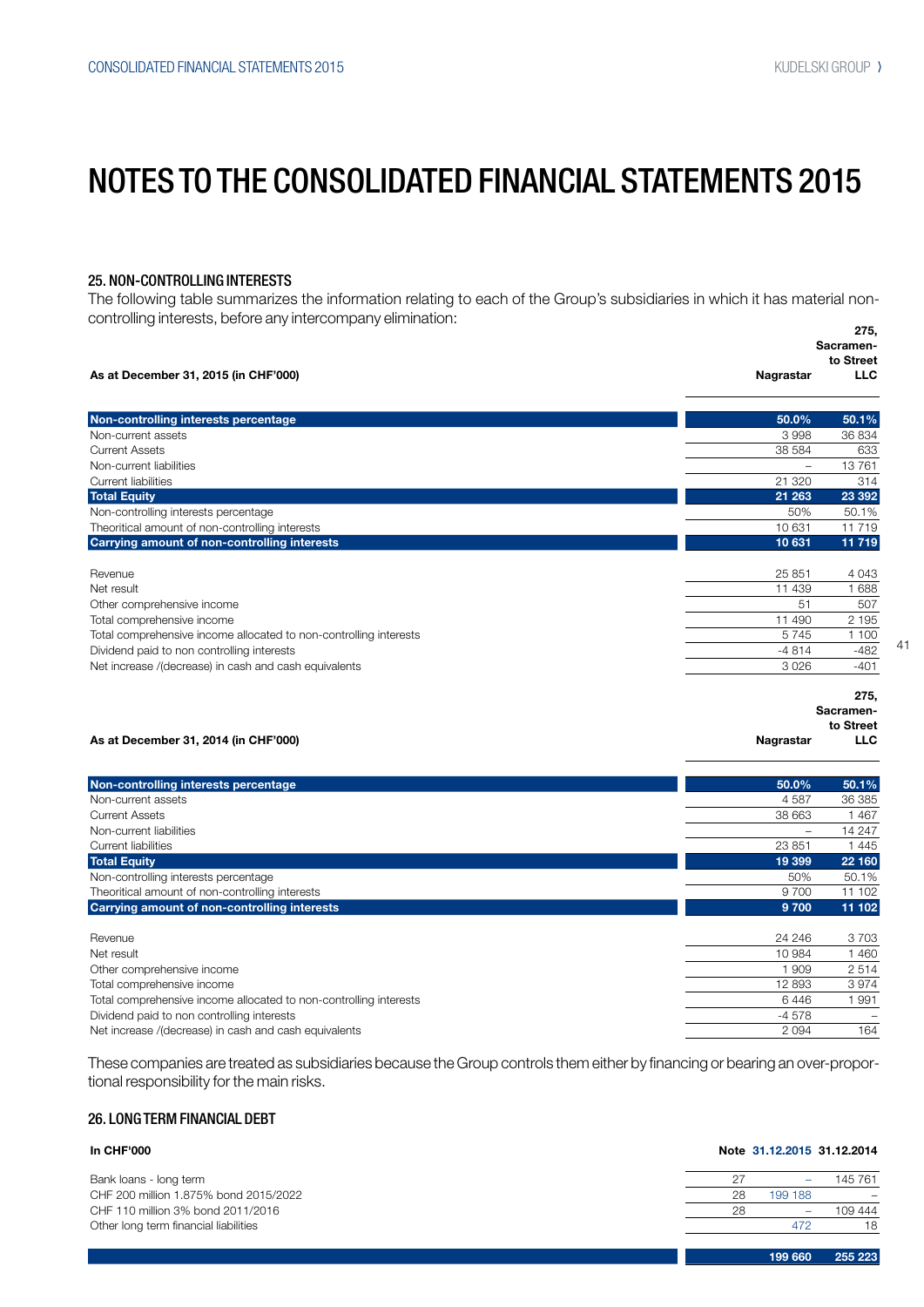# NOTES TO THE CONSOLIDATED FINANCIAL STATEMENTS 2015

## 25. NON-CONTROLLING INTERESTS

The following table summarizes the information relating to each of the Group's subsidiaries in which it has material non-controlling interests, before any intercompany elimination:

| As at December 31, 2015 (in CHF'000) | Nagrastar | 275, Sacramento Street LLC |
|---|---|---|
| **Non-controlling interests percentage** | **50.0%** | **50.1%** |
| Non-current assets | 3 998 | 36 834 |
| Current Assets | 38 584 | 633 |
| Non-current liabilities | – | 13 761 |
| Current liabilities | 21 320 | 314 |
| **Total Equity** | **21 263** | **23 392** |
| Non-controlling interests percentage | 50% | 50.1% |
| Theoritical amount of non-controlling interests | 10 631 | 11 719 |
| **Carrying amount of non-controlling interests** | **10 631** | **11 719** |
| | | |
| Revenue | 25 851 | 4 043 |
| Net result | 11 439 | 1 688 |
| Other comprehensive income | 51 | 507 |
| Total comprehensive income | 11 490 | 2 195 |
| Total comprehensive income allocated to non-controlling interests | 5 745 | 1 100 |
| Dividend paid to non controlling interests | -4 814 | -482 |
| Net increase /(decrease) in cash and cash equivalents | 3 026 | -401 |

| As at December 31, 2014 (in CHF'000) | Nagrastar | 275, Sacramento Street LLC |
|---|---|---|
| **Non-controlling interests percentage** | **50.0%** | **50.1%** |
| Non-current assets | 4 587 | 36 385 |
| Current Assets | 38 663 | 1 467 |
| Non-current liabilities | – | 14 247 |
| Current liabilities | 23 851 | 1 445 |
| **Total Equity** | **19 399** | **22 160** |
| Non-controlling interests percentage | 50% | 50.1% |
| Theoritical amount of non-controlling interests | 9 700 | 11 102 |
| **Carrying amount of non-controlling interests** | **9 700** | **11 102** |
| | | |
| Revenue | 24 246 | 3 703 |
| Net result | 10 984 | 1 460 |
| Other comprehensive income | 1 909 | 2 514 |
| Total comprehensive income | 12 893 | 3 974 |
| Total comprehensive income allocated to non-controlling interests | 6 446 | 1 991 |
| Dividend paid to non controlling interests | -4 578 | – |
| Net increase /(decrease) in cash and cash equivalents | 2 094 | 164 |

These companies are treated as subsidiaries because the Group controls them either by financing or bearing an over-proportional responsibility for the main risks.

## 26. LONG TERM FINANCIAL DEBT

| In CHF'000 | Note | 31.12.2015 | 31.12.2014 |
|---|---|---|---|
| Bank loans - long term | 27 | – | 145 761 |
| CHF 200 million 1.875% bond 2015/2022 | 28 | 199 188 | – |
| CHF 110 million 3% bond 2011/2016 | 28 | – | 109 444 |
| Other long term financial liabilities | | 472 | 18 |
| | | **199 660** | **255 223** |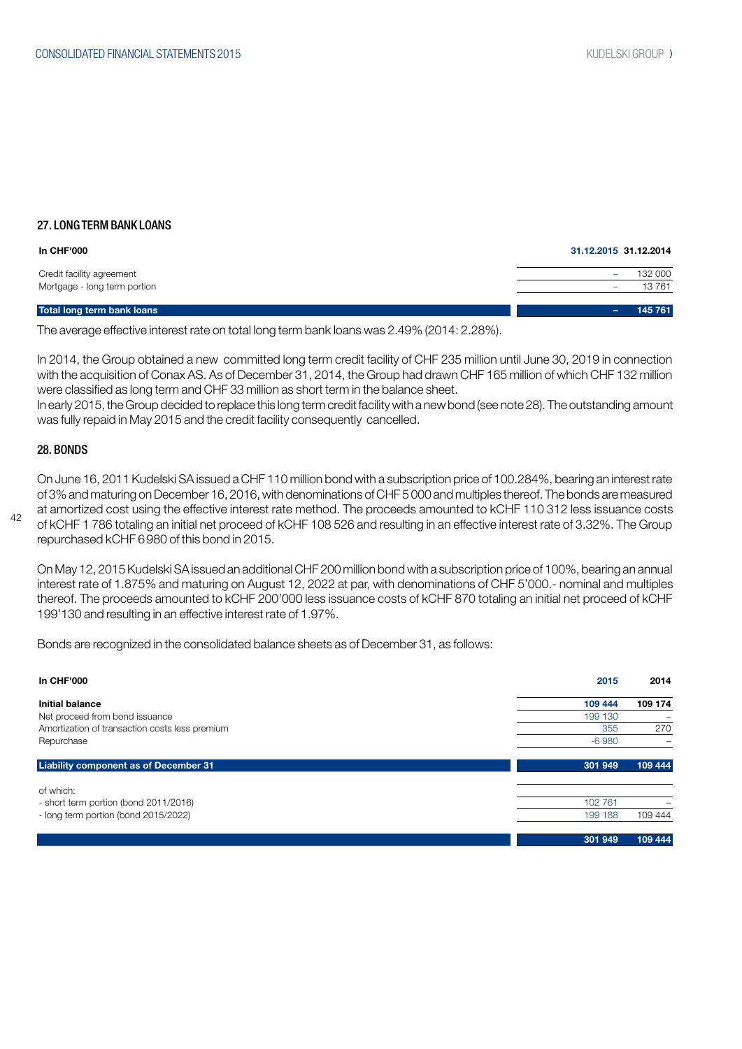## 27. LONG TERM BANK LOANS

| In CHF'000 | 31.12.2015 | 31.12.2014 |
|---|---|---|
| Credit facility agreement | – | 132 000 |
| Mortgage - long term portion | – | 13 761 |
| **Total long term bank loans** | **–** | **145 761** |

The average effective interest rate on total long term bank loans was 2.49% (2014: 2.28%).

In 2014, the Group obtained a new committed long term credit facility of CHF 235 million until June 30, 2019 in connection with the acquisition of Conax AS. As of December 31, 2014, the Group had drawn CHF 165 million of which CHF 132 million were classified as long term and CHF 33 million as short term in the balance sheet.
In early 2015, the Group decided to replace this long term credit facility with a new bond (see note 28). The outstanding amount was fully repaid in May 2015 and the credit facility consequently cancelled.

## 28. BONDS

On June 16, 2011 Kudelski SA issued a CHF 110 million bond with a subscription price of 100.284%, bearing an interest rate of 3% and maturing on December 16, 2016, with denominations of CHF 5 000 and multiples thereof. The bonds are measured at amortized cost using the effective interest rate method. The proceeds amounted to kCHF 110 312 less issuance costs of kCHF 1 786 totaling an initial net proceed of kCHF 108 526 and resulting in an effective interest rate of 3.32%. The Group repurchased kCHF 6 980 of this bond in 2015.

On May 12, 2015 Kudelski SA issued an additional CHF 200 million bond with a subscription price of 100%, bearing an annual interest rate of 1.875% and maturing on August 12, 2022 at par, with denominations of CHF 5'000.- nominal and multiples thereof. The proceeds amounted to kCHF 200'000 less issuance costs of kCHF 870 totaling an initial net proceed of kCHF 199'130 and resulting in an effective interest rate of 1.97%.

Bonds are recognized in the consolidated balance sheets as of December 31, as follows:

| In CHF'000 | 2015 | 2014 |
|---|---|---|
| **Initial balance** | **109 444** | **109 174** |
| Net proceed from bond issuance | 199 130 | – |
| Amortization of transaction costs less premium | 355 | 270 |
| Repurchase | -6 980 | – |
| **Liability component as of December 31** | **301 949** | **109 444** |
| of which: | | |
| - short term portion (bond 2011/2016) | 102 761 | – |
| - long term portion (bond 2015/2022) | 199 188 | 109 444 |
| | **301 949** | **109 444** |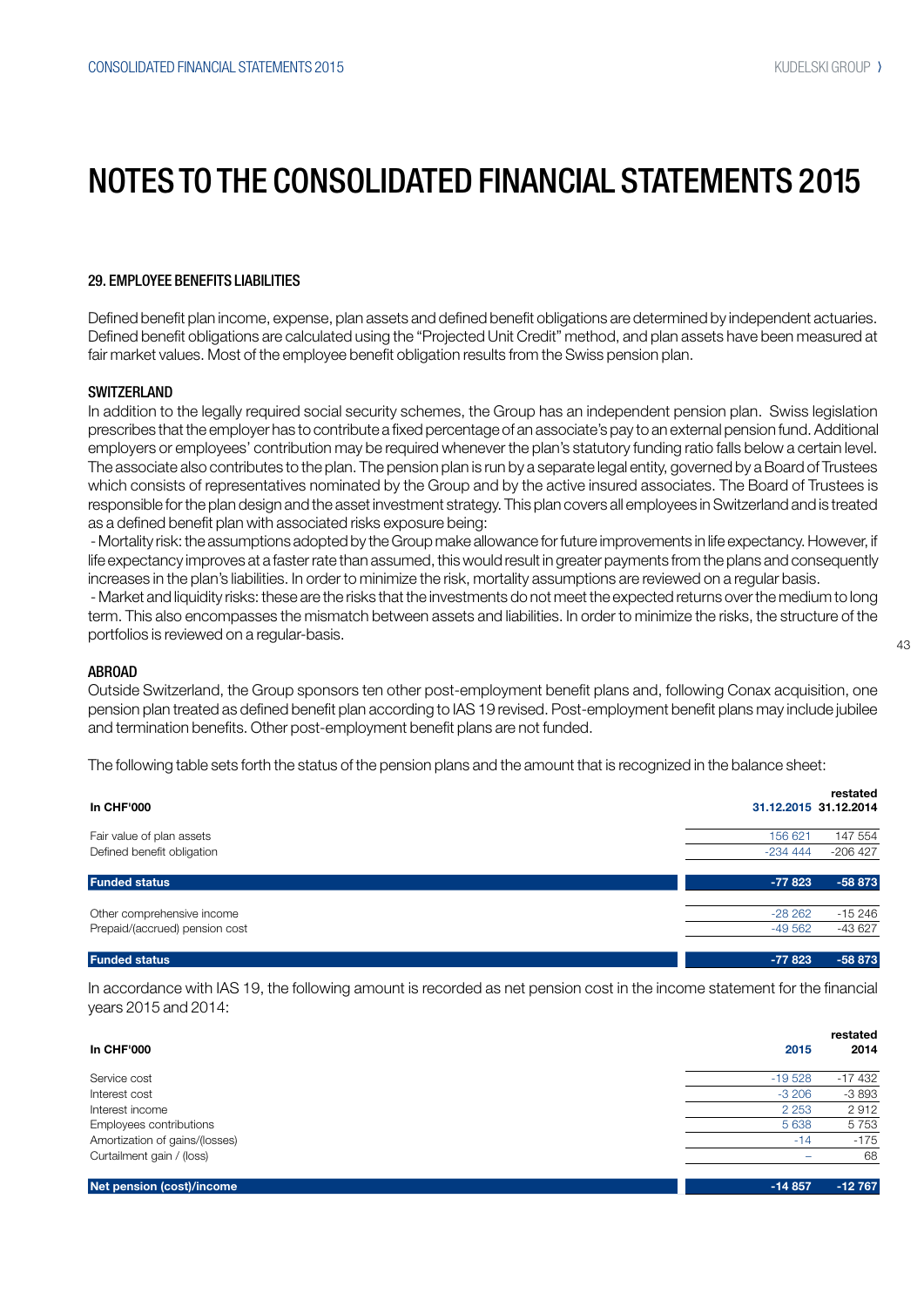# NOTES TO THE CONSOLIDATED FINANCIAL STATEMENTS 2015

### 29. EMPLOYEE BENEFITS LIABILITIES

Defined benefit plan income, expense, plan assets and defined benefit obligations are determined by independent actuaries. Defined benefit obligations are calculated using the "Projected Unit Credit" method, and plan assets have been measured at fair market values. Most of the employee benefit obligation results from the Swiss pension plan.

#### SWITZERLAND

In addition to the legally required social security schemes, the Group has an independent pension plan. Swiss legislation prescribes that the employer has to contribute a fixed percentage of an associate's pay to an external pension fund. Additional employers or employees' contribution may be required whenever the plan's statutory funding ratio falls below a certain level. The associate also contributes to the plan. The pension plan is run by a separate legal entity, governed by a Board of Trustees which consists of representatives nominated by the Group and by the active insured associates. The Board of Trustees is responsible for the plan design and the asset investment strategy. This plan covers all employees in Switzerland and is treated as a defined benefit plan with associated risks exposure being:

- Mortality risk: the assumptions adopted by the Group make allowance for future improvements in life expectancy. However, if life expectancy improves at a faster rate than assumed, this would result in greater payments from the plans and consequently increases in the plan's liabilities. In order to minimize the risk, mortality assumptions are reviewed on a regular basis.
- Market and liquidity risks: these are the risks that the investments do not meet the expected returns over the medium to long term. This also encompasses the mismatch between assets and liabilities. In order to minimize the risks, the structure of the portfolios is reviewed on a regular-basis.

#### ABROAD

Outside Switzerland, the Group sponsors ten other post-employment benefit plans and, following Conax acquisition, one pension plan treated as defined benefit plan according to IAS 19 revised. Post-employment benefit plans may include jubilee and termination benefits. Other post-employment benefit plans are not funded.

The following table sets forth the status of the pension plans and the amount that is recognized in the balance sheet:

| In CHF'000 | 31.12.2015 | restated 31.12.2014 |
|---|---|---|
| Fair value of plan assets | 156 621 | 147 554 |
| Defined benefit obligation | -234 444 | -206 427 |
| **Funded status** | **-77 823** | **-58 873** |
| Other comprehensive income | -28 262 | -15 246 |
| Prepaid/(accrued) pension cost | -49 562 | -43 627 |
| **Funded status** | **-77 823** | **-58 873** |

In accordance with IAS 19, the following amount is recorded as net pension cost in the income statement for the financial years 2015 and 2014:

| In CHF'000 | 2015 | restated 2014 |
|---|---|---|
| Service cost | -19 528 | -17 432 |
| Interest cost | -3 206 | -3 893 |
| Interest income | 2 253 | 2 912 |
| Employees contributions | 5 638 | 5 753 |
| Amortization of gains/(losses) | -14 | -175 |
| Curtailment gain / (loss) | – | 68 |
| **Net pension (cost)/income** | **-14 857** | **-12 767** |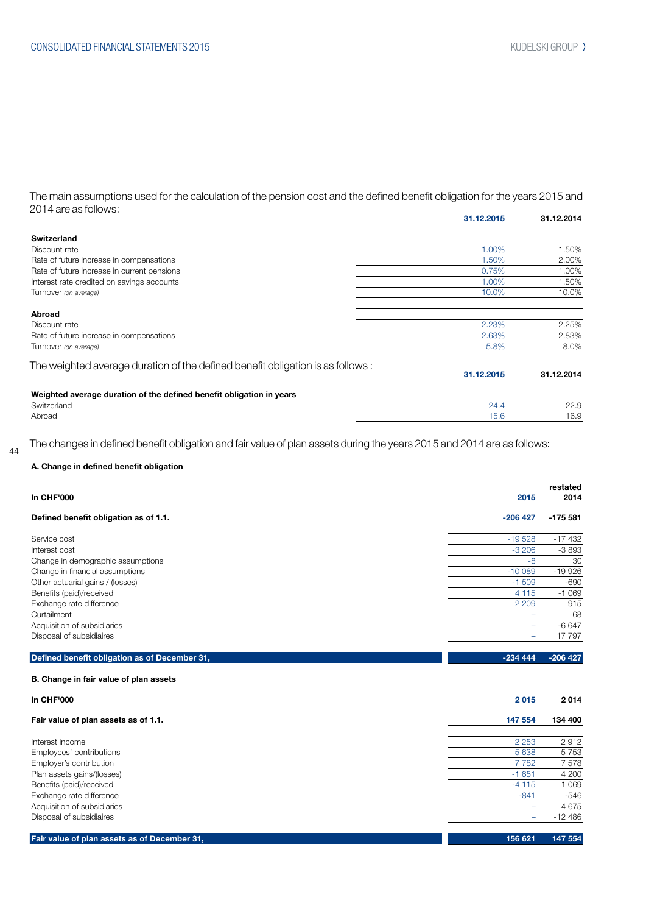The main assumptions used for the calculation of the pension cost and the defined benefit obligation for the years 2015 and 2014 are as follows:

| | 31.12.2015 | 31.12.2014 |
|---|---|---|
| **Switzerland** | | |
| Discount rate | 1.00% | 1.50% |
| Rate of future increase in compensations | 1.50% | 2.00% |
| Rate of future increase in current pensions | 0.75% | 1.00% |
| Interest rate credited on savings accounts | 1.00% | 1.50% |
| Turnover *(on average)* | 10.0% | 10.0% |
| **Abroad** | | |
| Discount rate | 2.23% | 2.25% |
| Rate of future increase in compensations | 2.63% | 2.83% |
| Turnover *(on average)* | 5.8% | 8.0% |

The weighted average duration of the defined benefit obligation is as follows :

| | 31.12.2015 | 31.12.2014 |
|---|---|---|
| **Weighted average duration of the defined benefit obligation in years** | | |
| Switzerland | 24.4 | 22.9 |
| Abroad | 15.6 | 16.9 |

The changes in defined benefit obligation and fair value of plan assets during the years 2015 and 2014 are as follows:

**A. Change in defined benefit obligation**

| In CHF'000 | 2015 | restated 2014 |
|---|---|---|
| **Defined benefit obligation as of 1.1.** | **-206 427** | **-175 581** |
| Service cost | -19 528 | -17 432 |
| Interest cost | -3 206 | -3 893 |
| Change in demographic assumptions | -8 | 30 |
| Change in financial assumptions | -10 089 | -19 926 |
| Other actuarial gains / (losses) | -1 509 | -690 |
| Benefits (paid)/received | 4 115 | -1 069 |
| Exchange rate difference | 2 209 | 915 |
| Curtailment | – | 68 |
| Acquisition of subsidiaries | – | -6 647 |
| Disposal of subsidiaires | – | 17 797 |
| **Defined benefit obligation as of December 31,** | **-234 444** | **-206 427** |

**B. Change in fair value of plan assets**

| In CHF'000 | 2 015 | 2 014 |
|---|---|---|
| **Fair value of plan assets as of 1.1.** | **147 554** | **134 400** |
| Interest income | 2 253 | 2 912 |
| Employees' contributions | 5 638 | 5 753 |
| Employer's contribution | 7 782 | 7 578 |
| Plan assets gains/(losses) | -1 651 | 4 200 |
| Benefits (paid)/received | -4 115 | 1 069 |
| Exchange rate difference | -841 | -546 |
| Acquisition of subsidiaries | – | 4 675 |
| Disposal of subsidiaires | – | -12 486 |
| **Fair value of plan assets as of December 31,** | **156 621** | **147 554** |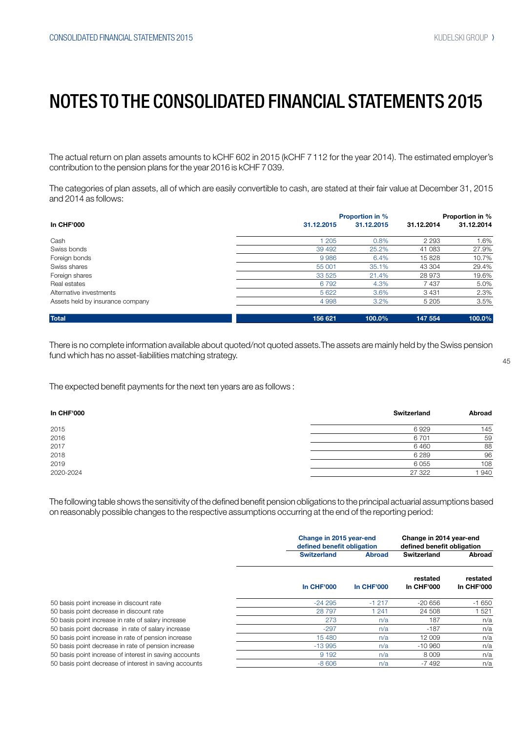# NOTES TO THE CONSOLIDATED FINANCIAL STATEMENTS 2015

The actual return on plan assets amounts to kCHF 602 in 2015 (kCHF 7 112 for the year 2014). The estimated employer's contribution to the pension plans for the year 2016 is kCHF 7 039.

The categories of plan assets, all of which are easily convertible to cash, are stated at their fair value at December 31, 2015 and 2014 as follows:

| In CHF'000 | 31.12.2015 | Proportion in % 31.12.2015 | 31.12.2014 | Proportion in % 31.12.2014 |
|---|---|---|---|---|
| Cash | 1 205 | 0.8% | 2 293 | 1.6% |
| Swiss bonds | 39 492 | 25.2% | 41 083 | 27.9% |
| Foreign bonds | 9 986 | 6.4% | 15 828 | 10.7% |
| Swiss shares | 55 001 | 35.1% | 43 304 | 29.4% |
| Foreign shares | 33 525 | 21.4% | 28 973 | 19.6% |
| Real estates | 6 792 | 4.3% | 7 437 | 5.0% |
| Alternative investments | 5 622 | 3.6% | 3 431 | 2.3% |
| Assets held by insurance company | 4 998 | 3.2% | 5 205 | 3.5% |
| **Total** | **156 621** | **100.0%** | **147 554** | **100.0%** |

There is no complete information available about quoted/not quoted assets.The assets are mainly held by the Swiss pension fund which has no asset-liabilities matching strategy.

The expected benefit payments for the next ten years are as follows :

| In CHF'000 | Switzerland | Abroad |
|---|---|---|
| 2015 | 6 929 | 145 |
| 2016 | 6 701 | 59 |
| 2017 | 6 460 | 88 |
| 2018 | 6 289 | 96 |
| 2019 | 6 055 | 108 |
| 2020-2024 | 27 322 | 1 940 |

The following table shows the sensitivity of the defined benefit pension obligations to the principal actuarial assumptions based on reasonably possible changes to the respective assumptions occurring at the end of the reporting period:

| | Change in 2015 year-end defined benefit obligation | | Change in 2014 year-end defined benefit obligation | |
|---|---|---|---|---|
| | Switzerland | Abroad | Switzerland | Abroad |
| | In CHF'000 | In CHF'000 | restated In CHF'000 | restated In CHF'000 |
| 50 basis point increase in discount rate | -24 295 | -1 217 | -20 656 | -1 650 |
| 50 basis point decrease in discount rate | 28 797 | 1 241 | 24 508 | 1 521 |
| 50 basis point increase in rate of salary increase | 273 | n/a | 187 | n/a |
| 50 basis point decrease in rate of salary increase | -297 | n/a | -187 | n/a |
| 50 basis point increase in rate of pension increase | 15 480 | n/a | 12 009 | n/a |
| 50 basis point decrease in rate of pension increase | -13 995 | n/a | -10 960 | n/a |
| 50 basis point increase of interest in saving accounts | 9 192 | n/a | 8 009 | n/a |
| 50 basis point decrease of interest in saving accounts | -8 606 | n/a | -7 492 | n/a |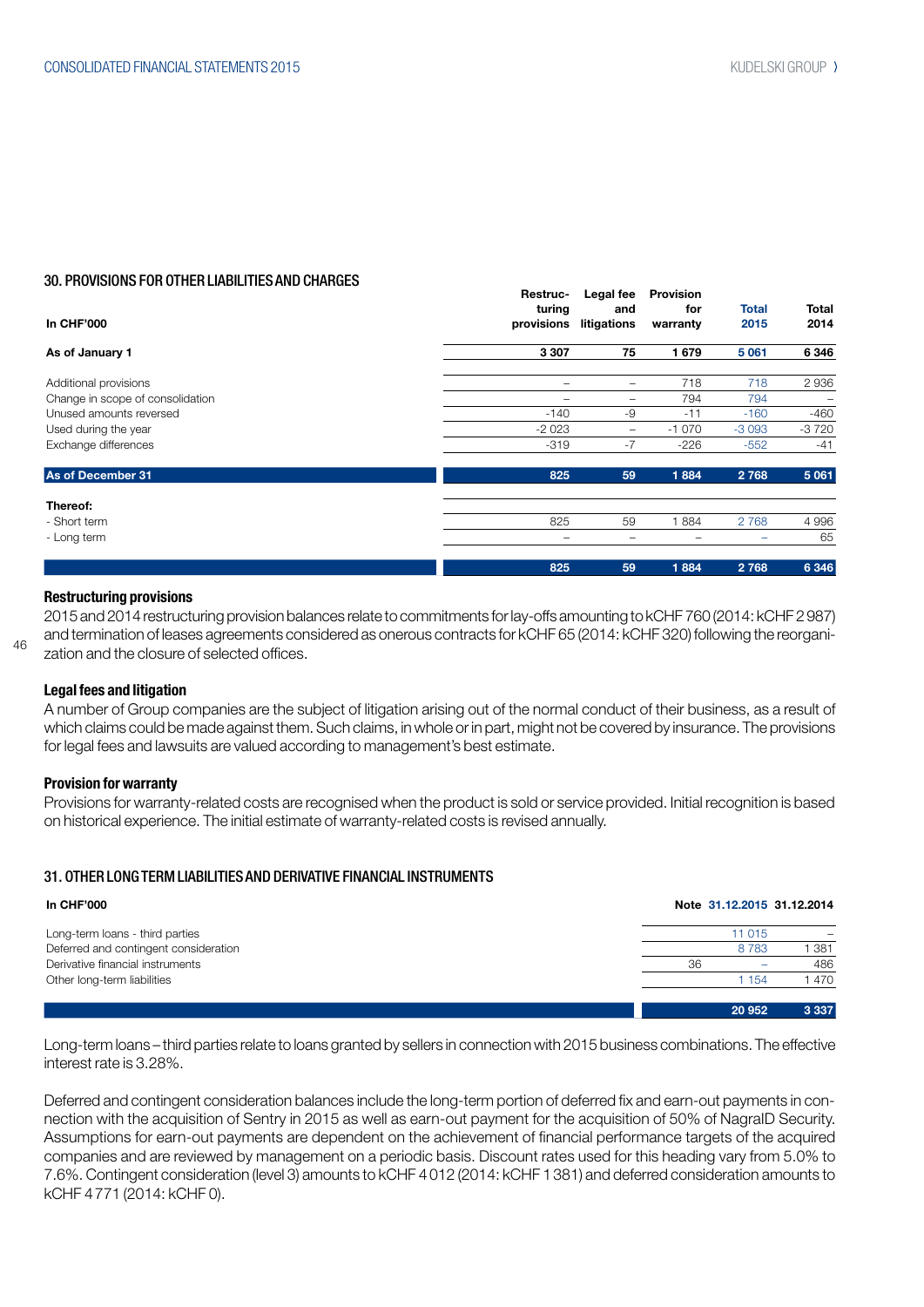## 30. PROVISIONS FOR OTHER LIABILITIES AND CHARGES

| In CHF'000 | Restruc-turing provisions | Legal fee and litigations | Provision for warranty | Total 2015 | Total 2014 |
|---|---|---|---|---|---|
| **As of January 1** | **3 307** | **75** | **1 679** | **5 061** | **6 346** |
| Additional provisions | – | – | 718 | 718 | 2 936 |
| Change in scope of consolidation | – | – | 794 | 794 | – |
| Unused amounts reversed | -140 | -9 | -11 | -160 | -460 |
| Used during the year | -2 023 | – | -1 070 | -3 093 | -3 720 |
| Exchange differences | -319 | -7 | -226 | -552 | -41 |
| **As of December 31** | **825** | **59** | **1 884** | **2 768** | **5 061** |
| **Thereof:** | | | | | |
| - Short term | 825 | 59 | 1 884 | 2 768 | 4 996 |
| - Long term | – | – | – | – | 65 |
| | **825** | **59** | **1 884** | **2 768** | **6 346** |

### Restructuring provisions

2015 and 2014 restructuring provision balances relate to commitments for lay-offs amounting to kCHF 760 (2014: kCHF 2 987) and termination of leases agreements considered as onerous contracts for kCHF 65 (2014: kCHF 320) following the reorganization and the closure of selected offices.

### Legal fees and litigation

A number of Group companies are the subject of litigation arising out of the normal conduct of their business, as a result of which claims could be made against them. Such claims, in whole or in part, might not be covered by insurance. The provisions for legal fees and lawsuits are valued according to management's best estimate.

### Provision for warranty

Provisions for warranty-related costs are recognised when the product is sold or service provided. Initial recognition is based on historical experience. The initial estimate of warranty-related costs is revised annually.

## 31. OTHER LONG TERM LIABILITIES AND DERIVATIVE FINANCIAL INSTRUMENTS

| In CHF'000 | Note | 31.12.2015 | 31.12.2014 |
|---|---|---|---|
| Long-term loans - third parties | | 11 015 | – |
| Deferred and contingent consideration | | 8 783 | 1 381 |
| Derivative financial instruments | 36 | – | 486 |
| Other long-term liabilities | | 1 154 | 1 470 |
| | | **20 952** | **3 337** |

Long-term loans – third parties relate to loans granted by sellers in connection with 2015 business combinations. The effective interest rate is 3.28%.

Deferred and contingent consideration balances include the long-term portion of deferred fix and earn-out payments in connection with the acquisition of Sentry in 2015 as well as earn-out payment for the acquisition of 50% of NagraID Security. Assumptions for earn-out payments are dependent on the achievement of financial performance targets of the acquired companies and are reviewed by management on a periodic basis. Discount rates used for this heading vary from 5.0% to 7.6%. Contingent consideration (level 3) amounts to kCHF 4 012 (2014: kCHF 1 381) and deferred consideration amounts to kCHF 4 771 (2014: kCHF 0).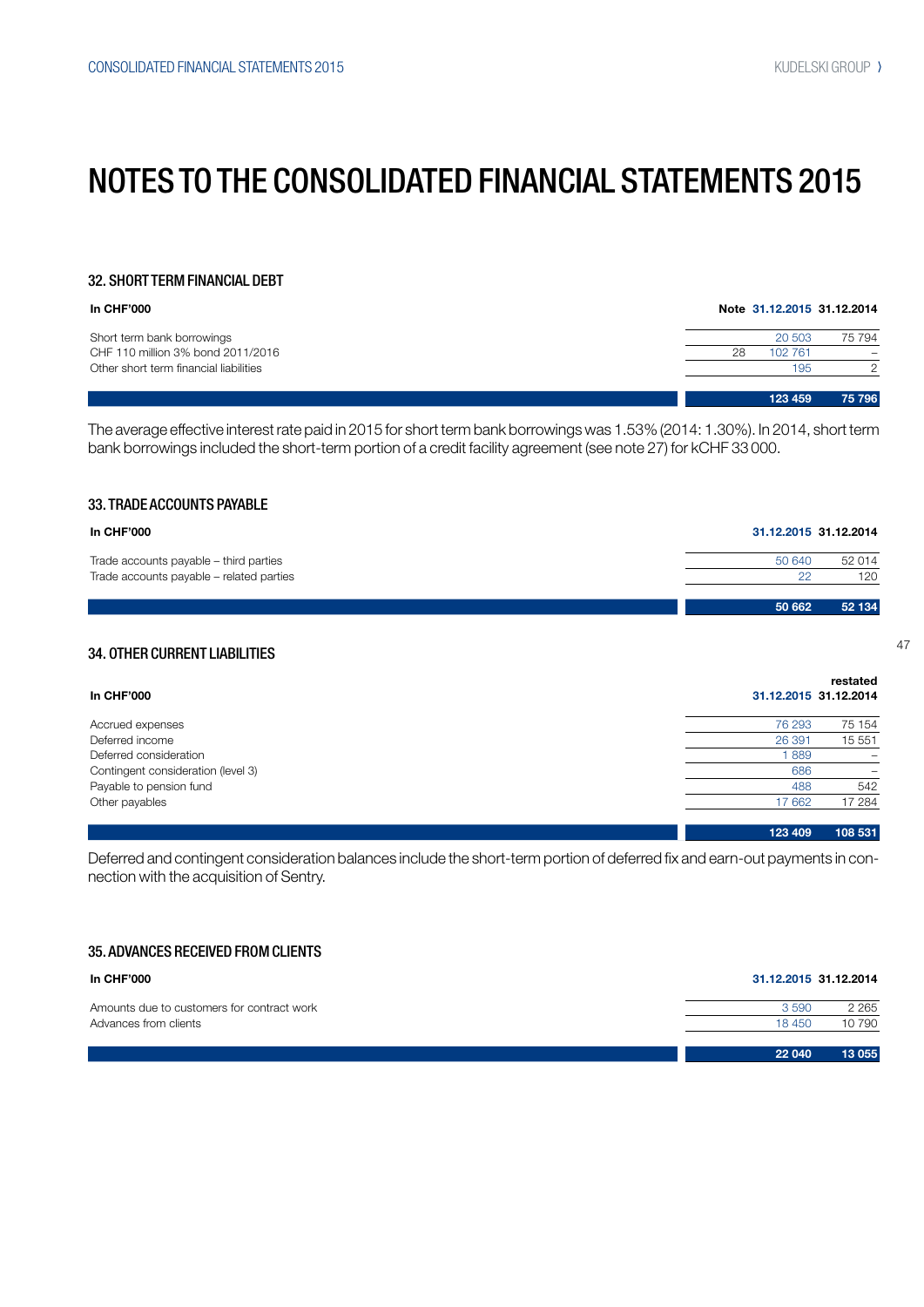# NOTES TO THE CONSOLIDATED FINANCIAL STATEMENTS 2015

## 32. SHORT TERM FINANCIAL DEBT

| In CHF'000 | Note | 31.12.2015 | 31.12.2014 |
|---|---|---|---|
| Short term bank borrowings | | 20 503 | 75 794 |
| CHF 110 million 3% bond 2011/2016 | 28 | 102 761 | – |
| Other short term financial liabilities | | 195 | 2 |
| | | **123 459** | **75 796** |

The average effective interest rate paid in 2015 for short term bank borrowings was 1.53% (2014: 1.30%). In 2014, short term bank borrowings included the short-term portion of a credit facility agreement (see note 27) for kCHF 33 000.

## 33. TRADE ACCOUNTS PAYABLE

| In CHF'000 | 31.12.2015 | 31.12.2014 |
|---|---|---|
| Trade accounts payable – third parties | 50 640 | 52 014 |
| Trade accounts payable – related parties | 22 | 120 |
| | **50 662** | **52 134** |

## 34. OTHER CURRENT LIABILITIES

| In CHF'000 | 31.12.2015 | restated 31.12.2014 |
|---|---|---|
| Accrued expenses | 76 293 | 75 154 |
| Deferred income | 26 391 | 15 551 |
| Deferred consideration | 1 889 | – |
| Contingent consideration (level 3) | 686 | – |
| Payable to pension fund | 488 | 542 |
| Other payables | 17 662 | 17 284 |
| | **123 409** | **108 531** |

Deferred and contingent consideration balances include the short-term portion of deferred fix and earn-out payments in connection with the acquisition of Sentry.

## 35. ADVANCES RECEIVED FROM CLIENTS

| In CHF'000 | 31.12.2015 | 31.12.2014 |
|---|---|---|
| Amounts due to customers for contract work | 3 590 | 2 265 |
| Advances from clients | 18 450 | 10 790 |
| | **22 040** | **13 055** |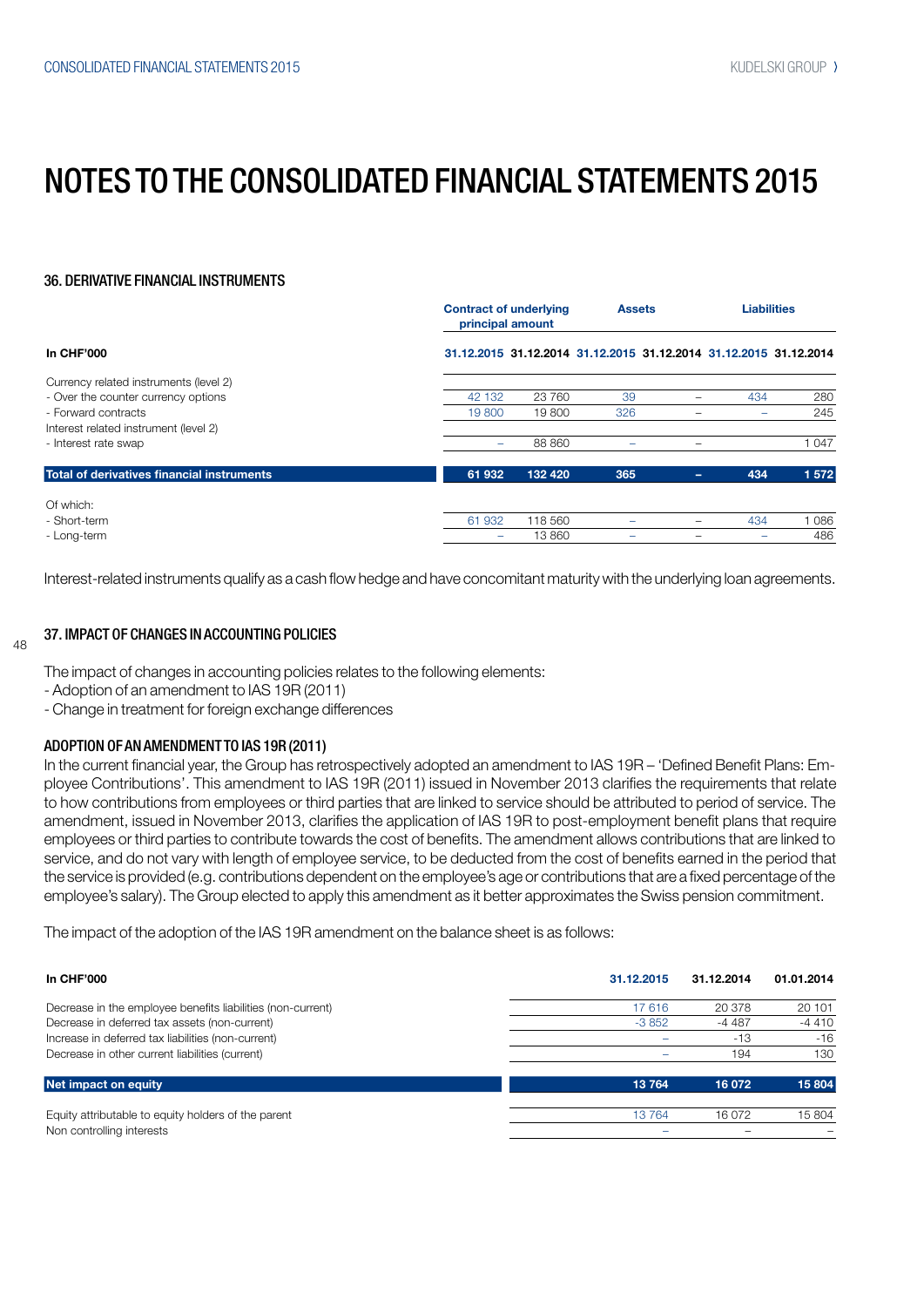# NOTES TO THE CONSOLIDATED FINANCIAL STATEMENTS 2015

### 36. DERIVATIVE FINANCIAL INSTRUMENTS

| | Contract of underlying principal amount | | Assets | | Liabilities | |
|---|---|---|---|---|---|---|
| **In CHF'000** | **31.12.2015** | **31.12.2014** | **31.12.2015** | **31.12.2014** | **31.12.2015** | **31.12.2014** |
| Currency related instruments (level 2) | | | | | | |
| - Over the counter currency options | 42 132 | 23 760 | 39 | – | 434 | 280 |
| - Forward contracts | 19 800 | 19 800 | 326 | – | – | 245 |
| Interest related instrument (level 2) | | | | | | |
| - Interest rate swap | – | 88 860 | – | – | | 1 047 |
| **Total of derivatives financial instruments** | **61 932** | **132 420** | **365** | **–** | **434** | **1 572** |
| Of which: | | | | | | |
| - Short-term | 61 932 | 118 560 | – | – | 434 | 1 086 |
| - Long-term | – | 13 860 | – | – | – | 486 |

Interest-related instruments qualify as a cash flow hedge and have concomitant maturity with the underlying loan agreements.

### 37. IMPACT OF CHANGES IN ACCOUNTING POLICIES

The impact of changes in accounting policies relates to the following elements:
- Adoption of an amendment to IAS 19R (2011)
- Change in treatment for foreign exchange differences

#### ADOPTION OF AN AMENDMENT TO IAS 19R (2011)

In the current financial year, the Group has retrospectively adopted an amendment to IAS 19R – 'Defined Benefit Plans: Employee Contributions'. This amendment to IAS 19R (2011) issued in November 2013 clarifies the requirements that relate to how contributions from employees or third parties that are linked to service should be attributed to period of service. The amendment, issued in November 2013, clarifies the application of IAS 19R to post-employment benefit plans that require employees or third parties to contribute towards the cost of benefits. The amendment allows contributions that are linked to service, and do not vary with length of employee service, to be deducted from the cost of benefits earned in the period that the service is provided (e.g. contributions dependent on the employee's age or contributions that are a fixed percentage of the employee's salary). The Group elected to apply this amendment as it better approximates the Swiss pension commitment.

The impact of the adoption of the IAS 19R amendment on the balance sheet is as follows:

| In CHF'000 | 31.12.2015 | 31.12.2014 | 01.01.2014 |
|---|---|---|---|
| Decrease in the employee benefits liabilities (non-current) | 17 616 | 20 378 | 20 101 |
| Decrease in deferred tax assets (non-current) | -3 852 | -4 487 | -4 410 |
| Increase in deferred tax liabilities (non-current) | – | -13 | -16 |
| Decrease in other current liabilities (current) | – | 194 | 130 |
| **Net impact on equity** | **13 764** | **16 072** | **15 804** |
| Equity attributable to equity holders of the parent | 13 764 | 16 072 | 15 804 |
| Non controlling interests | – | – | – |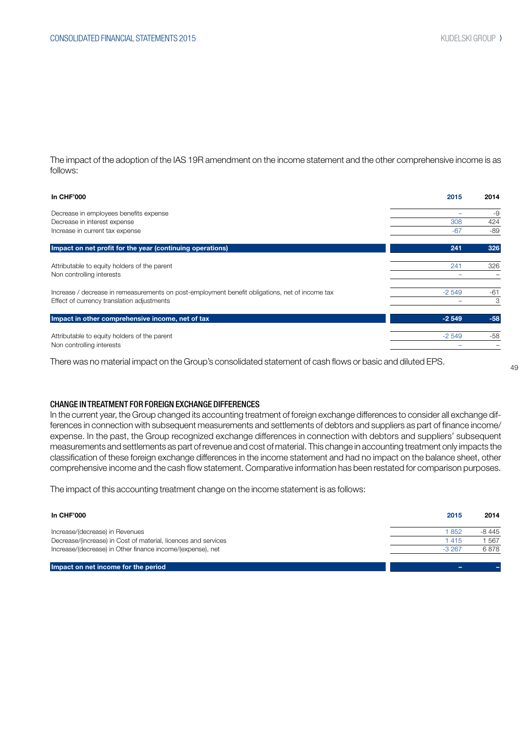The impact of the adoption of the IAS 19R amendment on the income statement and the other comprehensive income is as follows:

| In CHF'000 | 2015 | 2014 |
|---|---|---|
| Decrease in employees benefits expense | – | -9 |
| Decrease in interest expense | 308 | 424 |
| Increase in current tax expense | -67 | -89 |
| **Impact on net profit for the year (continuing operations)** | **241** | **326** |
| Attributable to equity holders of the parent | 241 | 326 |
| Non controlling interests | – | – |
| Increase / decrease in remeasurements on post-employment benefit obligations, net of income tax | -2 549 | -61 |
| Effect of currency translation adjustments | – | 3 |
| **Impact in other comprehensive income, net of tax** | **-2 549** | **-58** |
| Attributable to equity holders of the parent | -2 549 | -58 |
| Non controlling interests | – | – |

There was no material impact on the Group's consolidated statement of cash flows or basic and diluted EPS.

## CHANGE IN TREATMENT FOR FOREIGN EXCHANGE DIFFERENCES

In the current year, the Group changed its accounting treatment of foreign exchange differences to consider all exchange differences in connection with subsequent measurements and settlements of debtors and suppliers as part of finance income/expense. In the past, the Group recognized exchange differences in connection with debtors and suppliers' subsequent measurements and settlements as part of revenue and cost of material. This change in accounting treatment only impacts the classification of these foreign exchange differences in the income statement and had no impact on the balance sheet, other comprehensive income and the cash flow statement. Comparative information has been restated for comparison purposes.

The impact of this accounting treatment change on the income statement is as follows:

| In CHF'000 | 2015 | 2014 |
|---|---|---|
| Increase/(decrease) in Revenues | 1 852 | -8 445 |
| Decrease/(increase) in Cost of material, licences and services | 1 415 | 1 567 |
| Increase/(decrease) in Other finance income/(expense), net | -3 267 | 6 878 |
| **Impact on net income for the period** | **–** | **–** |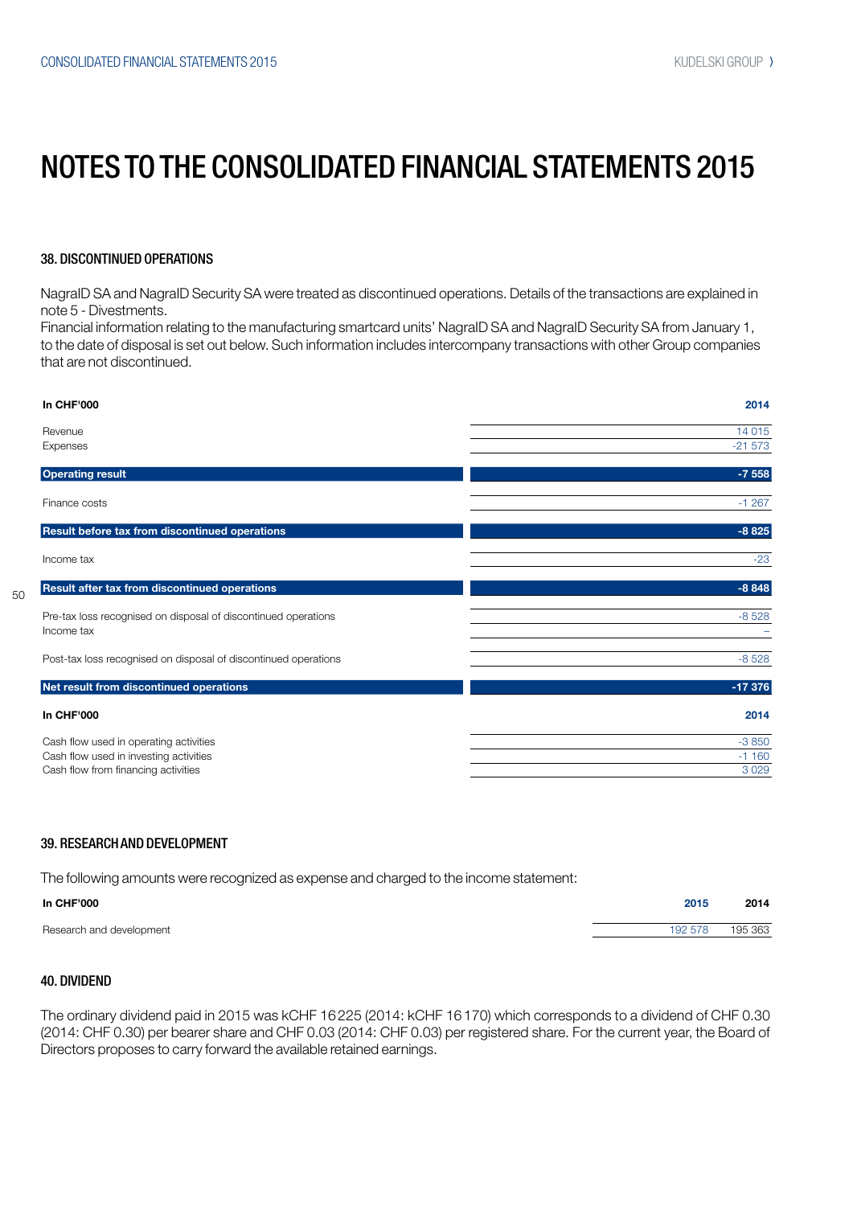# NOTES TO THE CONSOLIDATED FINANCIAL STATEMENTS 2015

## 38. DISCONTINUED OPERATIONS

NagraID SA and NagraID Security SA were treated as discontinued operations. Details of the transactions are explained in note 5 - Divestments.
Financial information relating to the manufacturing smartcard units' NagraID SA and NagraID Security SA from January 1, to the date of disposal is set out below. Such information includes intercompany transactions with other Group companies that are not discontinued.

| In CHF'000 | 2014 |
|---|---|
| Revenue | 14 015 |
| Expenses | -21 573 |
| **Operating result** | **-7 558** |
| Finance costs | -1 267 |
| **Result before tax from discontinued operations** | **-8 825** |
| Income tax | -23 |
| **Result after tax from discontinued operations** | **-8 848** |
| Pre-tax loss recognised on disposal of discontinued operations | -8 528 |
| Income tax | – |
| Post-tax loss recognised on disposal of discontinued operations | -8 528 |
| **Net result from discontinued operations** | **-17 376** |

| In CHF'000 | 2014 |
|---|---|
| Cash flow used in operating activities | -3 850 |
| Cash flow used in investing activities | -1 160 |
| Cash flow from financing activities | 3 029 |

## 39. RESEARCH AND DEVELOPMENT

The following amounts were recognized as expense and charged to the income statement:

| In CHF'000 | 2015 | 2014 |
|---|---|---|
| Research and development | 192 578 | 195 363 |

## 40. DIVIDEND

The ordinary dividend paid in 2015 was kCHF 16 225 (2014: kCHF 16 170) which corresponds to a dividend of CHF 0.30 (2014: CHF 0.30) per bearer share and CHF 0.03 (2014: CHF 0.03) per registered share. For the current year, the Board of Directors proposes to carry forward the available retained earnings.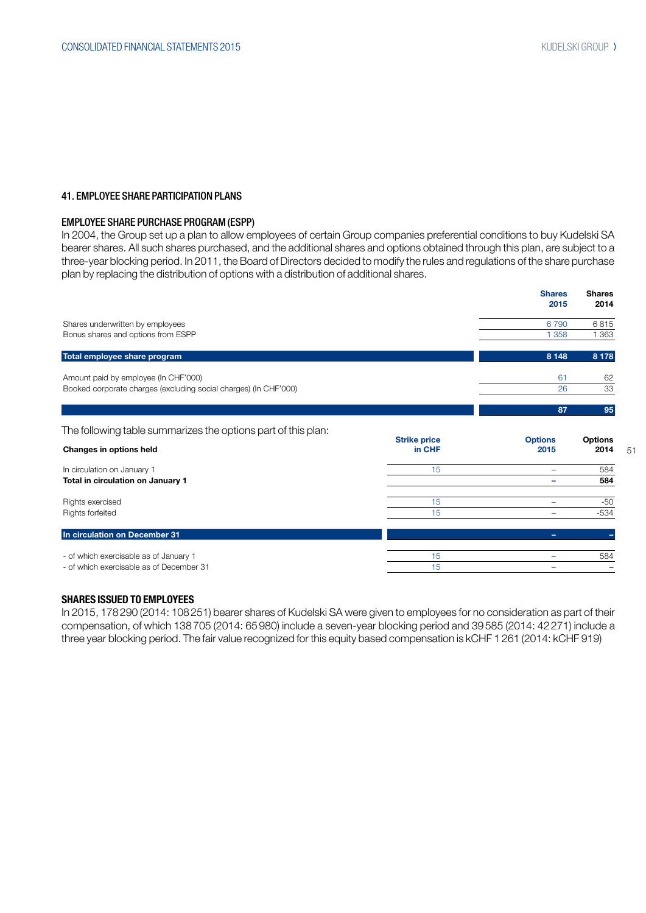## 41. EMPLOYEE SHARE PARTICIPATION PLANS

### EMPLOYEE SHARE PURCHASE PROGRAM (ESPP)

In 2004, the Group set up a plan to allow employees of certain Group companies preferential conditions to buy Kudelski SA bearer shares. All such shares purchased, and the additional shares and options obtained through this plan, are subject to a three-year blocking period. In 2011, the Board of Directors decided to modify the rules and regulations of the share purchase plan by replacing the distribution of options with a distribution of additional shares.

| | Shares 2015 | Shares 2014 |
|---|---|---|
| Shares underwritten by employees | 6 790 | 6 815 |
| Bonus shares and options from ESPP | 1 358 | 1 363 |
| **Total employee share program** | **8 148** | **8 178** |
| Amount paid by employee (In CHF'000) | 61 | 62 |
| Booked corporate charges (excluding social charges) (In CHF'000) | 26 | 33 |
| | **87** | **95** |

The following table summarizes the options part of this plan:

| **Changes in options held** | Strike price in CHF | Options 2015 | Options 2014 |
|---|---|---|---|
| In circulation on January 1 | 15 | – | 584 |
| **Total in circulation on January 1** | | **–** | **584** |
| Rights exercised | 15 | – | -50 |
| Rights forfeited | 15 | – | -534 |
| **In circulation on December 31** | | **–** | **–** |
| - of which exercisable as of January 1 | 15 | – | 584 |
| - of which exercisable as of December 31 | 15 | – | – |

### SHARES ISSUED TO EMPLOYEES

In 2015, 178 290 (2014: 108 251) bearer shares of Kudelski SA were given to employees for no consideration as part of their compensation, of which 138 705 (2014: 65 980) include a seven-year blocking period and 39 585 (2014: 42 271) include a three year blocking period. The fair value recognized for this equity based compensation is kCHF 1 261 (2014: kCHF 919)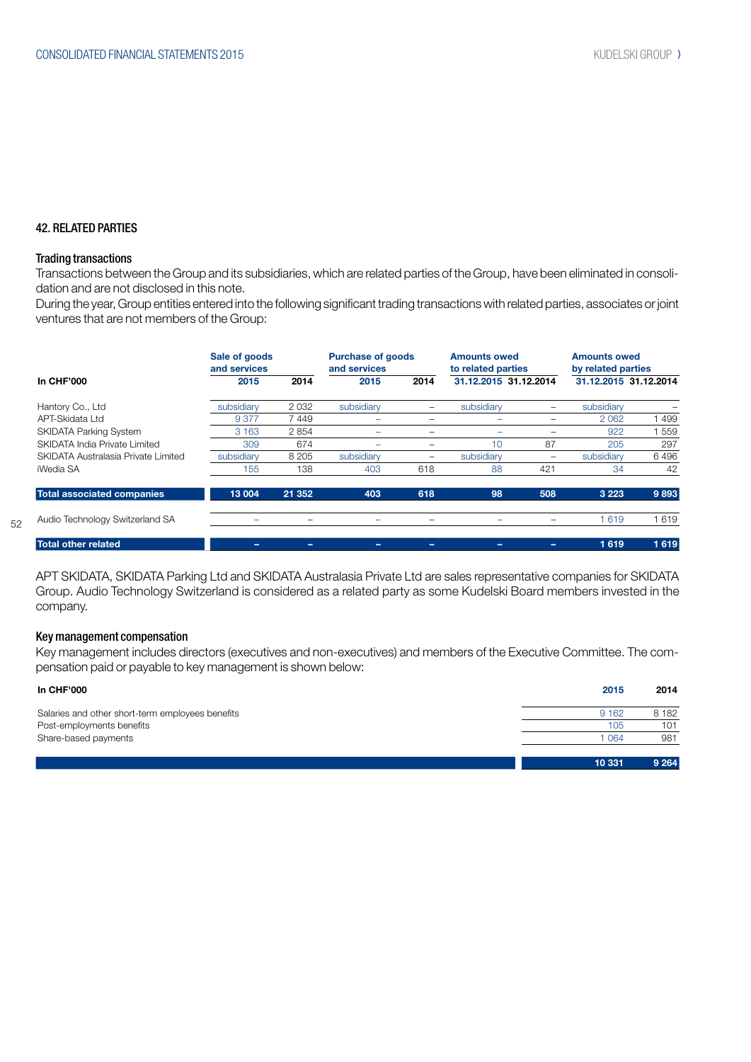## 42. RELATED PARTIES

### Trading transactions

Transactions between the Group and its subsidiaries, which are related parties of the Group, have been eliminated in consolidation and are not disclosed in this note.

During the year, Group entities entered into the following significant trading transactions with related parties, associates or joint ventures that are not members of the Group:

| In CHF'000 | Sale of goods and services 2015 | 2014 | Purchase of goods and services 2015 | 2014 | Amounts owed to related parties 31.12.2015 | 31.12.2014 | Amounts owed by related parties 31.12.2015 | 31.12.2014 |
|---|---|---|---|---|---|---|---|---|
| Hantory Co., Ltd | subsidiary | 2 032 | subsidiary | – | subsidiary | – | subsidiary | – |
| APT-Skidata Ltd | 9 377 | 7 449 | – | – | – | – | 2 062 | 1 499 |
| SKIDATA Parking System | 3 163 | 2 854 | – | – | – | – | 922 | 1 559 |
| SKIDATA India Private Limited | 309 | 674 | – | – | 10 | 87 | 205 | 297 |
| SKIDATA Australasia Private Limited | subsidiary | 8 205 | subsidiary | – | subsidiary | – | subsidiary | 6 496 |
| iWedia SA | 155 | 138 | 403 | 618 | 88 | 421 | 34 | 42 |
| **Total associated companies** | **13 004** | **21 352** | **403** | **618** | **98** | **508** | **3 223** | **9 893** |
| Audio Technology Switzerland SA | – | – | – | – | – | – | 1 619 | 1 619 |
| **Total other related** | **–** | **–** | **–** | **–** | **–** | **–** | **1 619** | **1 619** |

APT SKIDATA, SKIDATA Parking Ltd and SKIDATA Australasia Private Ltd are sales representative companies for SKIDATA Group. Audio Technology Switzerland is considered as a related party as some Kudelski Board members invested in the company.

### Key management compensation

Key management includes directors (executives and non-executives) and members of the Executive Committee. The compensation paid or payable to key management is shown below:

| In CHF'000 | 2015 | 2014 |
|---|---|---|
| Salaries and other short-term employees benefits | 9 162 | 8 182 |
| Post-employments benefits | 105 | 101 |
| Share-based payments | 1 064 | 981 |
| | **10 331** | **9 264** |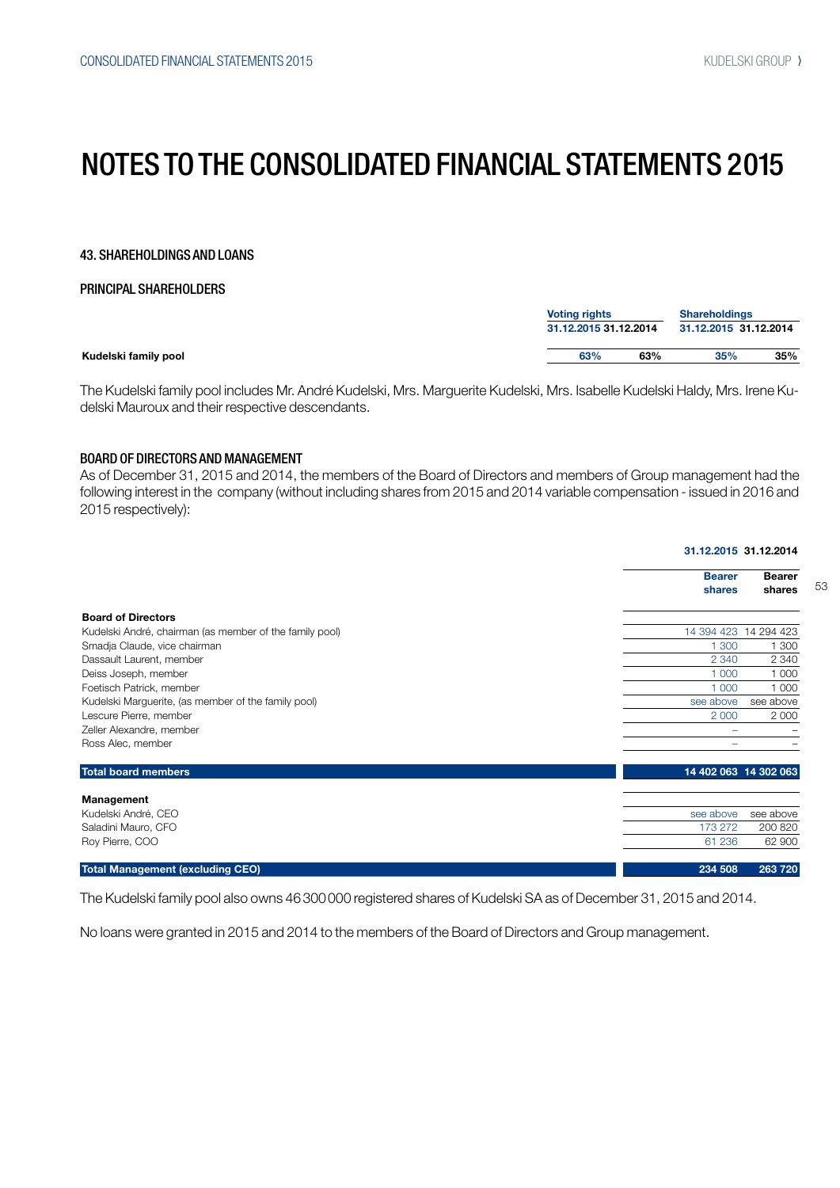# NOTES TO THE CONSOLIDATED FINANCIAL STATEMENTS 2015

## 43. SHAREHOLDINGS AND LOANS

### PRINCIPAL SHAREHOLDERS

| | Voting rights | | Shareholdings | |
|---|---|---|---|---|
| | 31.12.2015 | 31.12.2014 | 31.12.2015 | 31.12.2014 |
| **Kudelski family pool** | 63% | 63% | 35% | 35% |

The Kudelski family pool includes Mr. André Kudelski, Mrs. Marguerite Kudelski, Mrs. Isabelle Kudelski Haldy, Mrs. Irene Kudelski Mauroux and their respective descendants.

### BOARD OF DIRECTORS AND MANAGEMENT

As of December 31, 2015 and 2014, the members of the Board of Directors and members of Group management had the following interest in the company (without including shares from 2015 and 2014 variable compensation - issued in 2016 and 2015 respectively):

| | 31.12.2015 | 31.12.2014 |
|---|---|---|
| | Bearer shares | Bearer shares |
| **Board of Directors** | | |
| Kudelski André, chairman (as member of the family pool) | 14 394 423 | 14 294 423 |
| Smadja Claude, vice chairman | 1 300 | 1 300 |
| Dassault Laurent, member | 2 340 | 2 340 |
| Deiss Joseph, member | 1 000 | 1 000 |
| Foetisch Patrick, member | 1 000 | 1 000 |
| Kudelski Marguerite, (as member of the family pool) | see above | see above |
| Lescure Pierre, member | 2 000 | 2 000 |
| Zeller Alexandre, member | – | – |
| Ross Alec, member | – | – |
| **Total board members** | **14 402 063** | **14 302 063** |
| **Management** | | |
| Kudelski André, CEO | see above | see above |
| Saladini Mauro, CFO | 173 272 | 200 820 |
| Roy Pierre, COO | 61 236 | 62 900 |
| **Total Management (excluding CEO)** | **234 508** | **263 720** |

The Kudelski family pool also owns 46 300 000 registered shares of Kudelski SA as of December 31, 2015 and 2014.

No loans were granted in 2015 and 2014 to the members of the Board of Directors and Group management.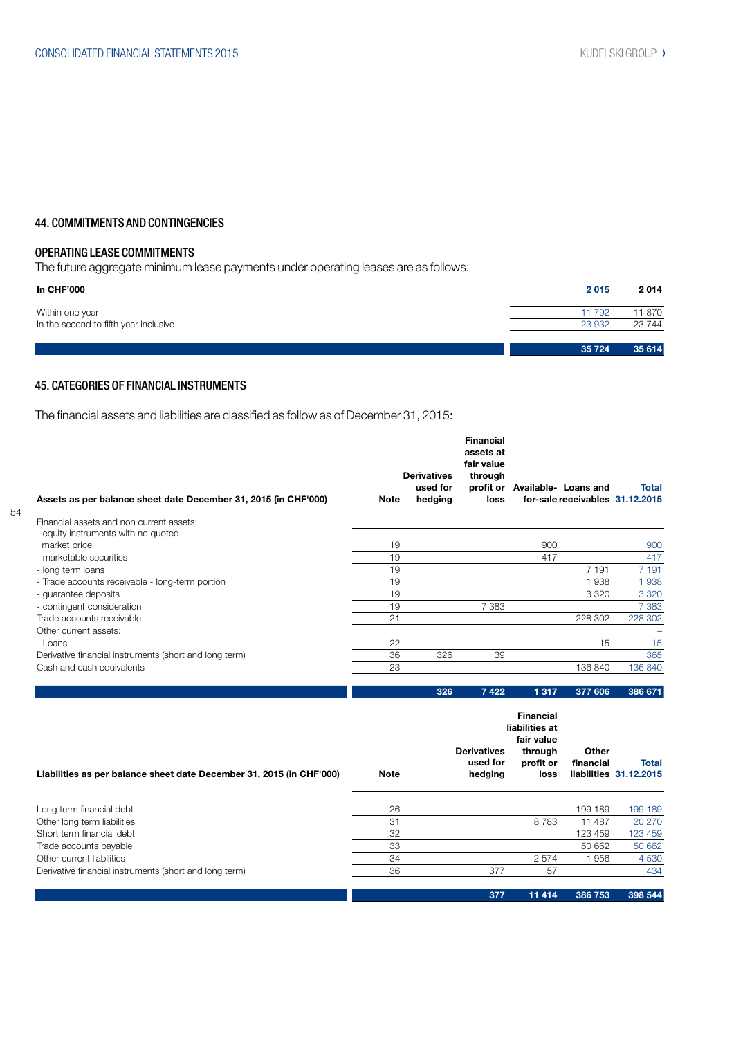## 44. COMMITMENTS AND CONTINGENCIES

### OPERATING LEASE COMMITMENTS

The future aggregate minimum lease payments under operating leases are as follows:

| In CHF'000 | 2 015 | 2 014 |
|---|---|---|
| Within one year | 11 792 | 11 870 |
| In the second to fifth year inclusive | 23 932 | 23 744 |
| | 35 724 | 35 614 |

## 45. CATEGORIES OF FINANCIAL INSTRUMENTS

The financial assets and liabilities are classified as follow as of December 31, 2015:

| Assets as per balance sheet date December 31, 2015 (in CHF'000) | Note | Derivatives used for hedging | Financial assets at fair value through profit or loss | Available-for-sale | Loans and receivables | Total 31.12.2015 |
|---|---|---|---|---|---|---|
| Financial assets and non current assets: | | | | | | |
| - equity instruments with no quoted market price | 19 | | | 900 | | 900 |
| - marketable securities | 19 | | | 417 | | 417 |
| - long term loans | 19 | | | | 7 191 | 7 191 |
| - Trade accounts receivable - long-term portion | 19 | | | | 1 938 | 1 938 |
| - guarantee deposits | 19 | | | | 3 320 | 3 320 |
| - contingent consideration | 19 | | 7 383 | | | 7 383 |
| Trade accounts receivable | 21 | | | | 228 302 | 228 302 |
| Other current assets: | | | | | | – |
| - Loans | 22 | | | | 15 | 15 |
| Derivative financial instruments (short and long term) | 36 | 326 | 39 | | | 365 |
| Cash and cash equivalents | 23 | | | | 136 840 | 136 840 |
| | | 326 | 7 422 | 1 317 | 377 606 | 386 671 |

| Liabilities as per balance sheet date December 31, 2015 (in CHF'000) | Note | Derivatives used for hedging | Financial liabilities at fair value through profit or loss | Other financial liabilities | Total 31.12.2015 |
|---|---|---|---|---|---|
| Long term financial debt | 26 | | | 199 189 | 199 189 |
| Other long term liabilities | 31 | | 8 783 | 11 487 | 20 270 |
| Short term financial debt | 32 | | | 123 459 | 123 459 |
| Trade accounts payable | 33 | | | 50 662 | 50 662 |
| Other current liabilities | 34 | | 2 574 | 1 956 | 4 530 |
| Derivative financial instruments (short and long term) | 36 | 377 | 57 | | 434 |
| | | 377 | 11 414 | 386 753 | 398 544 |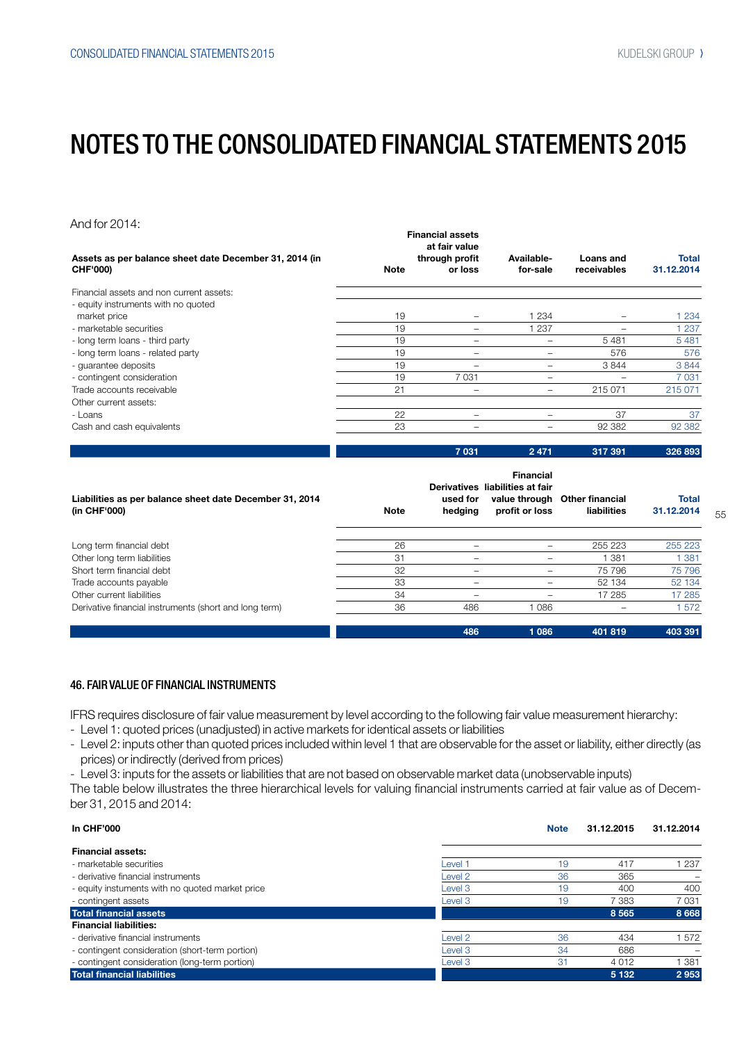# NOTES TO THE CONSOLIDATED FINANCIAL STATEMENTS 2015

And for 2014:

| Assets as per balance sheet date December 31, 2014 (in CHF'000) | Note | Financial assets at fair value through profit or loss | Available-for-sale | Loans and receivables | Total 31.12.2014 |
|---|---|---|---|---|---|
| Financial assets and non current assets: | | | | | |
| - equity instruments with no quoted market price | 19 | – | 1 234 | – | 1 234 |
| - marketable securities | 19 | – | 1 237 | – | 1 237 |
| - long term loans - third party | 19 | – | – | 5 481 | 5 481 |
| - long term loans - related party | 19 | – | – | 576 | 576 |
| - guarantee deposits | 19 | – | – | 3 844 | 3 844 |
| - contingent consideration | 19 | 7 031 | – | – | 7 031 |
| Trade accounts receivable | 21 | – | – | 215 071 | 215 071 |
| Other current assets: | | | | | |
| - Loans | 22 | – | – | 37 | 37 |
| Cash and cash equivalents | 23 | – | – | 92 382 | 92 382 |
| | | **7 031** | **2 471** | **317 391** | **326 893** |

| Liabilities as per balance sheet date December 31, 2014 (in CHF'000) | Note | Derivatives used for hedging | Financial liabilities at fair value through profit or loss | Other financial liabilities | Total 31.12.2014 |
|---|---|---|---|---|---|
| Long term financial debt | 26 | – | – | 255 223 | 255 223 |
| Other long term liabilities | 31 | – | – | 1 381 | 1 381 |
| Short term financial debt | 32 | – | – | 75 796 | 75 796 |
| Trade accounts payable | 33 | – | – | 52 134 | 52 134 |
| Other current liabilities | 34 | – | – | 17 285 | 17 285 |
| Derivative financial instruments (short and long term) | 36 | 486 | 1 086 | – | 1 572 |
| | | **486** | **1 086** | **401 819** | **403 391** |

### 46. FAIR VALUE OF FINANCIAL INSTRUMENTS

IFRS requires disclosure of fair value measurement by level according to the following fair value measurement hierarchy:

- Level 1: quoted prices (unadjusted) in active markets for identical assets or liabilities
- Level 2: inputs other than quoted prices included within level 1 that are observable for the asset or liability, either directly (as prices) or indirectly (derived from prices)
- Level 3: inputs for the assets or liabilities that are not based on observable market data (unobservable inputs)

The table below illustrates the three hierarchical levels for valuing financial instruments carried at fair value as of December 31, 2015 and 2014:

| In CHF'000 | | Note | 31.12.2015 | 31.12.2014 |
|---|---|---|---|---|
| **Financial assets:** | | | | |
| - marketable securities | Level 1 | 19 | 417 | 1 237 |
| - derivative financial instruments | Level 2 | 36 | 365 | – |
| - equity instuments with no quoted market price | Level 3 | 19 | 400 | 400 |
| - contingent assets | Level 3 | 19 | 7 383 | 7 031 |
| **Total financial assets** | | | **8 565** | **8 668** |
| **Financial liabilities:** | | | | |
| - derivative financial instruments | Level 2 | 36 | 434 | 1 572 |
| - contingent consideration (short-term portion) | Level 3 | 34 | 686 | – |
| - contingent consideration (long-term portion) | Level 3 | 31 | 4 012 | 1 381 |
| **Total financial liabilities** | | | **5 132** | **2 953** |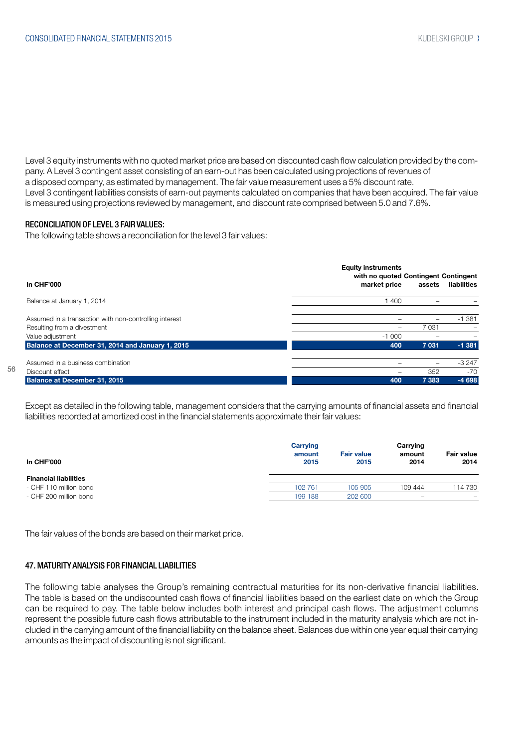Level 3 equity instruments with no quoted market price are based on discounted cash flow calculation provided by the company. A Level 3 contingent asset consisting of an earn-out has been calculated using projections of revenues of a disposed company, as estimated by management. The fair value measurement uses a 5% discount rate.
Level 3 contingent liabilities consists of earn-out payments calculated on companies that have been acquired. The fair value is measured using projections reviewed by management, and discount rate comprised between 5.0 and 7.6%.

### RECONCILIATION OF LEVEL 3 FAIR VALUES:

The following table shows a reconciliation for the level 3 fair values:

| In CHF'000 | Equity instruments with no quoted market price | Contingent assets | Contingent liabilities |
|---|---|---|---|
| Balance at January 1, 2014 | 1 400 | – | – |
| Assumed in a transaction with non-controlling interest | – | – | -1 381 |
| Resulting from a divestment | – | 7 031 | – |
| Value adjustment | -1 000 | – | – |
| **Balance at December 31, 2014 and January 1, 2015** | **400** | **7 031** | **-1 381** |
| Assumed in a business combination | – | – | -3 247 |
| Discount effect | – | 352 | -70 |
| **Balance at December 31, 2015** | **400** | **7 383** | **-4 698** |

Except as detailed in the following table, management considers that the carrying amounts of financial assets and financial liabilities recorded at amortized cost in the financial statements approximate their fair values:

| In CHF'000 | Carrying amount 2015 | Fair value 2015 | Carrying amount 2014 | Fair value 2014 |
|---|---|---|---|---|
| **Financial liabilities** | | | | |
| - CHF 110 million bond | 102 761 | 105 905 | 109 444 | 114 730 |
| - CHF 200 million bond | 199 188 | 202 600 | – | – |

The fair values of the bonds are based on their market price.

## 47. MATURITY ANALYSIS FOR FINANCIAL LIABILITIES

The following table analyses the Group's remaining contractual maturities for its non-derivative financial liabilities. The table is based on the undiscounted cash flows of financial liabilities based on the earliest date on which the Group can be required to pay. The table below includes both interest and principal cash flows. The adjustment columns represent the possible future cash flows attributable to the instrument included in the maturity analysis which are not included in the carrying amount of the financial liability on the balance sheet. Balances due within one year equal their carrying amounts as the impact of discounting is not significant.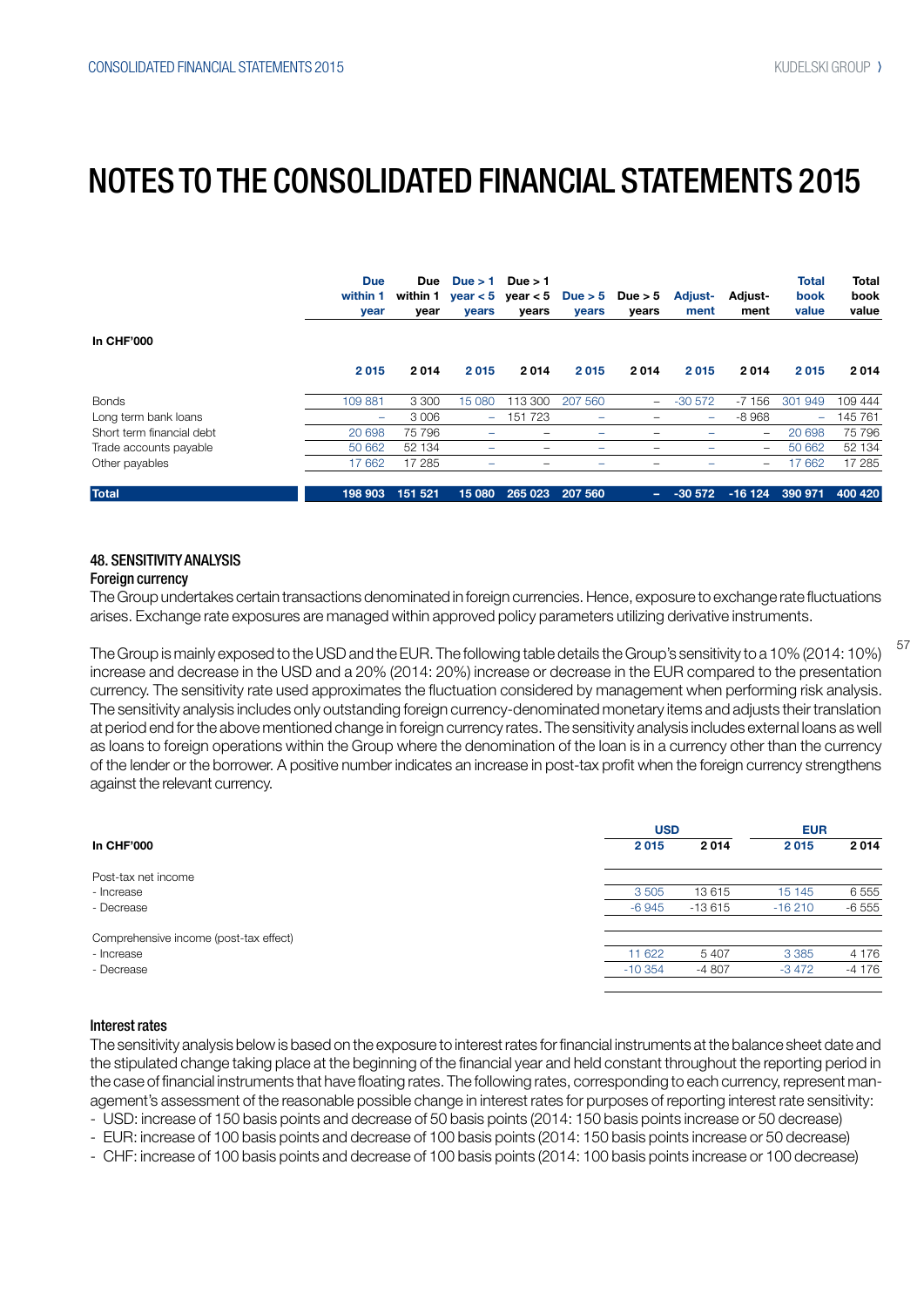# NOTES TO THE CONSOLIDATED FINANCIAL STATEMENTS 2015

| In CHF'000 | Due within 1 year | Due within 1 year | Due > 1 year < 5 years | Due > 1 year < 5 years | Due > 5 years | Due > 5 years | Adjust-ment | Adjust-ment | Total book value | Total book value |
|---|---|---|---|---|---|---|---|---|---|---|
| | **2015** | **2014** | **2015** | **2014** | **2015** | **2014** | **2015** | **2014** | **2015** | **2014** |
| Bonds | 109 881 | 3 300 | 15 080 | 113 300 | 207 560 | – | -30 572 | -7 156 | 301 949 | 109 444 |
| Long term bank loans | – | 3 006 | – | 151 723 | – | – | – | -8 968 | – | 145 761 |
| Short term financial debt | 20 698 | 75 796 | – | – | – | – | – | – | 20 698 | 75 796 |
| Trade accounts payable | 50 662 | 52 134 | – | – | – | – | – | – | 50 662 | 52 134 |
| Other payables | 17 662 | 17 285 | – | – | – | – | – | – | 17 662 | 17 285 |
| **Total** | **198 903** | **151 521** | **15 080** | **265 023** | **207 560** | **–** | **-30 572** | **-16 124** | **390 971** | **400 420** |

## 48. SENSITIVITY ANALYSIS

### Foreign currency

The Group undertakes certain transactions denominated in foreign currencies. Hence, exposure to exchange rate fluctuations arises. Exchange rate exposures are managed within approved policy parameters utilizing derivative instruments.

The Group is mainly exposed to the USD and the EUR. The following table details the Group's sensitivity to a 10% (2014: 10%) increase and decrease in the USD and a 20% (2014: 20%) increase or decrease in the EUR compared to the presentation currency. The sensitivity rate used approximates the fluctuation considered by management when performing risk analysis. The sensitivity analysis includes only outstanding foreign currency-denominated monetary items and adjusts their translation at period end for the above mentioned change in foreign currency rates. The sensitivity analysis includes external loans as well as loans to foreign operations within the Group where the denomination of the loan is in a currency other than the currency of the lender or the borrower. A positive number indicates an increase in post-tax profit when the foreign currency strengthens against the relevant currency.

| In CHF'000 | USD | | EUR | |
|---|---|---|---|---|
| | **2015** | **2014** | **2015** | **2014** |
| Post-tax net income | | | | |
| - Increase | 3 505 | 13 615 | 15 145 | 6 555 |
| - Decrease | -6 945 | -13 615 | -16 210 | -6 555 |
| Comprehensive income (post-tax effect) | | | | |
| - Increase | 11 622 | 5 407 | 3 385 | 4 176 |
| - Decrease | -10 354 | -4 807 | -3 472 | -4 176 |

### Interest rates

The sensitivity analysis below is based on the exposure to interest rates for financial instruments at the balance sheet date and the stipulated change taking place at the beginning of the financial year and held constant throughout the reporting period in the case of financial instruments that have floating rates. The following rates, corresponding to each currency, represent management's assessment of the reasonable possible change in interest rates for purposes of reporting interest rate sensitivity:

- USD: increase of 150 basis points and decrease of 50 basis points (2014: 150 basis points increase or 50 decrease)
- EUR: increase of 100 basis points and decrease of 100 basis points (2014: 150 basis points increase or 50 decrease)
- CHF: increase of 100 basis points and decrease of 100 basis points (2014: 100 basis points increase or 100 decrease)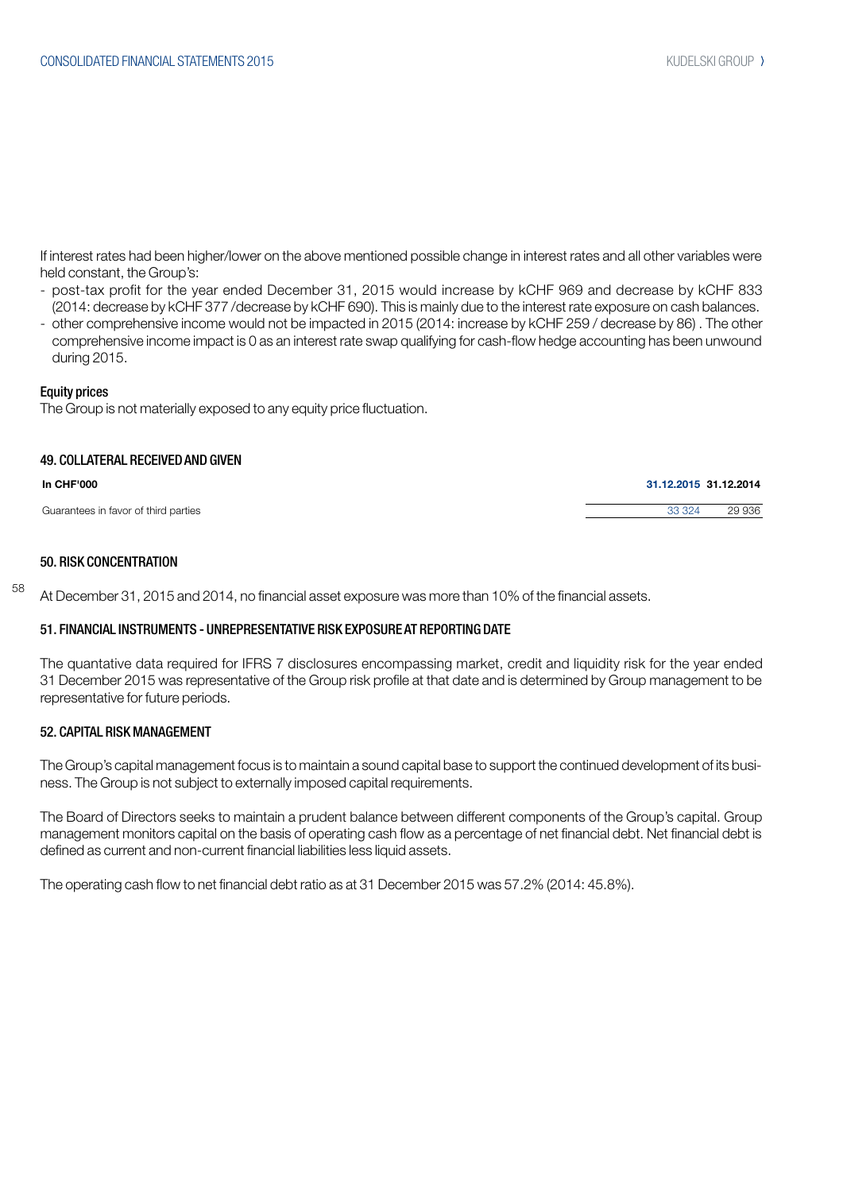If interest rates had been higher/lower on the above mentioned possible change in interest rates and all other variables were held constant, the Group's:

- post-tax profit for the year ended December 31, 2015 would increase by kCHF 969 and decrease by kCHF 833 (2014: decrease by kCHF 377 /decrease by kCHF 690). This is mainly due to the interest rate exposure on cash balances.
- other comprehensive income would not be impacted in 2015 (2014: increase by kCHF 259 / decrease by 86) . The other comprehensive income impact is 0 as an interest rate swap qualifying for cash-flow hedge accounting has been unwound during 2015.

### Equity prices

The Group is not materially exposed to any equity price fluctuation.

## 49. COLLATERAL RECEIVED AND GIVEN

| In CHF'000 | 31.12.2015 | 31.12.2014 |
|---|---|---|
| Guarantees in favor of third parties | 33 324 | 29 936 |

## 50. RISK CONCENTRATION

At December 31, 2015 and 2014, no financial asset exposure was more than 10% of the financial assets.

## 51. FINANCIAL INSTRUMENTS - UNREPRESENTATIVE RISK EXPOSURE AT REPORTING DATE

The quantative data required for IFRS 7 disclosures encompassing market, credit and liquidity risk for the year ended 31 December 2015 was representative of the Group risk profile at that date and is determined by Group management to be representative for future periods.

## 52. CAPITAL RISK MANAGEMENT

The Group's capital management focus is to maintain a sound capital base to support the continued development of its business. The Group is not subject to externally imposed capital requirements.

The Board of Directors seeks to maintain a prudent balance between different components of the Group's capital. Group management monitors capital on the basis of operating cash flow as a percentage of net financial debt. Net financial debt is defined as current and non-current financial liabilities less liquid assets.

The operating cash flow to net financial debt ratio as at 31 December 2015 was 57.2% (2014: 45.8%).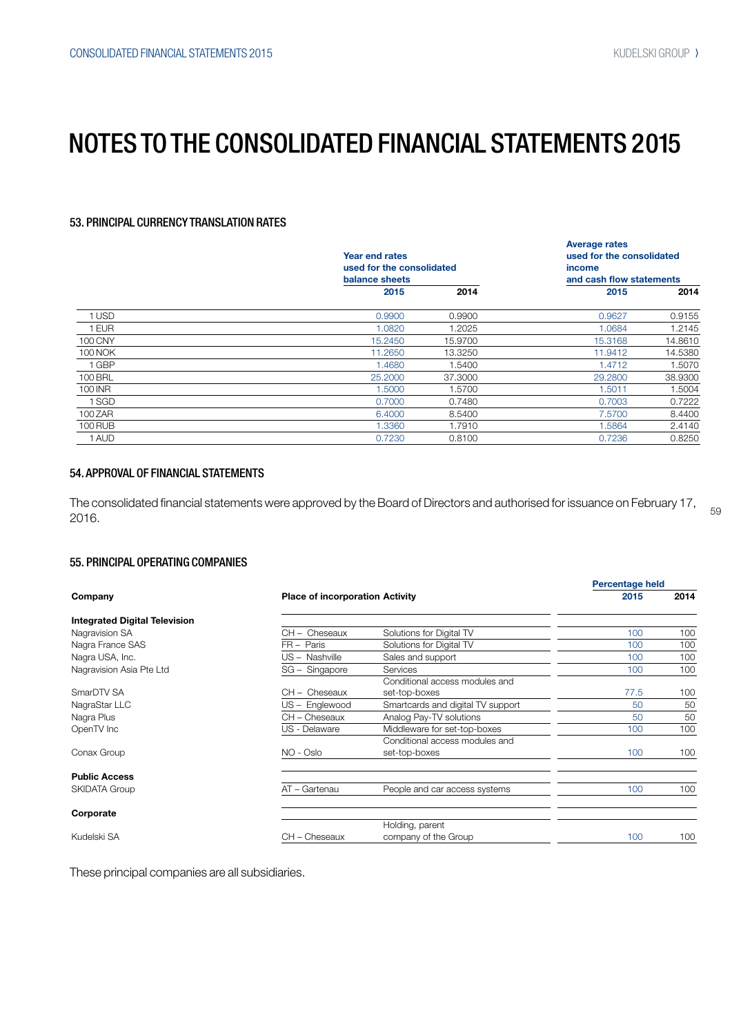# NOTES TO THE CONSOLIDATED FINANCIAL STATEMENTS 2015

## 53. PRINCIPAL CURRENCY TRANSLATION RATES

| | Year end rates used for the consolidated balance sheets | | Average rates used for the consolidated income and cash flow statements | |
|---|---|---|---|---|
| | 2015 | 2014 | 2015 | 2014 |
| 1 USD | 0.9900 | 0.9900 | 0.9627 | 0.9155 |
| 1 EUR | 1.0820 | 1.2025 | 1.0684 | 1.2145 |
| 100 CNY | 15.2450 | 15.9700 | 15.3168 | 14.8610 |
| 100 NOK | 11.2650 | 13.3250 | 11.9412 | 14.5380 |
| 1 GBP | 1.4680 | 1.5400 | 1.4712 | 1.5070 |
| 100 BRL | 25.2000 | 37.3000 | 29.2800 | 38.9300 |
| 100 INR | 1.5000 | 1.5700 | 1.5011 | 1.5004 |
| 1 SGD | 0.7000 | 0.7480 | 0.7003 | 0.7222 |
| 100 ZAR | 6.4000 | 8.5400 | 7.5700 | 8.4400 |
| 100 RUB | 1.3360 | 1.7910 | 1.5864 | 2.4140 |
| 1 AUD | 0.7230 | 0.8100 | 0.7236 | 0.8250 |

## 54. APPROVAL OF FINANCIAL STATEMENTS

The consolidated financial statements were approved by the Board of Directors and authorised for issuance on February 17, 2016.

## 55. PRINCIPAL OPERATING COMPANIES

| Company | Place of incorporation | Activity | Percentage held 2015 | 2014 |
|---|---|---|---|---|
| **Integrated Digital Television** | | | | |
| Nagravision SA | CH – Cheseaux | Solutions for Digital TV | 100 | 100 |
| Nagra France SAS | FR – Paris | Solutions for Digital TV | 100 | 100 |
| Nagra USA, Inc. | US – Nashville | Sales and support | 100 | 100 |
| Nagravision Asia Pte Ltd | SG – Singapore | Services | 100 | 100 |
| SmarDTV SA | CH – Cheseaux | Conditional access modules and set-top-boxes | 77.5 | 100 |
| NagraStar LLC | US – Englewood | Smartcards and digital TV support | 50 | 50 |
| Nagra Plus | CH – Cheseaux | Analog Pay-TV solutions | 50 | 50 |
| OpenTV Inc | US - Delaware | Middleware for set-top-boxes | 100 | 100 |
| Conax Group | NO - Oslo | Conditional access modules and set-top-boxes | 100 | 100 |
| **Public Access** | | | | |
| SKIDATA Group | AT – Gartenau | People and car access systems | 100 | 100 |
| **Corporate** | | | | |
| Kudelski SA | CH – Cheseaux | Holding, parent company of the Group | 100 | 100 |

These principal companies are all subsidiaries.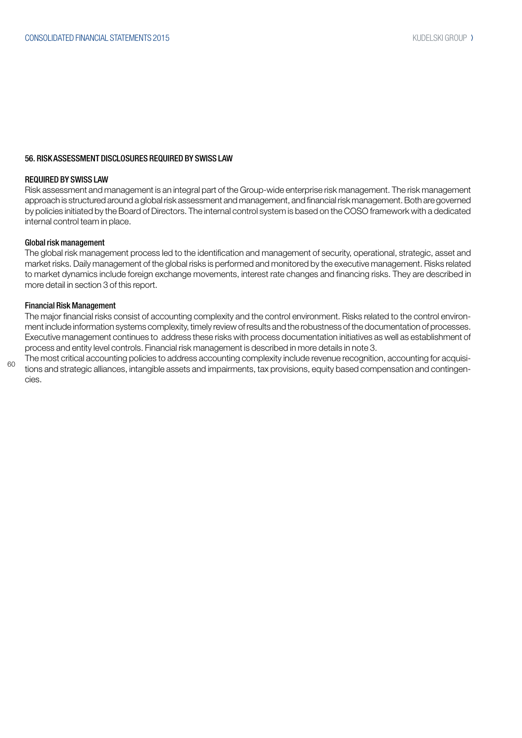## 56. RISK ASSESSMENT DISCLOSURES REQUIRED BY SWISS LAW

### REQUIRED BY SWISS LAW

Risk assessment and management is an integral part of the Group-wide enterprise risk management. The risk management approach is structured around a global risk assessment and management, and financial risk management. Both are governed by policies initiated by the Board of Directors. The internal control system is based on the COSO framework with a dedicated internal control team in place.

### Global risk management

The global risk management process led to the identification and management of security, operational, strategic, asset and market risks. Daily management of the global risks is performed and monitored by the executive management. Risks related to market dynamics include foreign exchange movements, interest rate changes and financing risks. They are described in more detail in section 3 of this report.

### Financial Risk Management

The major financial risks consist of accounting complexity and the control environment. Risks related to the control environment include information systems complexity, timely review of results and the robustness of the documentation of processes. Executive management continues to address these risks with process documentation initiatives as well as establishment of process and entity level controls. Financial risk management is described in more details in note 3.

The most critical accounting policies to address accounting complexity include revenue recognition, accounting for acquisitions and strategic alliances, intangible assets and impairments, tax provisions, equity based compensation and contingencies.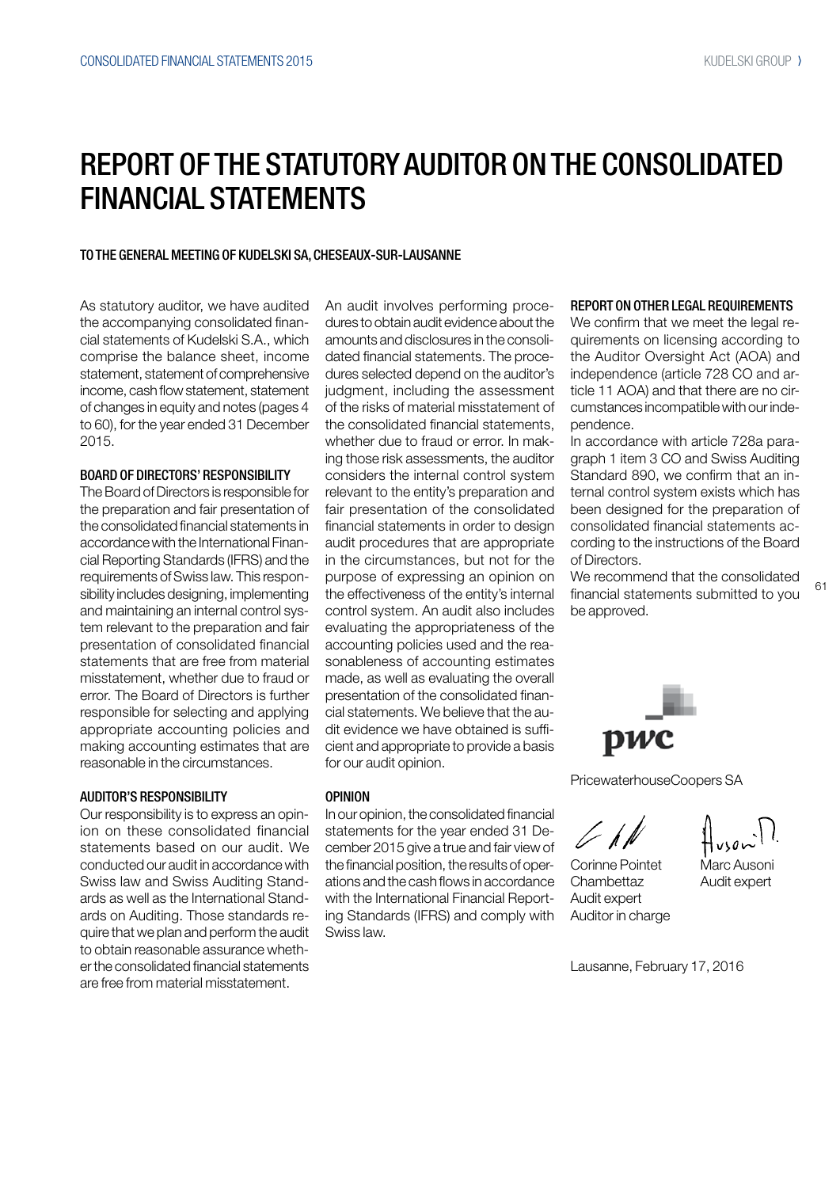# REPORT OF THE STATUTORY AUDITOR ON THE CONSOLIDATED FINANCIAL STATEMENTS

TO THE GENERAL MEETING OF KUDELSKI SA, CHESEAUX-SUR-LAUSANNE

As statutory auditor, we have audited the accompanying consolidated financial statements of Kudelski S.A., which comprise the balance sheet, income statement, statement of comprehensive income, cash flow statement, statement of changes in equity and notes (pages 4 to 60), for the year ended 31 December 2015.

### BOARD OF DIRECTORS' RESPONSIBILITY

The Board of Directors is responsible for the preparation and fair presentation of the consolidated financial statements in accordance with the International Financial Reporting Standards (IFRS) and the requirements of Swiss law. This responsibility includes designing, implementing and maintaining an internal control system relevant to the preparation and fair presentation of consolidated financial statements that are free from material misstatement, whether due to fraud or error. The Board of Directors is further responsible for selecting and applying appropriate accounting policies and making accounting estimates that are reasonable in the circumstances.

### AUDITOR'S RESPONSIBILITY

Our responsibility is to express an opinion on these consolidated financial statements based on our audit. We conducted our audit in accordance with Swiss law and Swiss Auditing Standards as well as the International Standards on Auditing. Those standards require that we plan and perform the audit to obtain reasonable assurance whether the consolidated financial statements are free from material misstatement.

An audit involves performing procedures to obtain audit evidence about the amounts and disclosures in the consolidated financial statements. The procedures selected depend on the auditor's judgment, including the assessment of the risks of material misstatement of the consolidated financial statements, whether due to fraud or error. In making those risk assessments, the auditor considers the internal control system relevant to the entity's preparation and fair presentation of the consolidated financial statements in order to design audit procedures that are appropriate in the circumstances, but not for the purpose of expressing an opinion on the effectiveness of the entity's internal control system. An audit also includes evaluating the appropriateness of the accounting policies used and the reasonableness of accounting estimates made, as well as evaluating the overall presentation of the consolidated financial statements. We believe that the audit evidence we have obtained is sufficient and appropriate to provide a basis for our audit opinion.

### OPINION

In our opinion, the consolidated financial statements for the year ended 31 December 2015 give a true and fair view of the financial position, the results of operations and the cash flows in accordance with the International Financial Reporting Standards (IFRS) and comply with Swiss law.

### REPORT ON OTHER LEGAL REQUIREMENTS

We confirm that we meet the legal requirements on licensing according to the Auditor Oversight Act (AOA) and independence (article 728 CO and article 11 AOA) and that there are no circumstances incompatible with our independence.

In accordance with article 728a paragraph 1 item 3 CO and Swiss Auditing Standard 890, we confirm that an internal control system exists which has been designed for the preparation of consolidated financial statements according to the instructions of the Board of Directors.

We recommend that the consolidated financial statements submitted to you be approved.

pwc

PricewaterhouseCoopers SA

Corinne Pointet Chambettaz
Audit expert
Auditor in charge

Marc Ausoni
Audit expert

Lausanne, February 17, 2016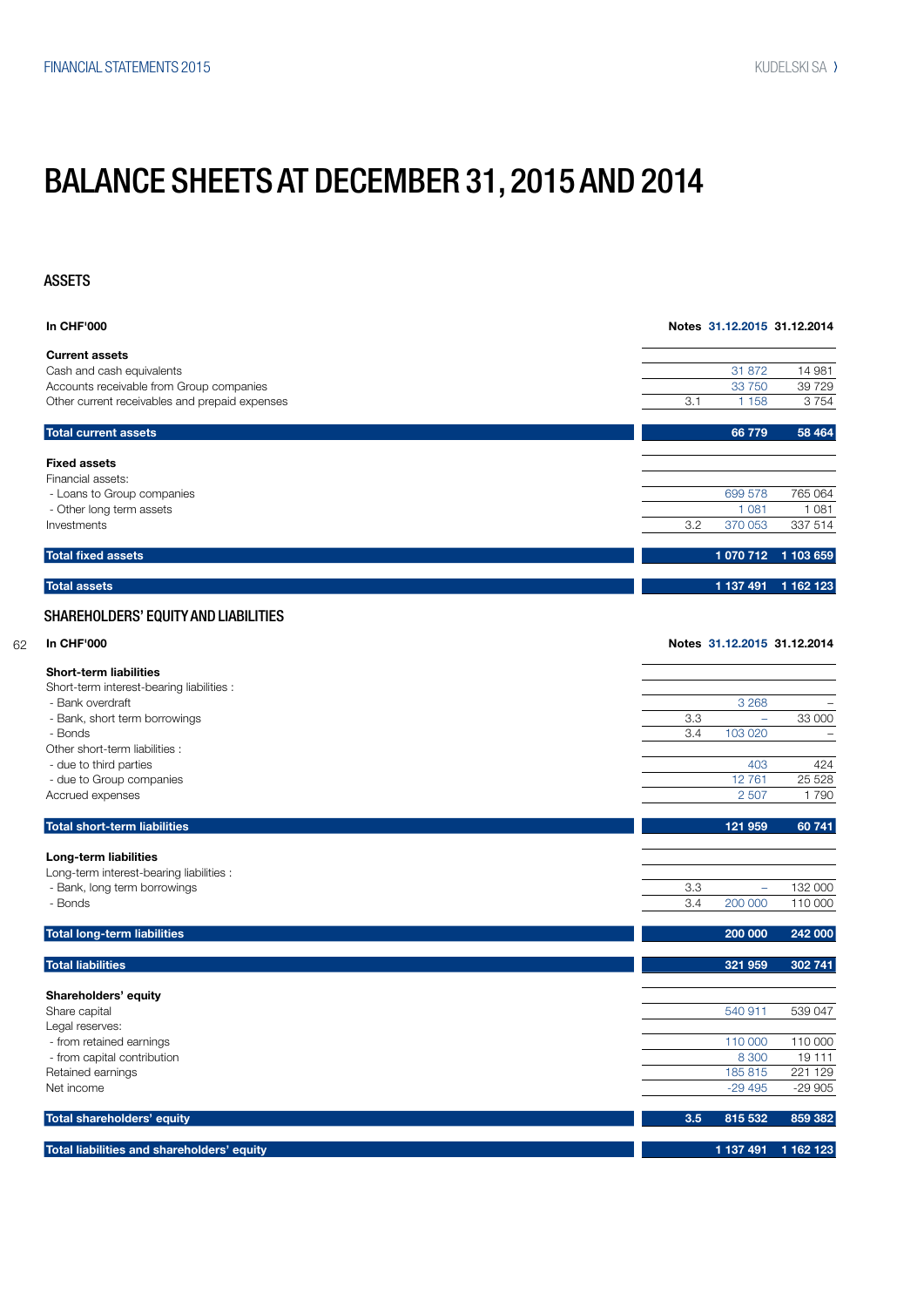# BALANCE SHEETS AT DECEMBER 31, 2015 AND 2014

## ASSETS

| In CHF'000 | Notes | 31.12.2015 | 31.12.2014 |
|---|---|---|---|
| **Current assets** | | | |
| Cash and cash equivalents | | 31 872 | 14 981 |
| Accounts receivable from Group companies | | 33 750 | 39 729 |
| Other current receivables and prepaid expenses | 3.1 | 1 158 | 3 754 |
| **Total current assets** | | **66 779** | **58 464** |
| **Fixed assets** | | | |
| Financial assets: | | | |
| - Loans to Group companies | | 699 578 | 765 064 |
| - Other long term assets | | 1 081 | 1 081 |
| Investments | 3.2 | 370 053 | 337 514 |
| **Total fixed assets** | | **1 070 712** | **1 103 659** |
| **Total assets** | | **1 137 491** | **1 162 123** |

## SHAREHOLDERS' EQUITY AND LIABILITIES

| In CHF'000 | Notes | 31.12.2015 | 31.12.2014 |
|---|---|---|---|
| **Short-term liabilities** | | | |
| Short-term interest-bearing liabilities : | | | |
| - Bank overdraft | | 3 268 | – |
| - Bank, short term borrowings | 3.3 | – | 33 000 |
| - Bonds | 3.4 | 103 020 | – |
| Other short-term liabilities : | | | |
| - due to third parties | | 403 | 424 |
| - due to Group companies | | 12 761 | 25 528 |
| Accrued expenses | | 2 507 | 1 790 |
| **Total short-term liabilities** | | **121 959** | **60 741** |
| **Long-term liabilities** | | | |
| Long-term interest-bearing liabilities : | | | |
| - Bank, long term borrowings | 3.3 | – | 132 000 |
| - Bonds | 3.4 | 200 000 | 110 000 |
| **Total long-term liabilities** | | **200 000** | **242 000** |
| **Total liabilities** | | **321 959** | **302 741** |
| **Shareholders' equity** | | | |
| Share capital | | 540 911 | 539 047 |
| Legal reserves: | | | |
| - from retained earnings | | 110 000 | 110 000 |
| - from capital contribution | | 8 300 | 19 111 |
| Retained earnings | | 185 815 | 221 129 |
| Net income | | -29 495 | -29 905 |
| **Total shareholders' equity** | **3.5** | **815 532** | **859 382** |
| **Total liabilities and shareholders' equity** | | **1 137 491** | **1 162 123** |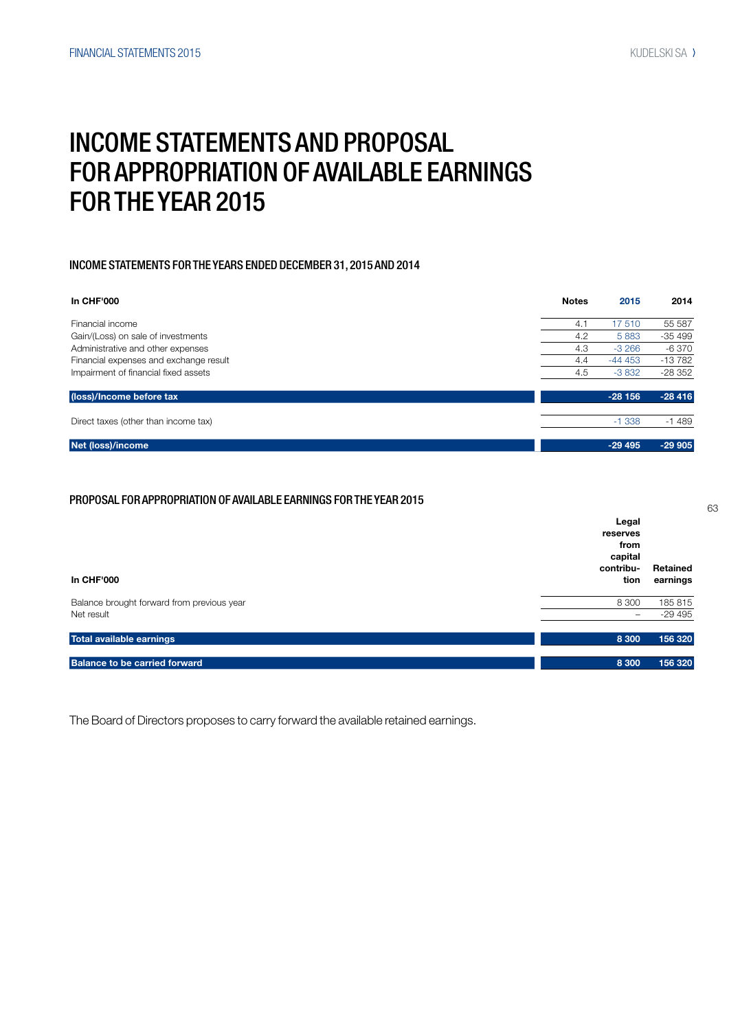# INCOME STATEMENTS AND PROPOSAL FOR APPROPRIATION OF AVAILABLE EARNINGS FOR THE YEAR 2015

## INCOME STATEMENTS FOR THE YEARS ENDED DECEMBER 31, 2015 AND 2014

| In CHF'000 | Notes | 2015 | 2014 |
|---|---|---|---|
| Financial income | 4.1 | 17 510 | 55 587 |
| Gain/(Loss) on sale of investments | 4.2 | 5 883 | -35 499 |
| Administrative and other expenses | 4.3 | -3 266 | -6 370 |
| Financial expenses and exchange result | 4.4 | -44 453 | -13 782 |
| Impairment of financial fixed assets | 4.5 | -3 832 | -28 352 |
| **(loss)/Income before tax** | | **-28 156** | **-28 416** |
| Direct taxes (other than income tax) | | -1 338 | -1 489 |
| **Net (loss)/income** | | **-29 495** | **-29 905** |

## PROPOSAL FOR APPROPRIATION OF AVAILABLE EARNINGS FOR THE YEAR 2015

| In CHF'000 | Legal reserves from capital contribution | Retained earnings |
|---|---|---|
| Balance brought forward from previous year | 8 300 | 185 815 |
| Net result | – | -29 495 |
| **Total available earnings** | **8 300** | **156 320** |
| **Balance to be carried forward** | **8 300** | **156 320** |

The Board of Directors proposes to carry forward the available retained earnings.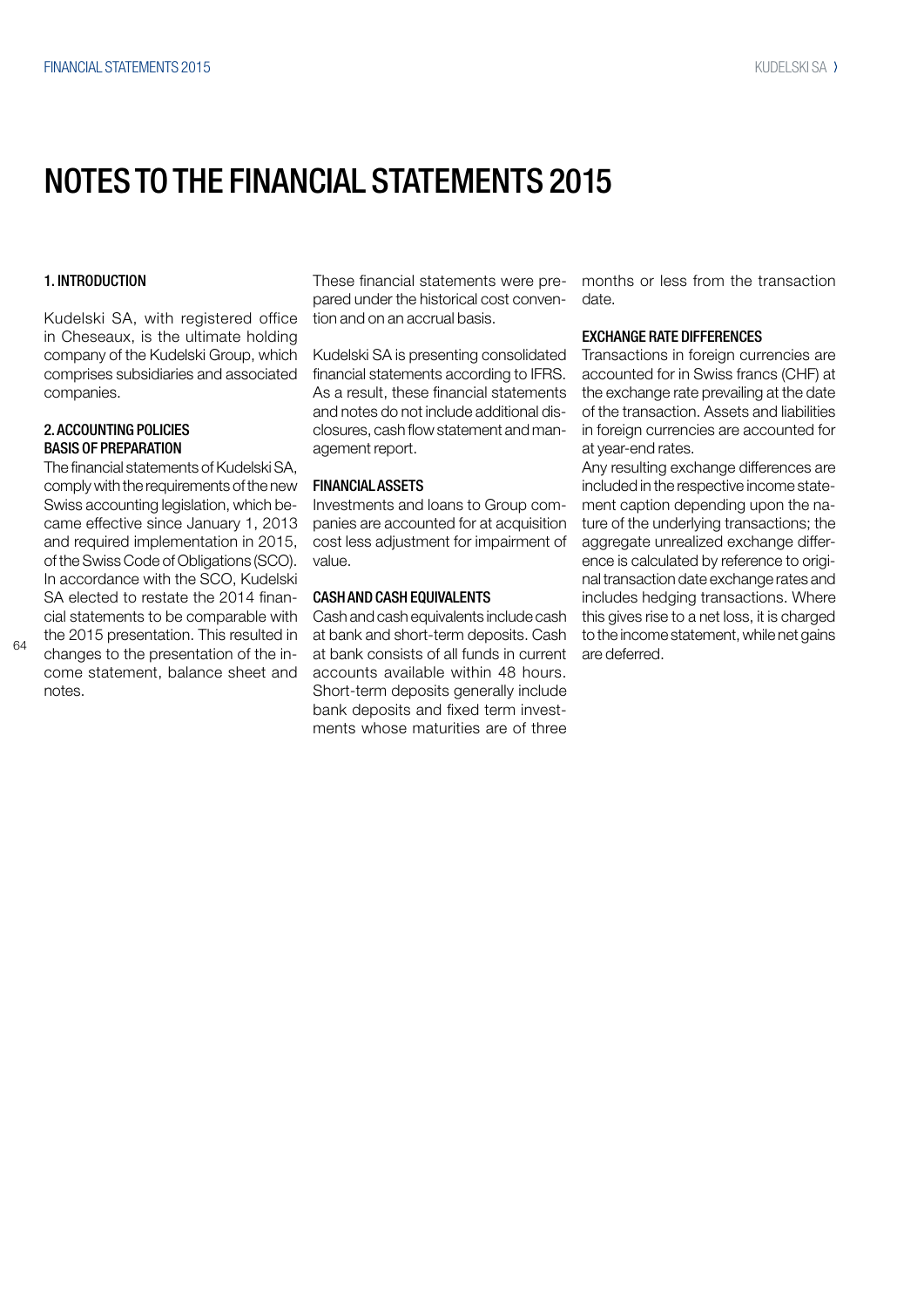# NOTES TO THE FINANCIAL STATEMENTS 2015

## 1. INTRODUCTION

Kudelski SA, with registered office in Cheseaux, is the ultimate holding company of the Kudelski Group, which comprises subsidiaries and associated companies.

## 2. ACCOUNTING POLICIES

### BASIS OF PREPARATION

The financial statements of Kudelski SA, comply with the requirements of the new Swiss accounting legislation, which became effective since January 1, 2013 and required implementation in 2015, of the Swiss Code of Obligations (SCO). In accordance with the SCO, Kudelski SA elected to restate the 2014 financial statements to be comparable with the 2015 presentation. This resulted in changes to the presentation of the income statement, balance sheet and notes.

These financial statements were prepared under the historical cost convention and on an accrual basis.

Kudelski SA is presenting consolidated financial statements according to IFRS. As a result, these financial statements and notes do not include additional disclosures, cash flow statement and management report.

### FINANCIAL ASSETS

Investments and loans to Group companies are accounted for at acquisition cost less adjustment for impairment of value.

### CASH AND CASH EQUIVALENTS

Cash and cash equivalents include cash at bank and short-term deposits. Cash at bank consists of all funds in current accounts available within 48 hours. Short-term deposits generally include bank deposits and fixed term investments whose maturities are of three months or less from the transaction date.

### EXCHANGE RATE DIFFERENCES

Transactions in foreign currencies are accounted for in Swiss francs (CHF) at the exchange rate prevailing at the date of the transaction. Assets and liabilities in foreign currencies are accounted for at year-end rates.

Any resulting exchange differences are included in the respective income statement caption depending upon the nature of the underlying transactions; the aggregate unrealized exchange difference is calculated by reference to original transaction date exchange rates and includes hedging transactions. Where this gives rise to a net loss, it is charged to the income statement, while net gains are deferred.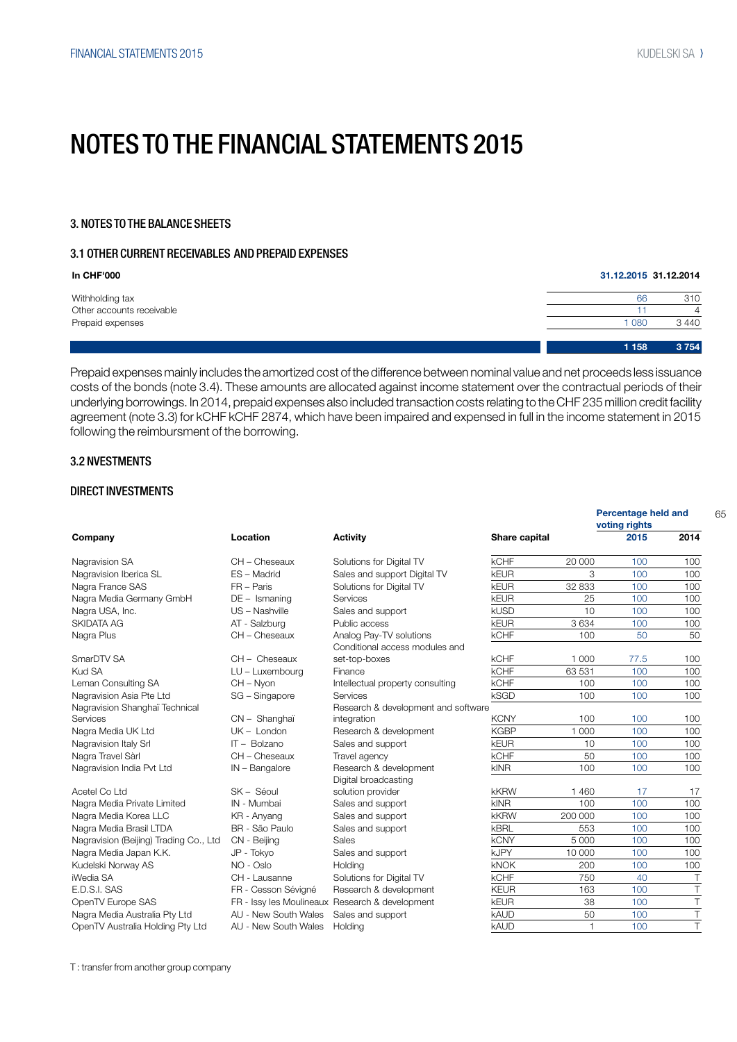# NOTES TO THE FINANCIAL STATEMENTS 2015

## 3. NOTES TO THE BALANCE SHEETS

### 3.1 OTHER CURRENT RECEIVABLES AND PREPAID EXPENSES

| In CHF'000 | 31.12.2015 | 31.12.2014 |
|---|---|---|
| Withholding tax | 66 | 310 |
| Other accounts receivable | 11 | 4 |
| Prepaid expenses | 1 080 | 3 440 |
| | **1 158** | **3 754** |

Prepaid expenses mainly includes the amortized cost of the difference between nominal value and net proceeds less issuance costs of the bonds (note 3.4). These amounts are allocated against income statement over the contractual periods of their underlying borrowings. In 2014, prepaid expenses also included transaction costs relating to the CHF 235 million credit facility agreement (note 3.3) for kCHF kCHF 2874, which have been impaired and expensed in full in the income statement in 2015 following the reimbursment of the borrowing.

### 3.2 NVESTMENTS

#### DIRECT INVESTMENTS

| Company | Location | Activity | Share capital | | Percentage held and voting rights 2015 | 2014 |
|---|---|---|---|---|---|---|
| Nagravision SA | CH – Cheseaux | Solutions for Digital TV | kCHF | 20 000 | 100 | 100 |
| Nagravision Iberica SL | ES – Madrid | Sales and support Digital TV | kEUR | 3 | 100 | 100 |
| Nagra France SAS | FR – Paris | Solutions for Digital TV | kEUR | 32 833 | 100 | 100 |
| Nagra Media Germany GmbH | DE – Ismaning | Services | kEUR | 25 | 100 | 100 |
| Nagra USA, Inc. | US – Nashville | Sales and support | kUSD | 10 | 100 | 100 |
| SKIDATA AG | AT - Salzburg | Public access | kEUR | 3 634 | 100 | 100 |
| Nagra Plus | CH – Cheseaux | Analog Pay-TV solutions | kCHF | 100 | 50 | 50 |
| SmarDTV SA | CH – Cheseaux | Conditional access modules and set-top-boxes | kCHF | 1 000 | 77.5 | 100 |
| Kud SA | LU – Luxembourg | Finance | kCHF | 63 531 | 100 | 100 |
| Leman Consulting SA | CH – Nyon | Intellectual property consulting | kCHF | 100 | 100 | 100 |
| Nagravision Asia Pte Ltd | SG – Singapore | Services | kSGD | 100 | 100 | 100 |
| Nagravision Shanghaï Technical Services | CN – Shanghaï | Research & development and software integration | KCNY | 100 | 100 | 100 |
| Nagra Media UK Ltd | UK – London | Research & development | KGBP | 1 000 | 100 | 100 |
| Nagravision Italy Srl | IT – Bolzano | Sales and support | kEUR | 10 | 100 | 100 |
| Nagra Travel Sàrl | CH – Cheseaux | Travel agency | kCHF | 50 | 100 | 100 |
| Nagravision India Pvt Ltd | IN – Bangalore | Research & development | kINR | 100 | 100 | 100 |
| Acetel Co Ltd | SK – Séoul | Digital broadcasting solution provider | kKRW | 1 460 | 17 | 17 |
| Nagra Media Private Limited | IN - Mumbai | Sales and support | kINR | 100 | 100 | 100 |
| Nagra Media Korea LLC | KR - Anyang | Sales and support | kKRW | 200 000 | 100 | 100 |
| Nagra Media Brasil LTDA | BR - São Paulo | Sales and support | kBRL | 553 | 100 | 100 |
| Nagravision (Beijing) Trading Co., Ltd | CN - Beijing | Sales | kCNY | 5 000 | 100 | 100 |
| Nagra Media Japan K.K. | JP - Tokyo | Sales and support | kJPY | 10 000 | 100 | 100 |
| Kudelski Norway AS | NO - Oslo | Holding | kNOK | 200 | 100 | 100 |
| iWedia SA | CH - Lausanne | Solutions for Digital TV | kCHF | 750 | 40 | T |
| E.D.S.I. SAS | FR - Cesson Sévigné | Research & development | KEUR | 163 | 100 | T |
| OpenTV Europe SAS | FR - Issy les Moulineaux | Research & development | kEUR | 38 | 100 | T |
| Nagra Media Australia Pty Ltd | AU - New South Wales | Sales and support | kAUD | 50 | 100 | T |
| OpenTV Australia Holding Pty Ltd | AU - New South Wales | Holding | kAUD | 1 | 100 | T |

T : transfer from another group company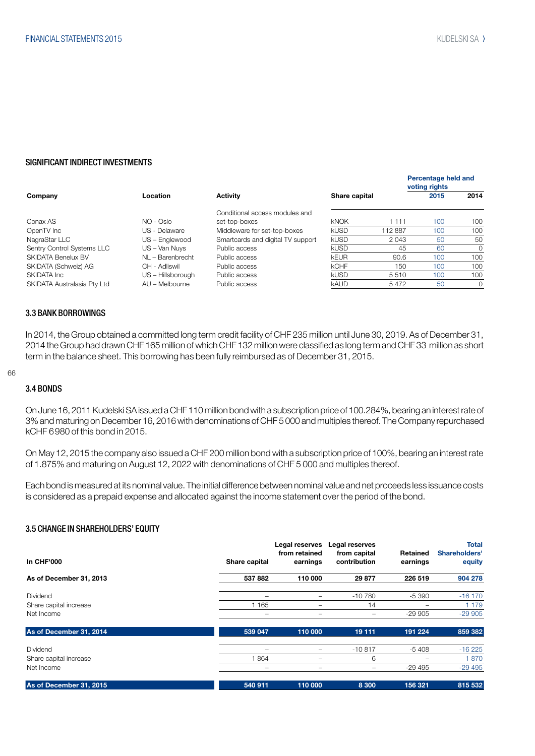## SIGNIFICANT INDIRECT INVESTMENTS

| Company | Location | Activity | Share capital | | Percentage held and voting rights 2015 | 2014 |
|---|---|---|---|---|---|---|
| Conax AS | NO - Oslo | Conditional access modules and set-top-boxes | kNOK | 1 111 | 100 | 100 |
| OpenTV Inc | US - Delaware | Middleware for set-top-boxes | kUSD | 112 887 | 100 | 100 |
| NagraStar LLC | US – Englewood | Smartcards and digital TV support | kUSD | 2 043 | 50 | 50 |
| Sentry Control Systems LLC | US – Van Nuys | Public access | kUSD | 45 | 60 | 0 |
| SKIDATA Benelux BV | NL – Barenbrecht | Public access | kEUR | 90.6 | 100 | 100 |
| SKIDATA (Schweiz) AG | CH - Adliswil | Public access | kCHF | 150 | 100 | 100 |
| SKIDATA Inc | US – Hillsborough | Public access | kUSD | 5 510 | 100 | 100 |
| SKIDATA Australasia Pty Ltd | AU – Melbourne | Public access | kAUD | 5 472 | 50 | 0 |

## 3.3 BANK BORROWINGS

In 2014, the Group obtained a committed long term credit facility of CHF 235 million until June 30, 2019. As of December 31, 2014 the Group had drawn CHF 165 million of which CHF 132 million were classified as long term and CHF 33 million as short term in the balance sheet. This borrowing has been fully reimbursed as of December 31, 2015.

## 3.4 BONDS

On June 16, 2011 Kudelski SA issued a CHF 110 million bond with a subscription price of 100.284%, bearing an interest rate of 3% and maturing on December 16, 2016 with denominations of CHF 5 000 and multiples thereof. The Company repurchased kCHF 6980 of this bond in 2015.

On May 12, 2015 the company also issued a CHF 200 million bond with a subscription price of 100%, bearing an interest rate of 1.875% and maturing on August 12, 2022 with denominations of CHF 5 000 and multiples thereof.

Each bond is measured at its nominal value. The initial difference between nominal value and net proceeds less issuance costs is considered as a prepaid expense and allocated against the income statement over the period of the bond.

## 3.5 CHANGE IN SHAREHOLDERS' EQUITY

| In CHF'000 | Share capital | Legal reserves from retained earnings | Legal reserves from capital contribution | Retained earnings | Total Shareholders' equity |
|---|---|---|---|---|---|
| **As of December 31, 2013** | **537 882** | **110 000** | **29 877** | **226 519** | **904 278** |
| Dividend | – | – | -10 780 | -5 390 | -16 170 |
| Share capital increase | 1 165 | – | 14 | – | 1 179 |
| Net Income | – | – | – | -29 905 | -29 905 |
| **As of December 31, 2014** | **539 047** | **110 000** | **19 111** | **191 224** | **859 382** |
| Dividend | – | – | -10 817 | -5 408 | -16 225 |
| Share capital increase | 1 864 | – | 6 | – | 1 870 |
| Net Income | – | – | – | -29 495 | -29 495 |
| **As of December 31, 2015** | **540 911** | **110 000** | **8 300** | **156 321** | **815 532** |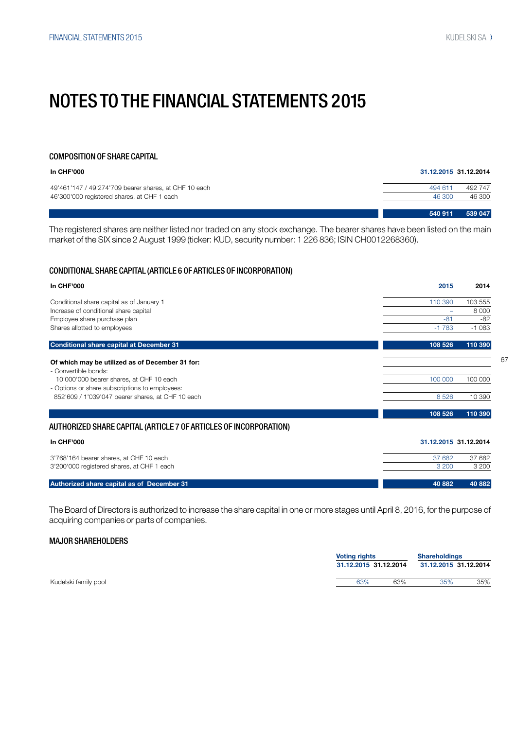# NOTES TO THE FINANCIAL STATEMENTS 2015

## COMPOSITION OF SHARE CAPITAL

| In CHF'000 | 31.12.2015 | 31.12.2014 |
|---|---|---|
| 49'461'147 / 49'274'709 bearer shares, at CHF 10 each | 494 611 | 492 747 |
| 46'300'000 registered shares, at CHF 1 each | 46 300 | 46 300 |
| | **540 911** | **539 047** |

The registered shares are neither listed nor traded on any stock exchange. The bearer shares have been listed on the main market of the SIX since 2 August 1999 (ticker: KUD, security number: 1 226 836; ISIN CH0012268360).

## CONDITIONAL SHARE CAPITAL (ARTICLE 6 OF ARTICLES OF INCORPORATION)

| In CHF'000 | 2015 | 2014 |
|---|---|---|
| Conditional share capital as of January 1 | 110 390 | 103 555 |
| Increase of conditional share capital | – | 8 000 |
| Employee share purchase plan | -81 | -82 |
| Shares allotted to employees | -1 783 | -1 083 |
| **Conditional share capital at December 31** | **108 526** | **110 390** |
| **Of which may be utilized as of December 31 for:** | | |
| - Convertible bonds: | | |
| 10'000'000 bearer shares, at CHF 10 each | 100 000 | 100 000 |
| - Options or share subscriptions to employees: | | |
| 852'609 / 1'039'047 bearer shares, at CHF 10 each | 8 526 | 10 390 |
| | **108 526** | **110 390** |

## AUTHORIZED SHARE CAPITAL (ARTICLE 7 OF ARTICLES OF INCORPORATION)

| In CHF'000 | 31.12.2015 | 31.12.2014 |
|---|---|---|
| 3'768'164 bearer shares, at CHF 10 each | 37 682 | 37 682 |
| 3'200'000 registered shares, at CHF 1 each | 3 200 | 3 200 |
| **Authorized share capital as of December 31** | **40 882** | **40 882** |

The Board of Directors is authorized to increase the share capital in one or more stages until April 8, 2016, for the purpose of acquiring companies or parts of companies.

## MAJOR SHAREHOLDERS

| | Voting rights | | Shareholdings | |
|---|---|---|---|---|
| | 31.12.2015 | 31.12.2014 | 31.12.2015 | 31.12.2014 |
| Kudelski family pool | 63% | 63% | 35% | 35% |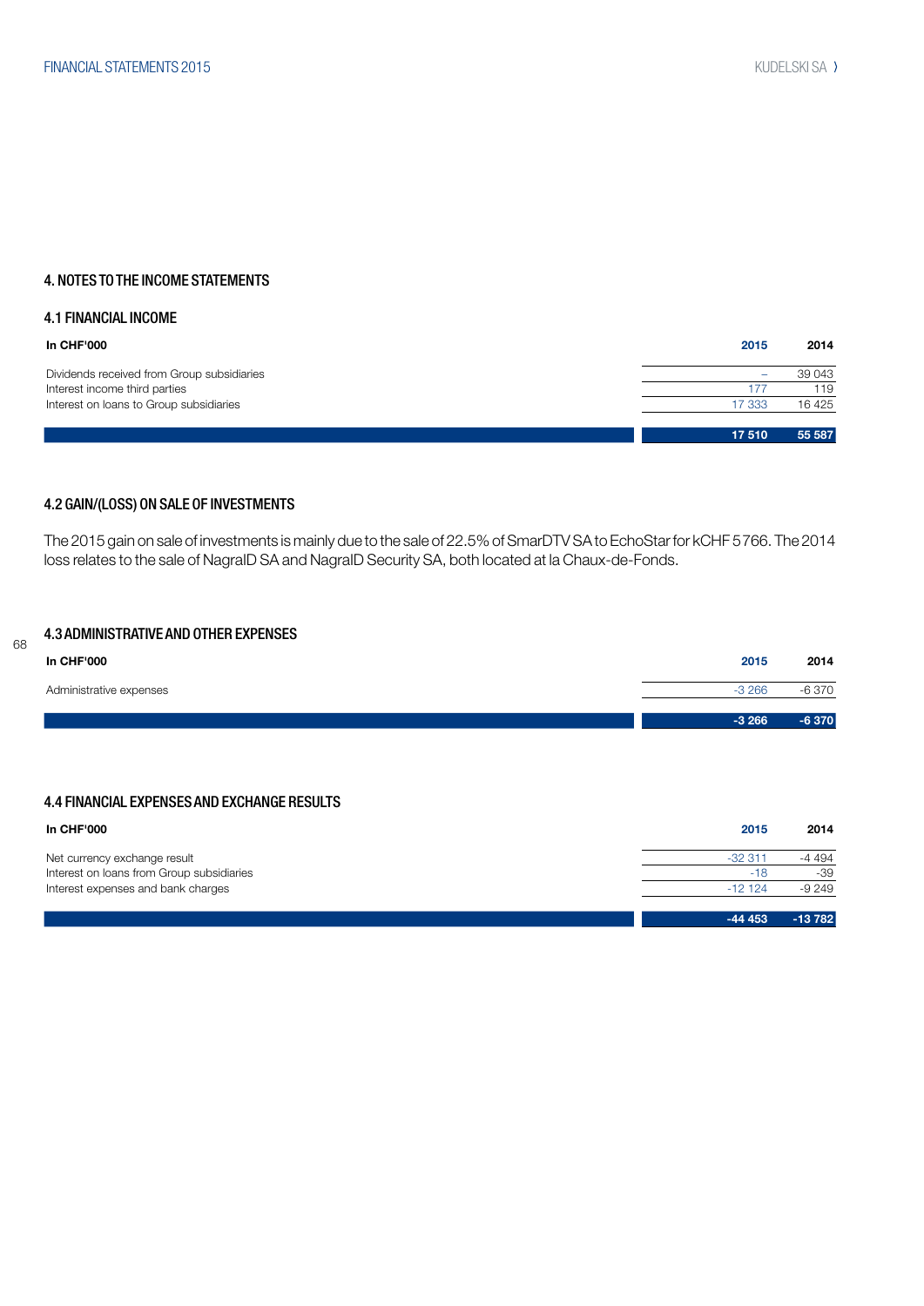## 4. NOTES TO THE INCOME STATEMENTS

### 4.1 FINANCIAL INCOME

| In CHF'000 | 2015 | 2014 |
|---|---|---|
| Dividends received from Group subsidiaries | – | 39 043 |
| Interest income third parties | 177 | 119 |
| Interest on loans to Group subsidiaries | 17 333 | 16 425 |
| | **17 510** | **55 587** |

### 4.2 GAIN/(LOSS) ON SALE OF INVESTMENTS

The 2015 gain on sale of investments is mainly due to the sale of 22.5% of SmarDTV SA to EchoStar for kCHF 5 766. The 2014 loss relates to the sale of NagraID SA and NagraID Security SA, both located at la Chaux-de-Fonds.

### 4.3 ADMINISTRATIVE AND OTHER EXPENSES

| In CHF'000 | 2015 | 2014 |
|---|---|---|
| Administrative expenses | -3 266 | -6 370 |
| | **-3 266** | **-6 370** |

### 4.4 FINANCIAL EXPENSES AND EXCHANGE RESULTS

| In CHF'000 | 2015 | 2014 |
|---|---|---|
| Net currency exchange result | -32 311 | -4 494 |
| Interest on loans from Group subsidiaries | -18 | -39 |
| Interest expenses and bank charges | -12 124 | -9 249 |
| | **-44 453** | **-13 782** |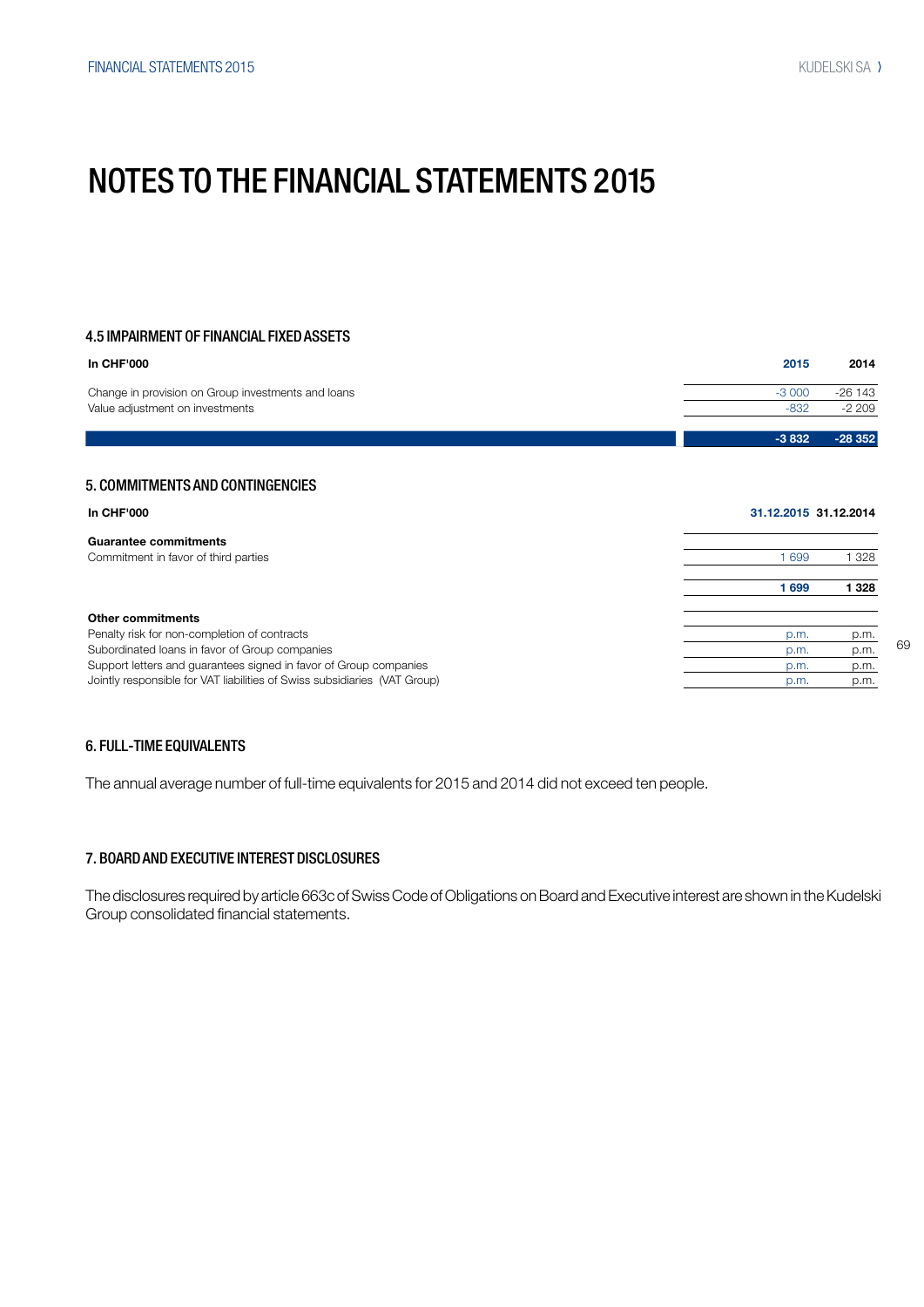# NOTES TO THE FINANCIAL STATEMENTS 2015

### 4.5 IMPAIRMENT OF FINANCIAL FIXED ASSETS

| In CHF'000 | 2015 | 2014 |
|---|---|---|
| Change in provision on Group investments and loans | -3 000 | -26 143 |
| Value adjustment on investments | -832 | -2 209 |
| | **-3 832** | **-28 352** |

## 5. COMMITMENTS AND CONTINGENCIES

| In CHF'000 | 31.12.2015 | 31.12.2014 |
|---|---|---|
| **Guarantee commitments** | | |
| Commitment in favor of third parties | 1 699 | 1 328 |
| | **1 699** | **1 328** |
| **Other commitments** | | |
| Penalty risk for non-completion of contracts | p.m. | p.m. |
| Subordinated loans in favor of Group companies | p.m. | p.m. |
| Support letters and guarantees signed in favor of Group companies | p.m. | p.m. |
| Jointly responsible for VAT liabilities of Swiss subsidiaries (VAT Group) | p.m. | p.m. |

## 6. FULL-TIME EQUIVALENTS

The annual average number of full-time equivalents for 2015 and 2014 did not exceed ten people.

## 7. BOARD AND EXECUTIVE INTEREST DISCLOSURES

The disclosures required by article 663c of Swiss Code of Obligations on Board and Executive interest are shown in the Kudelski Group consolidated financial statements.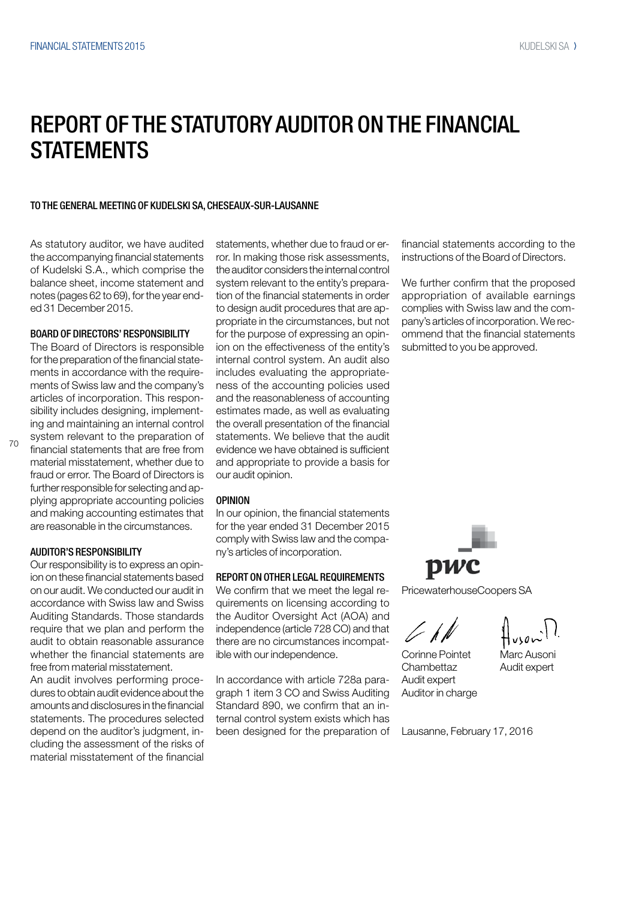# REPORT OF THE STATUTORY AUDITOR ON THE FINANCIAL STATEMENTS

TO THE GENERAL MEETING OF KUDELSKI SA, CHESEAUX-SUR-LAUSANNE

As statutory auditor, we have audited the accompanying financial statements of Kudelski S.A., which comprise the balance sheet, income statement and notes (pages 62 to 69), for the year ended 31 December 2015.

### BOARD OF DIRECTORS' RESPONSIBILITY

The Board of Directors is responsible for the preparation of the financial statements in accordance with the requirements of Swiss law and the company's articles of incorporation. This responsibility includes designing, implementing and maintaining an internal control system relevant to the preparation of financial statements that are free from material misstatement, whether due to fraud or error. The Board of Directors is further responsible for selecting and applying appropriate accounting policies and making accounting estimates that are reasonable in the circumstances.

### AUDITOR'S RESPONSIBILITY

Our responsibility is to express an opinion on these financial statements based on our audit. We conducted our audit in accordance with Swiss law and Swiss Auditing Standards. Those standards require that we plan and perform the audit to obtain reasonable assurance whether the financial statements are free from material misstatement.

An audit involves performing procedures to obtain audit evidence about the amounts and disclosures in the financial statements. The procedures selected depend on the auditor's judgment, including the assessment of the risks of material misstatement of the financial statements, whether due to fraud or error. In making those risk assessments, the auditor considers the internal control system relevant to the entity's preparation of the financial statements in order to design audit procedures that are appropriate in the circumstances, but not for the purpose of expressing an opinion on the effectiveness of the entity's internal control system. An audit also includes evaluating the appropriateness of the accounting policies used and the reasonableness of accounting estimates made, as well as evaluating the overall presentation of the financial statements. We believe that the audit evidence we have obtained is sufficient and appropriate to provide a basis for our audit opinion.

### OPINION

In our opinion, the financial statements for the year ended 31 December 2015 comply with Swiss law and the company's articles of incorporation.

### REPORT ON OTHER LEGAL REQUIREMENTS

We confirm that we meet the legal requirements on licensing according to the Auditor Oversight Act (AOA) and independence (article 728 CO) and that there are no circumstances incompatible with our independence.

In accordance with article 728a paragraph 1 item 3 CO and Swiss Auditing Standard 890, we confirm that an internal control system exists which has been designed for the preparation of financial statements according to the instructions of the Board of Directors.

We further confirm that the proposed appropriation of available earnings complies with Swiss law and the company's articles of incorporation. We recommend that the financial statements submitted to you be approved.

PricewaterhouseCoopers SA

Corinne Pointet Chambettaz
Audit expert
Auditor in charge

Marc Ausoni
Audit expert

Lausanne, February 17, 2016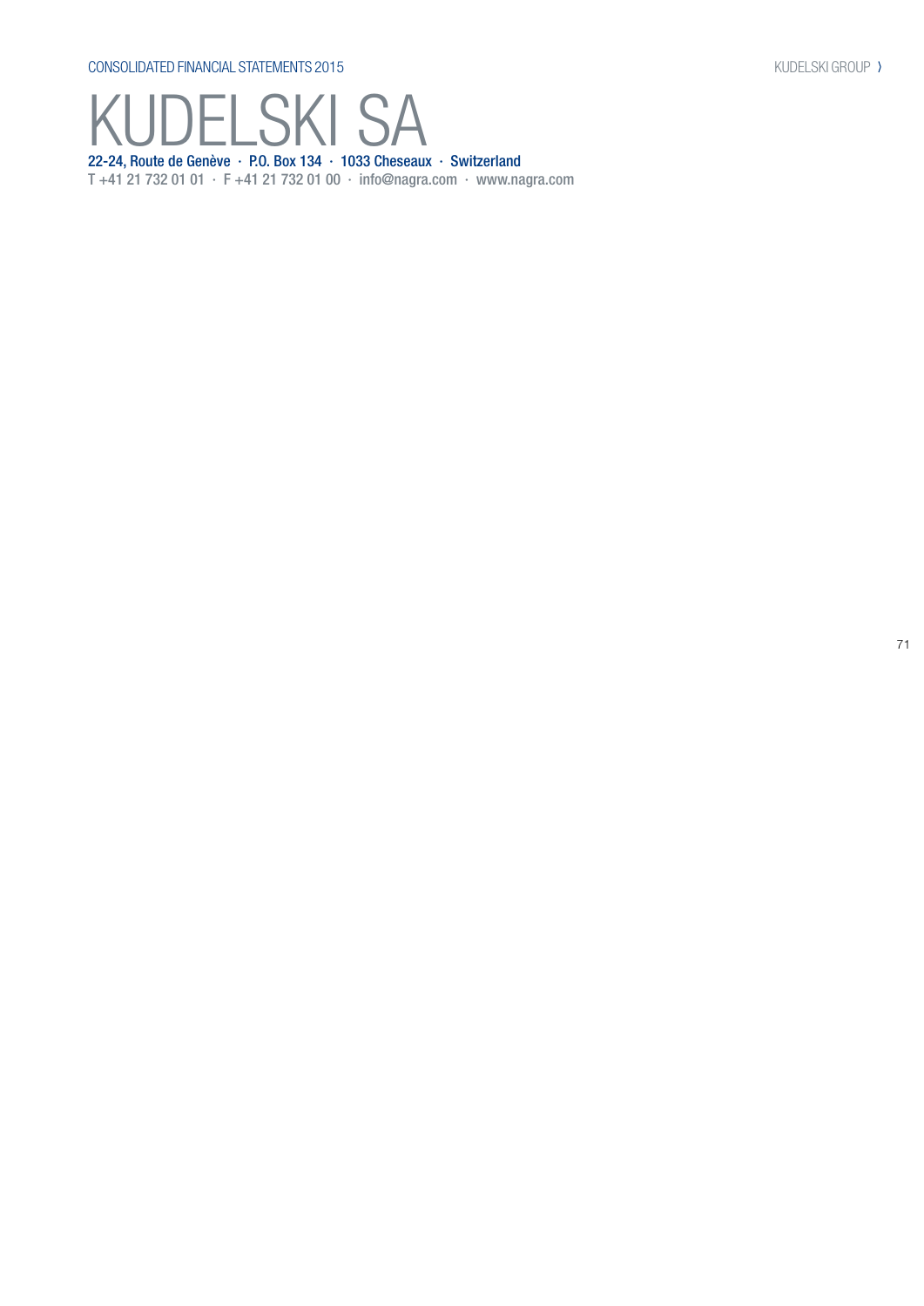# KUDELSKI SA

22-24, Route de Genève · P.O. Box 134 · 1033 Cheseaux · Switzerland

T +41 21 732 01 01 · F +41 21 732 01 00 · info@nagra.com · www.nagra.com